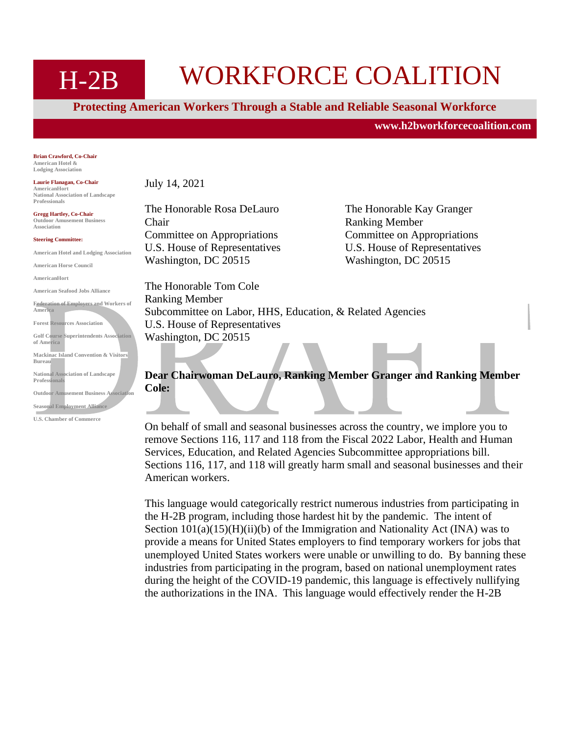# H-2B WORKFORCE COALITION

**Protecting American Workers Through a Stable and Reliable Seasonal Workforce**

**www.h2bworkforcecoalition.com**

**Brian Crawford, Co-Chair**
American Hotel & Lodging Association

**Laurie Flanagan, Co-Chair**
AmericanHort
National Association of Landscape Professionals

**Gregg Hartley, Co-Chair**
Outdoor Amusement Business Association

**Steering Committee:**

American Hotel and Lodging Association

American Horse Council

AmericanHort

American Seafood Jobs Alliance

Federation of Employers and Workers of America

Forest Resources Association

Golf Course Superintendents Association of America

Mackinac Island Convention & Visitors Bureau

National Association of Landscape Professionals

Outdoor Amusement Business Association

Seasonal Employment Alliance

U.S. Chamber of Commerce

DRAFT

July 14, 2021

The Honorable Rosa DeLauro
Chair
Committee on Appropriations
U.S. House of Representatives
Washington, DC 20515

The Honorable Kay Granger
Ranking Member
Committee on Appropriations
U.S. House of Representatives
Washington, DC 20515

The Honorable Tom Cole
Ranking Member
Subcommittee on Labor, HHS, Education, & Related Agencies
U.S. House of Representatives
Washington, DC 20515

**Dear Chairwoman DeLauro, Ranking Member Granger and Ranking Member Cole:**

On behalf of small and seasonal businesses across the country, we implore you to remove Sections 116, 117 and 118 from the Fiscal 2022 Labor, Health and Human Services, Education, and Related Agencies Subcommittee appropriations bill. Sections 116, 117, and 118 will greatly harm small and seasonal businesses and their American workers.

This language would categorically restrict numerous industries from participating in the H-2B program, including those hardest hit by the pandemic. The intent of Section 101(a)(15)(H)(ii)(b) of the Immigration and Nationality Act (INA) was to provide a means for United States employers to find temporary workers for jobs that unemployed United States workers were unable or unwilling to do. By banning these industries from participating in the program, based on national unemployment rates during the height of the COVID-19 pandemic, this language is effectively nullifying the authorizations in the INA. This language would effectively render the H-2B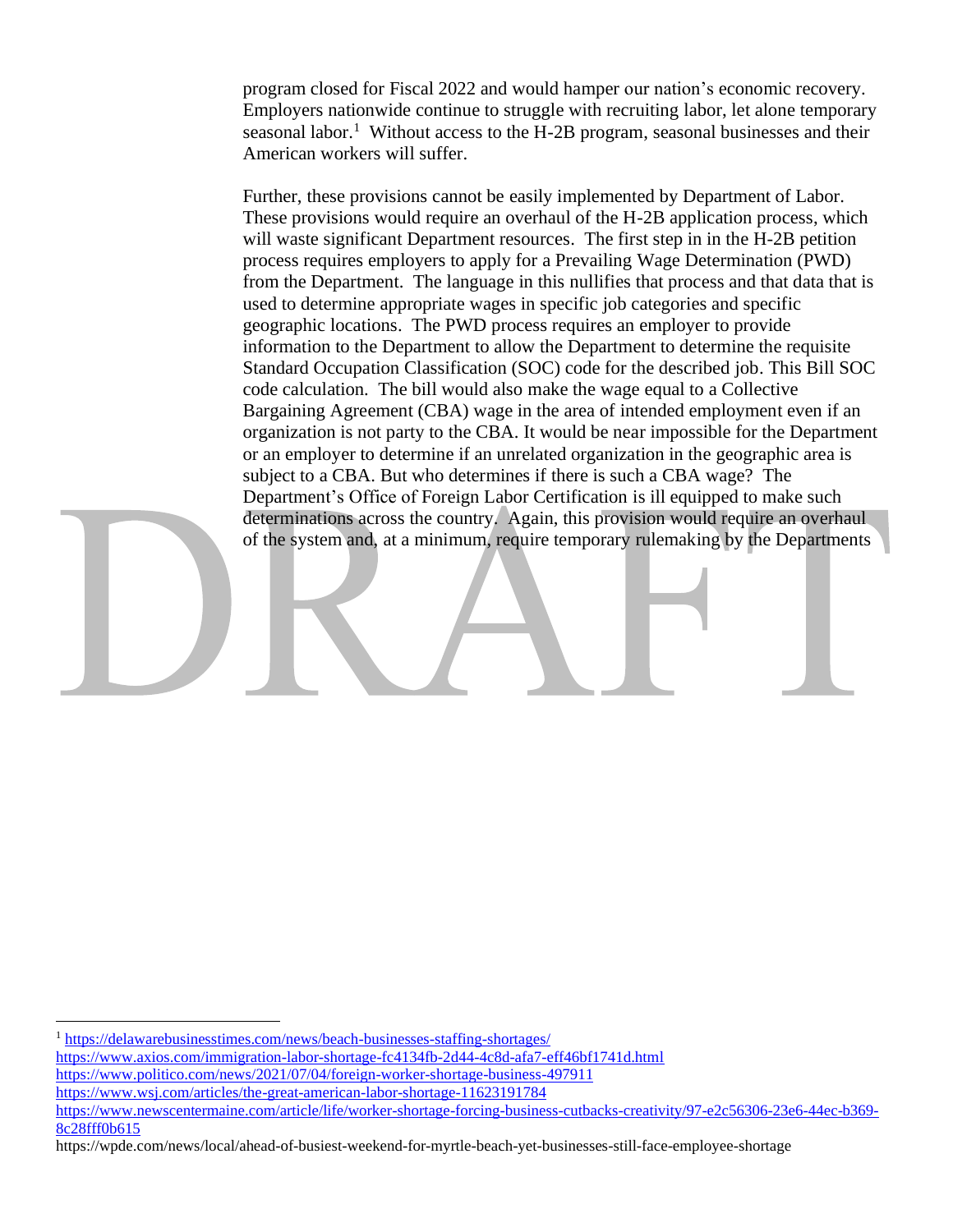program closed for Fiscal 2022 and would hamper our nation's economic recovery. Employers nationwide continue to struggle with recruiting labor, let alone temporary seasonal labor.[1] Without access to the H-2B program, seasonal businesses and their American workers will suffer.

Further, these provisions cannot be easily implemented by Department of Labor. These provisions would require an overhaul of the H-2B application process, which will waste significant Department resources. The first step in in the H-2B petition process requires employers to apply for a Prevailing Wage Determination (PWD) from the Department. The language in this nullifies that process and that data that is used to determine appropriate wages in specific job categories and specific geographic locations. The PWD process requires an employer to provide information to the Department to allow the Department to determine the requisite Standard Occupation Classification (SOC) code for the described job. This Bill SOC code calculation. The bill would also make the wage equal to a Collective Bargaining Agreement (CBA) wage in the area of intended employment even if an organization is not party to the CBA. It would be near impossible for the Department or an employer to determine if an unrelated organization in the geographic area is subject to a CBA. But who determines if there is such a CBA wage? The Department's Office of Foreign Labor Certification is ill equipped to make such determinations across the country. Again, this provision would require an overhaul of the system and, at a minimum, require temporary rulemaking by the Departments

DRAFT

---

[1] https://delawarebusinesstimes.com/news/beach-businesses-staffing-shortages/
https://www.axios.com/immigration-labor-shortage-fc4134fb-2d44-4c8d-afa7-eff46bf1741d.html
https://www.politico.com/news/2021/07/04/foreign-worker-shortage-business-497911
https://www.wsj.com/articles/the-great-american-labor-shortage-11623191784
https://www.newscentermaine.com/article/life/worker-shortage-forcing-business-cutbacks-creativity/97-e2c56306-23e6-44ec-b369-8c28fff0b615
https://wpde.com/news/local/ahead-of-busiest-weekend-for-myrtle-beach-yet-businesses-still-face-employee-shortage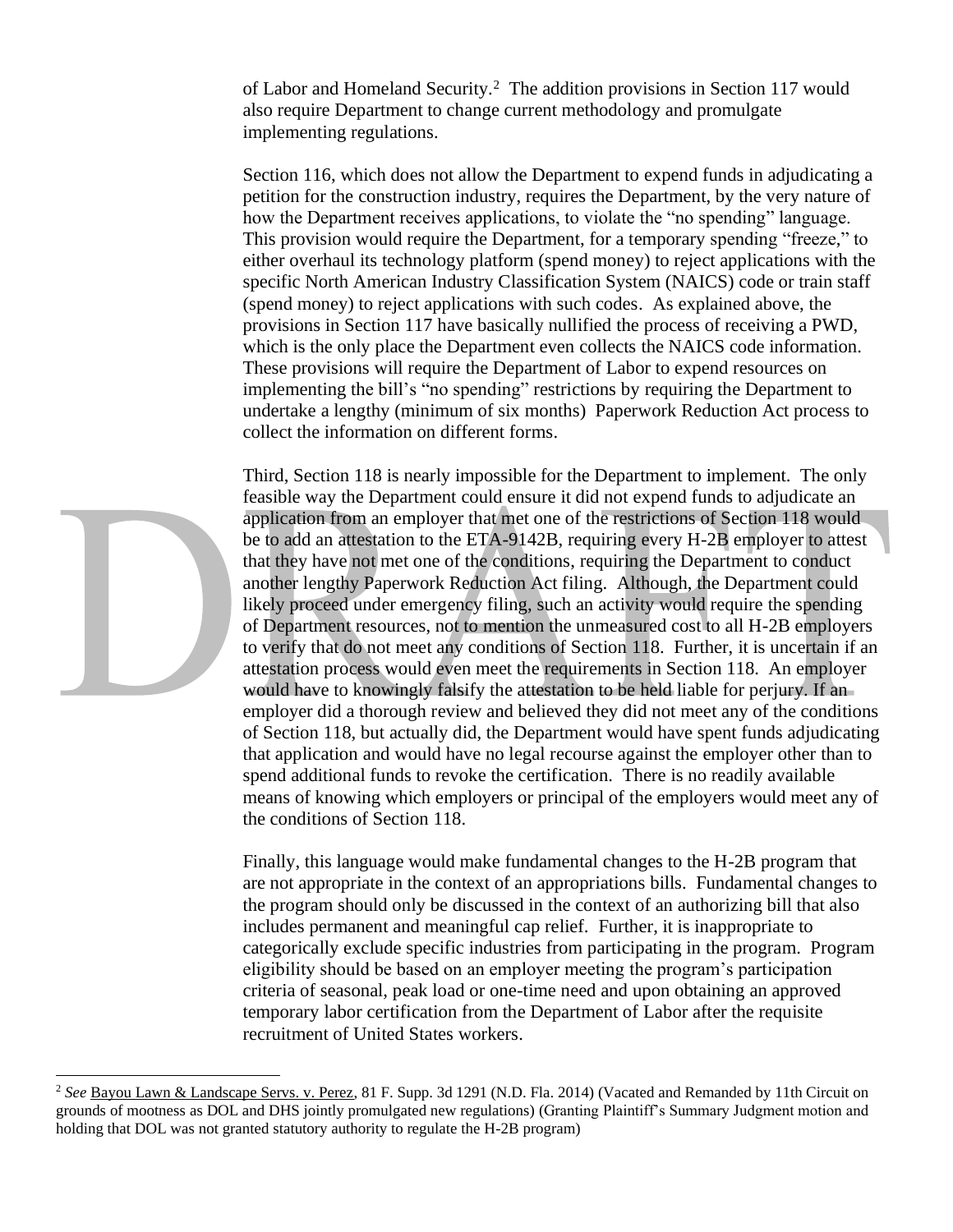of Labor and Homeland Security.[2] The addition provisions in Section 117 would also require Department to change current methodology and promulgate implementing regulations.

Section 116, which does not allow the Department to expend funds in adjudicating a petition for the construction industry, requires the Department, by the very nature of how the Department receives applications, to violate the "no spending" language. This provision would require the Department, for a temporary spending "freeze," to either overhaul its technology platform (spend money) to reject applications with the specific North American Industry Classification System (NAICS) code or train staff (spend money) to reject applications with such codes. As explained above, the provisions in Section 117 have basically nullified the process of receiving a PWD, which is the only place the Department even collects the NAICS code information. These provisions will require the Department of Labor to expend resources on implementing the bill's "no spending" restrictions by requiring the Department to undertake a lengthy (minimum of six months) Paperwork Reduction Act process to collect the information on different forms.

Third, Section 118 is nearly impossible for the Department to implement. The only feasible way the Department could ensure it did not expend funds to adjudicate an application from an employer that met one of the restrictions of Section 118 would be to add an attestation to the ETA-9142B, requiring every H-2B employer to attest that they have not met one of the conditions, requiring the Department to conduct another lengthy Paperwork Reduction Act filing. Although, the Department could likely proceed under emergency filing, such an activity would require the spending of Department resources, not to mention the unmeasured cost to all H-2B employers to verify that do not meet any conditions of Section 118. Further, it is uncertain if an attestation process would even meet the requirements in Section 118. An employer would have to knowingly falsify the attestation to be held liable for perjury. If an employer did a thorough review and believed they did not meet any of the conditions of Section 118, but actually did, the Department would have spent funds adjudicating that application and would have no legal recourse against the employer other than to spend additional funds to revoke the certification. There is no readily available means of knowing which employers or principal of the employers would meet any of the conditions of Section 118.

Finally, this language would make fundamental changes to the H-2B program that are not appropriate in the context of an appropriations bills. Fundamental changes to the program should only be discussed in the context of an authorizing bill that also includes permanent and meaningful cap relief. Further, it is inappropriate to categorically exclude specific industries from participating in the program. Program eligibility should be based on an employer meeting the program's participation criteria of seasonal, peak load or one-time need and upon obtaining an approved temporary labor certification from the Department of Labor after the requisite recruitment of United States workers.

---

[2] *See* Bayou Lawn & Landscape Servs. v. Perez, 81 F. Supp. 3d 1291 (N.D. Fla. 2014) (Vacated and Remanded by 11th Circuit on grounds of mootness as DOL and DHS jointly promulgated new regulations) (Granting Plaintiff's Summary Judgment motion and holding that DOL was not granted statutory authority to regulate the H-2B program)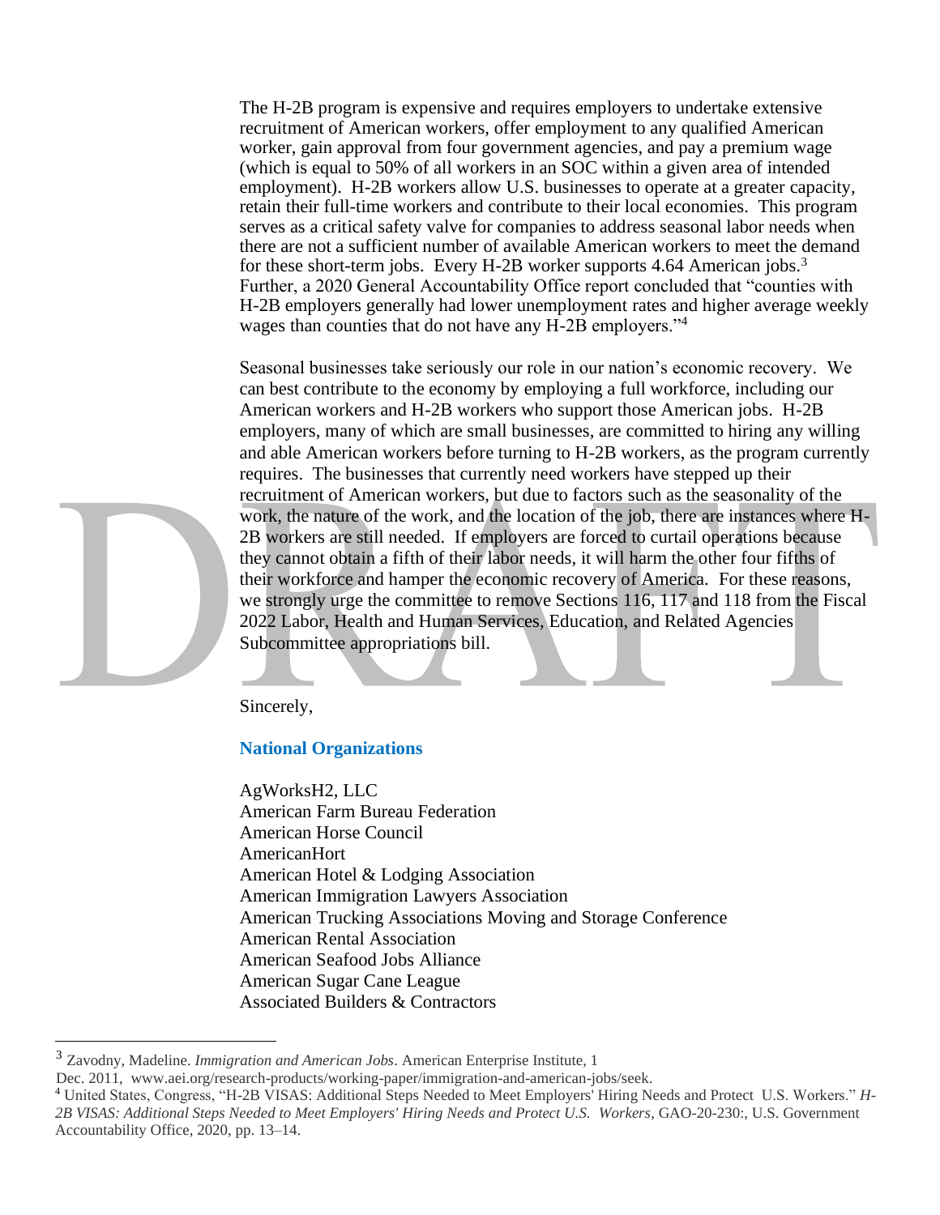The H-2B program is expensive and requires employers to undertake extensive recruitment of American workers, offer employment to any qualified American worker, gain approval from four government agencies, and pay a premium wage (which is equal to 50% of all workers in an SOC within a given area of intended employment). H-2B workers allow U.S. businesses to operate at a greater capacity, retain their full-time workers and contribute to their local economies. This program serves as a critical safety valve for companies to address seasonal labor needs when there are not a sufficient number of available American workers to meet the demand for these short-term jobs. Every H-2B worker supports 4.64 American jobs.[3] Further, a 2020 General Accountability Office report concluded that "counties with H-2B employers generally had lower unemployment rates and higher average weekly wages than counties that do not have any H-2B employers."[4]

Seasonal businesses take seriously our role in our nation's economic recovery. We can best contribute to the economy by employing a full workforce, including our American workers and H-2B workers who support those American jobs. H-2B employers, many of which are small businesses, are committed to hiring any willing and able American workers before turning to H-2B workers, as the program currently requires. The businesses that currently need workers have stepped up their recruitment of American workers, but due to factors such as the seasonality of the work, the nature of the work, and the location of the job, there are instances where H-2B workers are still needed. If employers are forced to curtail operations because they cannot obtain a fifth of their labor needs, it will harm the other four fifths of their workforce and hamper the economic recovery of America. For these reasons, we strongly urge the committee to remove Sections 116, 117 and 118 from the Fiscal 2022 Labor, Health and Human Services, Education, and Related Agencies Subcommittee appropriations bill.

DRAFT

Sincerely,

**National Organizations**

AgWorksH2, LLC
American Farm Bureau Federation
American Horse Council
AmericanHort
American Hotel & Lodging Association
American Immigration Lawyers Association
American Trucking Associations Moving and Storage Conference
American Rental Association
American Seafood Jobs Alliance
American Sugar Cane League
Associated Builders & Contractors

---

[3] Zavodny, Madeline. *Immigration and American Jobs*. American Enterprise Institute, 1 Dec. 2011, www.aei.org/research-products/working-paper/immigration-and-american-jobs/seek.

[4] United States, Congress, "H-2B VISAS: Additional Steps Needed to Meet Employers' Hiring Needs and Protect U.S. Workers." *H-2B VISAS: Additional Steps Needed to Meet Employers' Hiring Needs and Protect U.S. Workers*, GAO-20-230:, U.S. Government Accountability Office, 2020, pp. 13–14.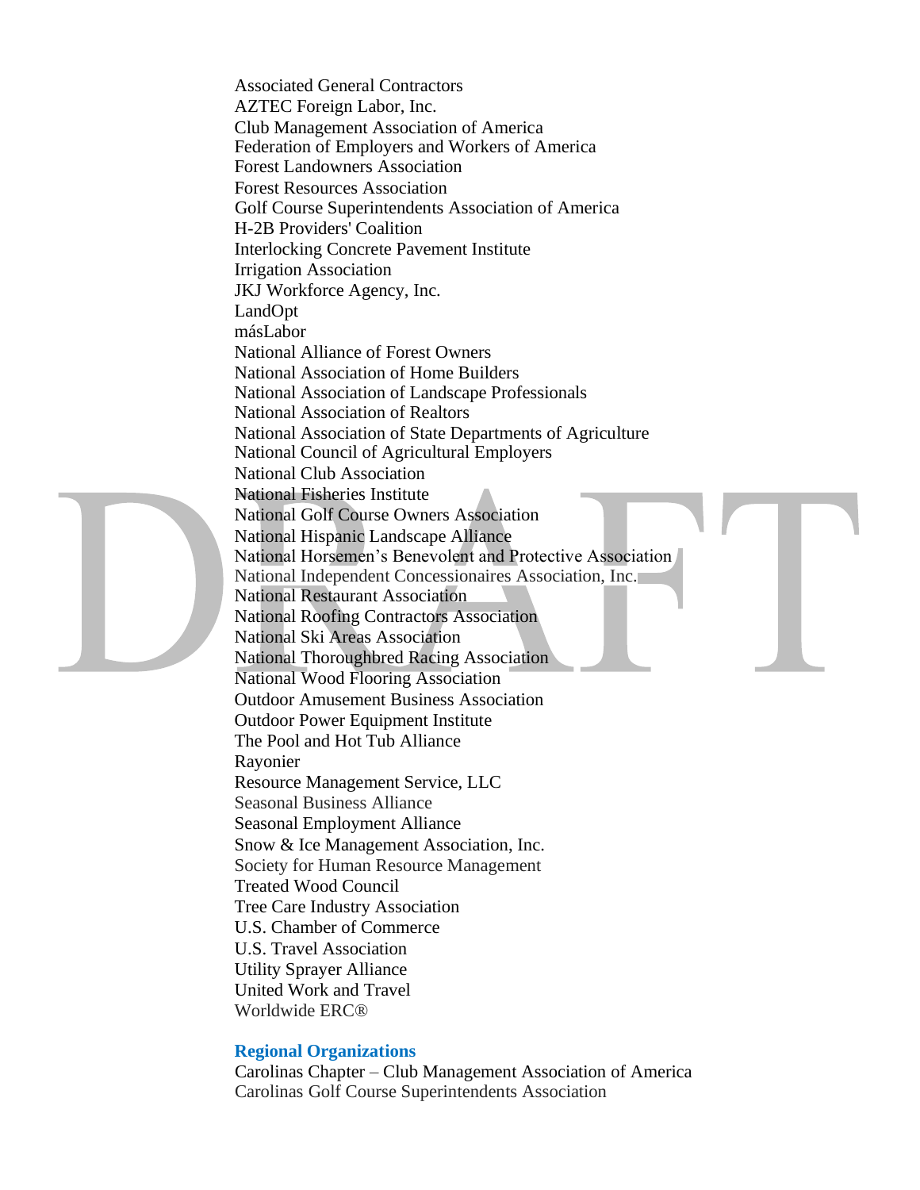Associated General Contractors
AZTEC Foreign Labor, Inc.
Club Management Association of America
Federation of Employers and Workers of America
Forest Landowners Association
Forest Resources Association
Golf Course Superintendents Association of America
H-2B Providers' Coalition
Interlocking Concrete Pavement Institute
Irrigation Association
JKJ Workforce Agency, Inc.
LandOpt
másLabor
National Alliance of Forest Owners
National Association of Home Builders
National Association of Landscape Professionals
National Association of Realtors
National Association of State Departments of Agriculture
National Council of Agricultural Employers
National Club Association
National Fisheries Institute
National Golf Course Owners Association
National Hispanic Landscape Alliance
National Horsemen's Benevolent and Protective Association
National Independent Concessionaires Association, Inc.
National Restaurant Association
National Roofing Contractors Association
National Ski Areas Association
National Thoroughbred Racing Association
National Wood Flooring Association
Outdoor Amusement Business Association
Outdoor Power Equipment Institute
The Pool and Hot Tub Alliance
Rayonier
Resource Management Service, LLC
Seasonal Business Alliance
Seasonal Employment Alliance
Snow & Ice Management Association, Inc.
Society for Human Resource Management
Treated Wood Council
Tree Care Industry Association
U.S. Chamber of Commerce
U.S. Travel Association
Utility Sprayer Alliance
United Work and Travel
Worldwide ERC®

**Regional Organizations**

Carolinas Chapter – Club Management Association of America
Carolinas Golf Course Superintendents Association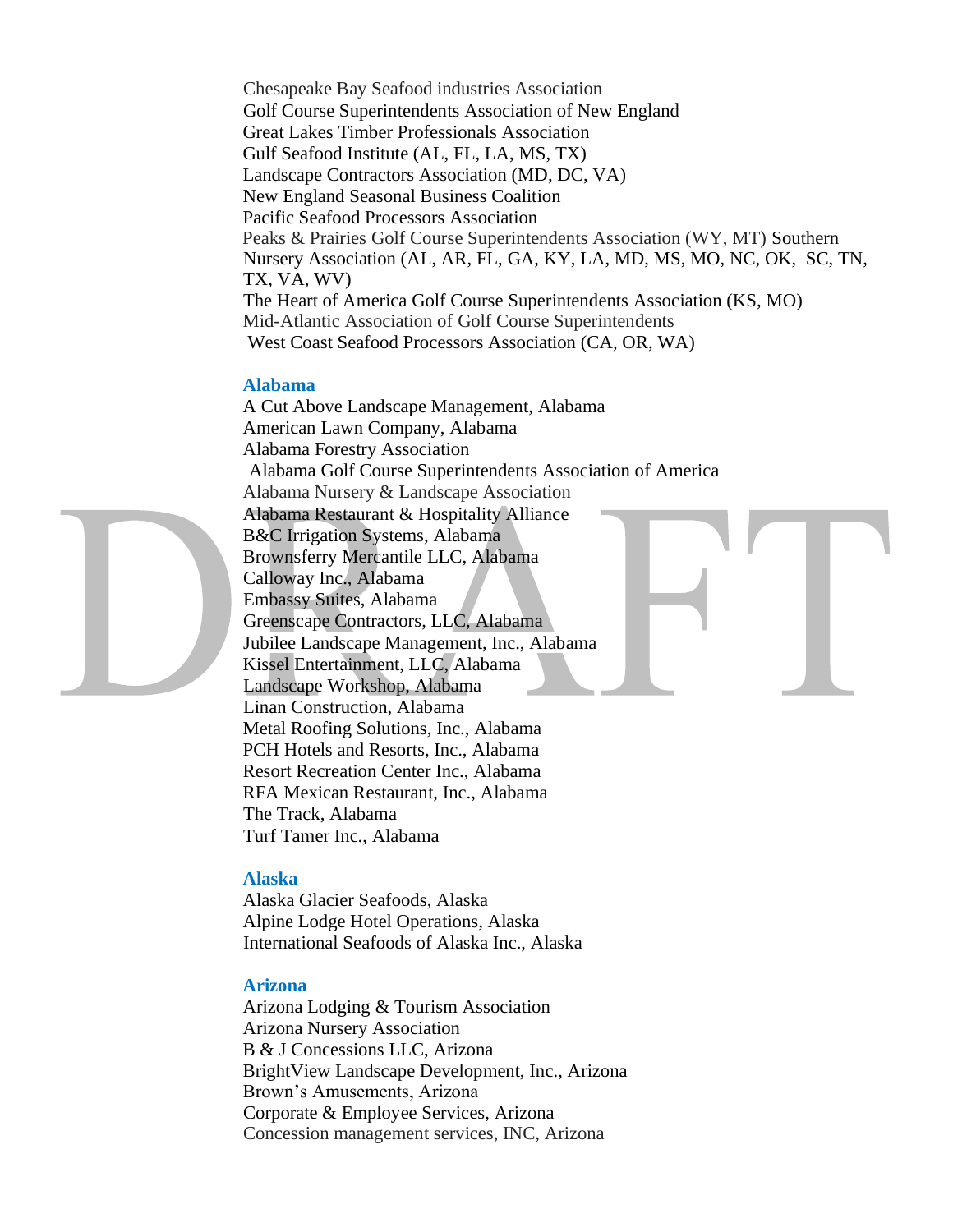Chesapeake Bay Seafood industries Association
Golf Course Superintendents Association of New England
Great Lakes Timber Professionals Association
Gulf Seafood Institute (AL, FL, LA, MS, TX)
Landscape Contractors Association (MD, DC, VA)
New England Seasonal Business Coalition
Pacific Seafood Processors Association
Peaks & Prairies Golf Course Superintendents Association (WY, MT)
Southern Nursery Association (AL, AR, FL, GA, KY, LA, MD, MS, MO, NC, OK, SC, TN, TX, VA, WV)
The Heart of America Golf Course Superintendents Association (KS, MO)
Mid-Atlantic Association of Golf Course Superintendents
West Coast Seafood Processors Association (CA, OR, WA)

### Alabama

A Cut Above Landscape Management, Alabama
American Lawn Company, Alabama
Alabama Forestry Association
Alabama Golf Course Superintendents Association of America
Alabama Nursery & Landscape Association
Alabama Restaurant & Hospitality Alliance
B&C Irrigation Systems, Alabama
Brownsferry Mercantile LLC, Alabama
Calloway Inc., Alabama
Embassy Suites, Alabama
Greenscape Contractors, LLC, Alabama
Jubilee Landscape Management, Inc., Alabama
Kissel Entertainment, LLC, Alabama
Landscape Workshop, Alabama
Linan Construction, Alabama
Metal Roofing Solutions, Inc., Alabama
PCH Hotels and Resorts, Inc., Alabama
Resort Recreation Center Inc., Alabama
RFA Mexican Restaurant, Inc., Alabama
The Track, Alabama
Turf Tamer Inc., Alabama

### Alaska

Alaska Glacier Seafoods, Alaska
Alpine Lodge Hotel Operations, Alaska
International Seafoods of Alaska Inc., Alaska

### Arizona

Arizona Lodging & Tourism Association
Arizona Nursery Association
B & J Concessions LLC, Arizona
BrightView Landscape Development, Inc., Arizona
Brown's Amusements, Arizona
Corporate & Employee Services, Arizona
Concession management services, INC, Arizona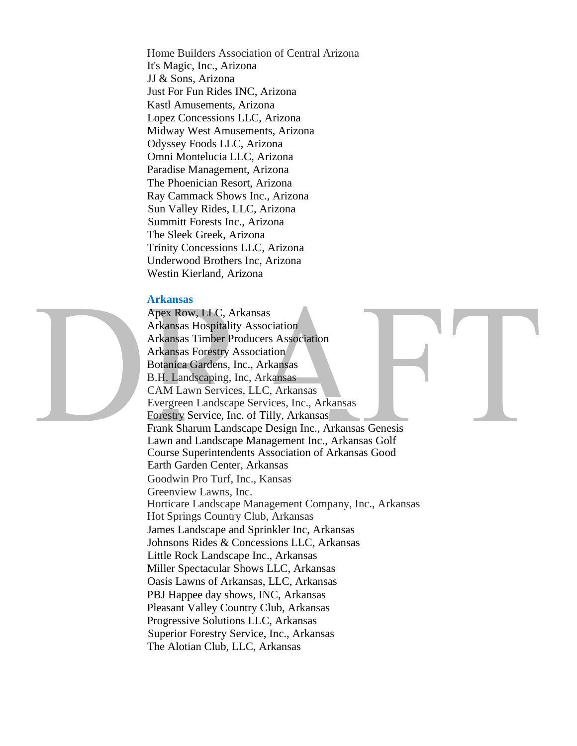Home Builders Association of Central Arizona
It's Magic, Inc., Arizona
JJ & Sons, Arizona
Just For Fun Rides INC, Arizona
Kastl Amusements, Arizona
Lopez Concessions LLC, Arizona
Midway West Amusements, Arizona
Odyssey Foods LLC, Arizona
Omni Montelucia LLC, Arizona
Paradise Management, Arizona
The Phoenician Resort, Arizona
Ray Cammack Shows Inc., Arizona
Sun Valley Rides, LLC, Arizona
Summitt Forests Inc., Arizona
The Sleek Greek, Arizona
Trinity Concessions LLC, Arizona
Underwood Brothers Inc, Arizona
Westin Kierland, Arizona

### Arkansas

Apex Row, LLC, Arkansas
Arkansas Hospitality Association
Arkansas Timber Producers Association
Arkansas Forestry Association
Botanica Gardens, Inc., Arkansas
B.H. Landscaping, Inc, Arkansas
CAM Lawn Services, LLC, Arkansas
Evergreen Landscape Services, Inc., Arkansas
Forestry Service, Inc. of Tilly, Arkansas
Frank Sharum Landscape Design Inc., Arkansas Genesis Lawn and Landscape Management Inc., Arkansas Golf Course Superintendents Association of Arkansas Good Earth Garden Center, Arkansas
Goodwin Pro Turf, Inc., Kansas
Greenview Lawns, Inc.
Horticare Landscape Management Company, Inc., Arkansas
Hot Springs Country Club, Arkansas
James Landscape and Sprinkler Inc, Arkansas
Johnsons Rides & Concessions LLC, Arkansas
Little Rock Landscape Inc., Arkansas
Miller Spectacular Shows LLC, Arkansas
Oasis Lawns of Arkansas, LLC, Arkansas
PBJ Happee day shows, INC, Arkansas
Pleasant Valley Country Club, Arkansas
Progressive Solutions LLC, Arkansas
Superior Forestry Service, Inc., Arkansas
The Alotian Club, LLC, Arkansas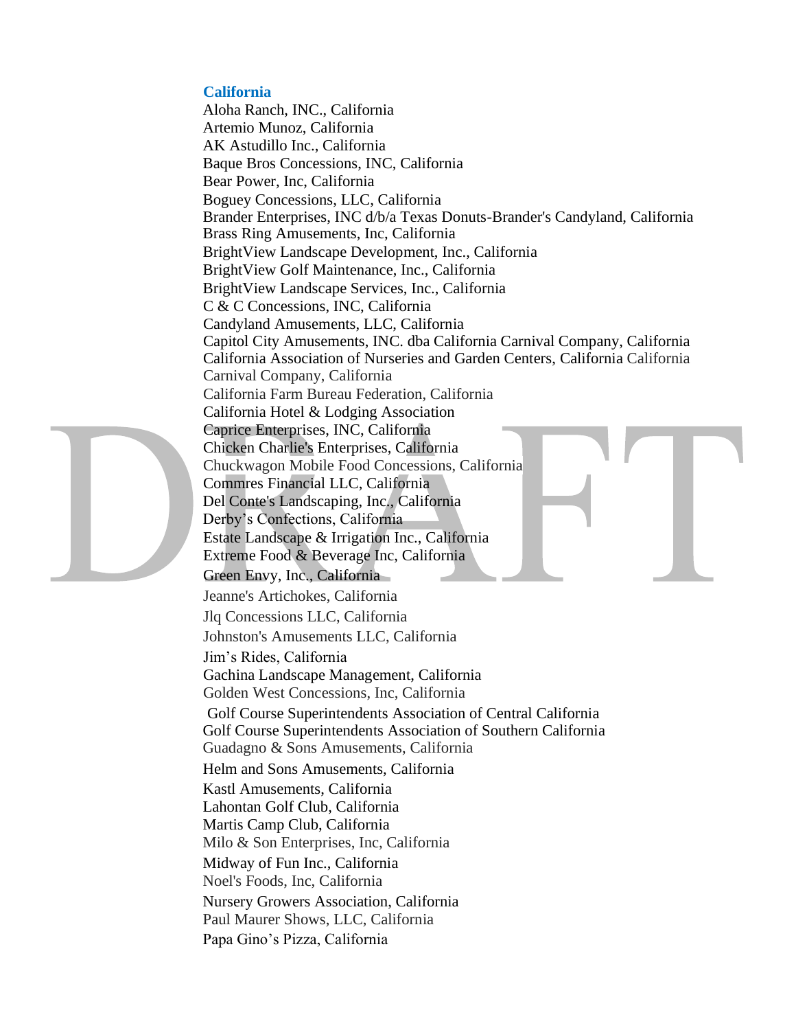## California

Aloha Ranch, INC., California
Artemio Munoz, California
AK Astudillo Inc., California
Baque Bros Concessions, INC, California
Bear Power, Inc, California
Boguey Concessions, LLC, California
Brander Enterprises, INC d/b/a Texas Donuts-Brander's Candyland, California
Brass Ring Amusements, Inc, California
BrightView Landscape Development, Inc., California
BrightView Golf Maintenance, Inc., California
BrightView Landscape Services, Inc., California
C & C Concessions, INC, California
Candyland Amusements, LLC, California
Capitol City Amusements, INC. dba California Carnival Company, California
California Association of Nurseries and Garden Centers, California California Carnival Company, California
California Farm Bureau Federation, California
California Hotel & Lodging Association
Caprice Enterprises, INC, California
Chicken Charlie's Enterprises, California
Chuckwagon Mobile Food Concessions, California
Commres Financial LLC, California
Del Conte's Landscaping, Inc., California
Derby's Confections, California
Estate Landscape & Irrigation Inc., California
Extreme Food & Beverage Inc, California
Green Envy, Inc., California
Jeanne's Artichokes, California
Jlq Concessions LLC, California
Johnston's Amusements LLC, California
Jim's Rides, California
Gachina Landscape Management, California
Golden West Concessions, Inc, California
Golf Course Superintendents Association of Central California
Golf Course Superintendents Association of Southern California
Guadagno & Sons Amusements, California
Helm and Sons Amusements, California
Kastl Amusements, California
Lahontan Golf Club, California
Martis Camp Club, California
Milo & Son Enterprises, Inc, California
Midway of Fun Inc., California
Noel's Foods, Inc, California
Nursery Growers Association, California
Paul Maurer Shows, LLC, California
Papa Gino's Pizza, California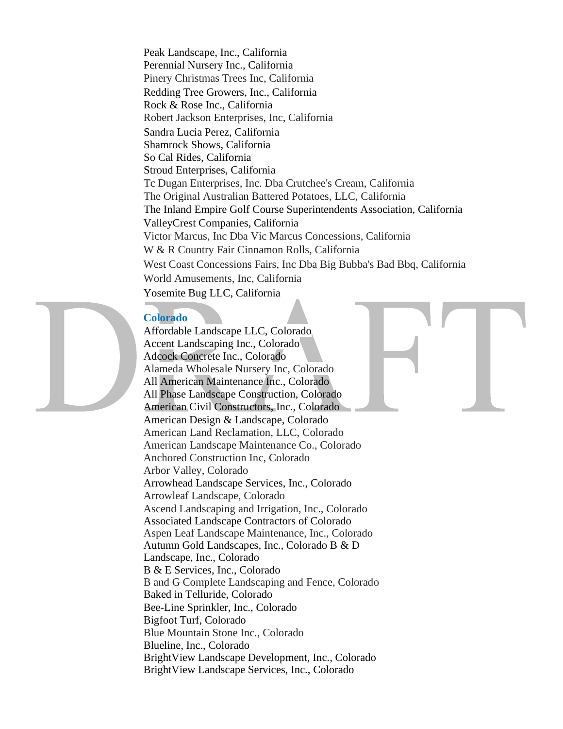Peak Landscape, Inc., California
Perennial Nursery Inc., California
Pinery Christmas Trees Inc, California
Redding Tree Growers, Inc., California
Rock & Rose Inc., California
Robert Jackson Enterprises, Inc, California
Sandra Lucia Perez, California
Shamrock Shows, California
So Cal Rides, California
Stroud Enterprises, California
Tc Dugan Enterprises, Inc. Dba Crutchee's Cream, California
The Original Australian Battered Potatoes, LLC, California
The Inland Empire Golf Course Superintendents Association, California
ValleyCrest Companies, California
Victor Marcus, Inc Dba Vic Marcus Concessions, California
W & R Country Fair Cinnamon Rolls, California
West Coast Concessions Fairs, Inc Dba Big Bubba's Bad Bbq, California
World Amusements, Inc, California
Yosemite Bug LLC, California

**Colorado**

Affordable Landscape LLC, Colorado
Accent Landscaping Inc., Colorado
Adcock Concrete Inc., Colorado
Alameda Wholesale Nursery Inc, Colorado
All American Maintenance Inc., Colorado
All Phase Landscape Construction, Colorado
American Civil Constructors, Inc., Colorado
American Design & Landscape, Colorado
American Land Reclamation, LLC, Colorado
American Landscape Maintenance Co., Colorado
Anchored Construction Inc, Colorado
Arbor Valley, Colorado
Arrowhead Landscape Services, Inc., Colorado
Arrowleaf Landscape, Colorado
Ascend Landscaping and Irrigation, Inc., Colorado
Associated Landscape Contractors of Colorado
Aspen Leaf Landscape Maintenance, Inc., Colorado
Autumn Gold Landscapes, Inc., Colorado B & D Landscape, Inc., Colorado
B & E Services, Inc., Colorado
B and G Complete Landscaping and Fence, Colorado
Baked in Telluride, Colorado
Bee-Line Sprinkler, Inc., Colorado
Bigfoot Turf, Colorado
Blue Mountain Stone Inc., Colorado
Blueline, Inc., Colorado
BrightView Landscape Development, Inc., Colorado
BrightView Landscape Services, Inc., Colorado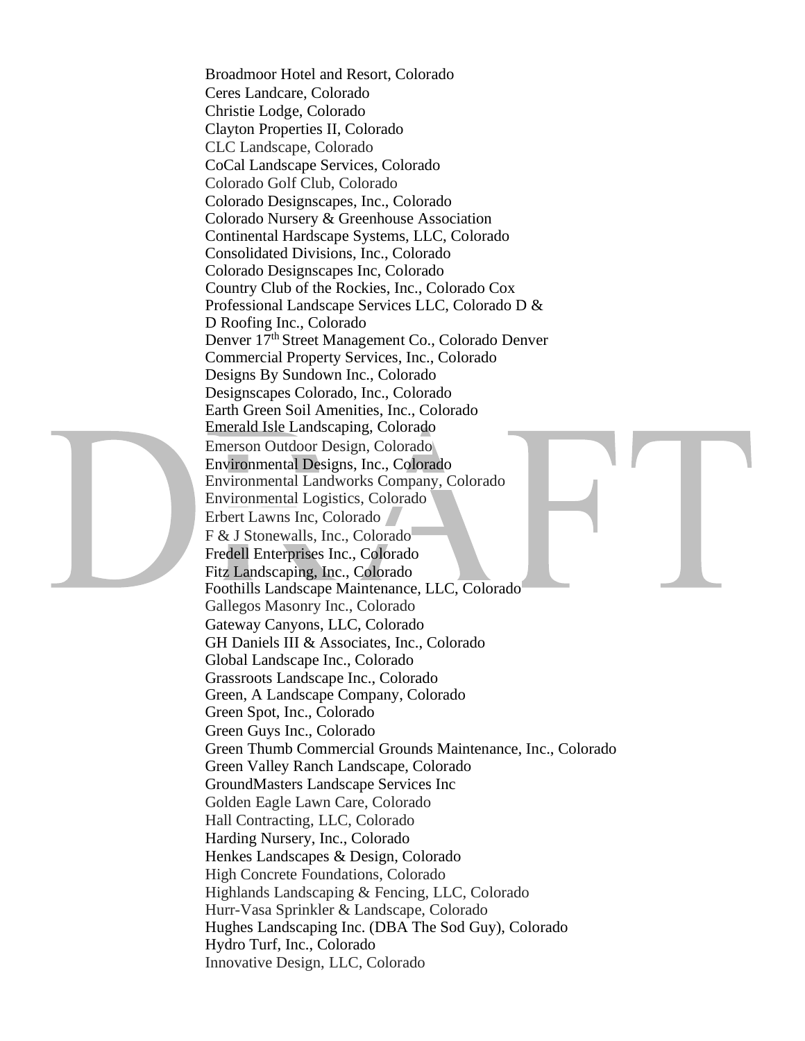Broadmoor Hotel and Resort, Colorado
Ceres Landcare, Colorado
Christie Lodge, Colorado
Clayton Properties II, Colorado
CLC Landscape, Colorado
CoCal Landscape Services, Colorado
Colorado Golf Club, Colorado
Colorado Designscapes, Inc., Colorado
Colorado Nursery & Greenhouse Association
Continental Hardscape Systems, LLC, Colorado
Consolidated Divisions, Inc., Colorado
Colorado Designscapes Inc, Colorado
Country Club of the Rockies, Inc., Colorado Cox
Professional Landscape Services LLC, Colorado D &
D Roofing Inc., Colorado
Denver 17th Street Management Co., Colorado Denver
Commercial Property Services, Inc., Colorado
Designs By Sundown Inc., Colorado
Designscapes Colorado, Inc., Colorado
Earth Green Soil Amenities, Inc., Colorado
Emerald Isle Landscaping, Colorado
Emerson Outdoor Design, Colorado
Environmental Designs, Inc., Colorado
Environmental Landworks Company, Colorado
Environmental Logistics, Colorado
Erbert Lawns Inc, Colorado
F & J Stonewalls, Inc., Colorado
Fredell Enterprises Inc., Colorado
Fitz Landscaping, Inc., Colorado
Foothills Landscape Maintenance, LLC, Colorado
Gallegos Masonry Inc., Colorado
Gateway Canyons, LLC, Colorado
GH Daniels III & Associates, Inc., Colorado
Global Landscape Inc., Colorado
Grassroots Landscape Inc., Colorado
Green, A Landscape Company, Colorado
Green Spot, Inc., Colorado
Green Guys Inc., Colorado
Green Thumb Commercial Grounds Maintenance, Inc., Colorado
Green Valley Ranch Landscape, Colorado
GroundMasters Landscape Services Inc
Golden Eagle Lawn Care, Colorado
Hall Contracting, LLC, Colorado
Harding Nursery, Inc., Colorado
Henkes Landscapes & Design, Colorado
High Concrete Foundations, Colorado
Highlands Landscaping & Fencing, LLC, Colorado
Hurr-Vasa Sprinkler & Landscape, Colorado
Hughes Landscaping Inc. (DBA The Sod Guy), Colorado
Hydro Turf, Inc., Colorado
Innovative Design, LLC, Colorado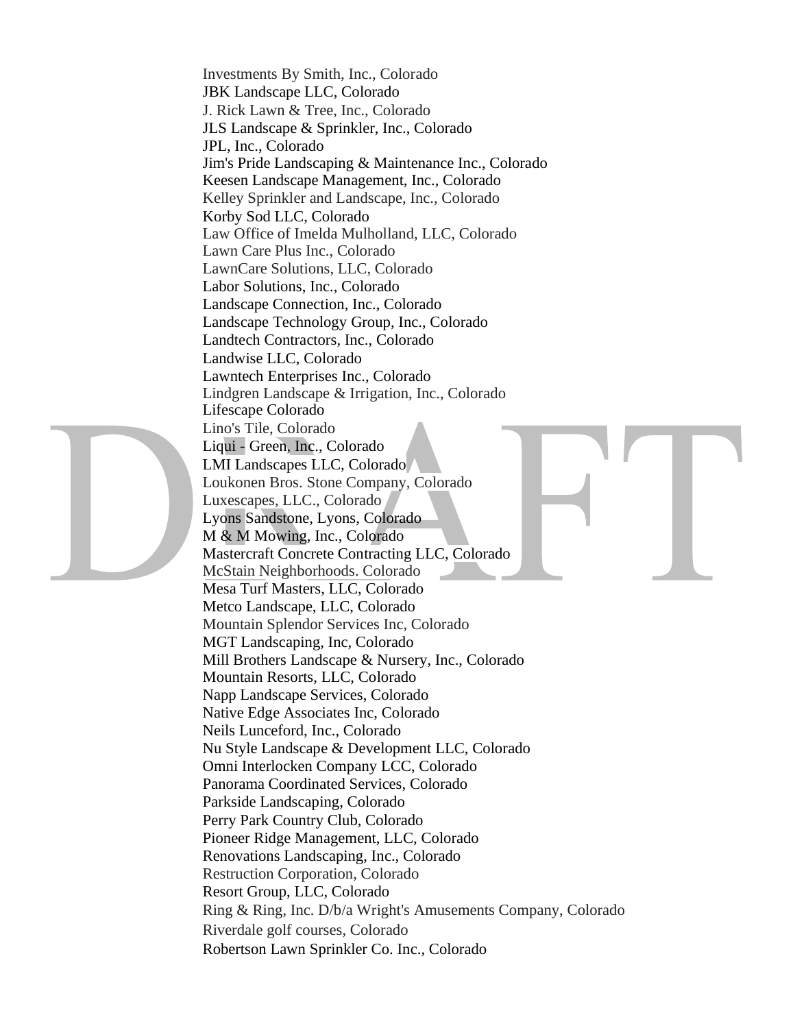Investments By Smith, Inc., Colorado
JBK Landscape LLC, Colorado
J. Rick Lawn & Tree, Inc., Colorado
JLS Landscape & Sprinkler, Inc., Colorado
JPL, Inc., Colorado
Jim's Pride Landscaping & Maintenance Inc., Colorado
Keesen Landscape Management, Inc., Colorado
Kelley Sprinkler and Landscape, Inc., Colorado
Korby Sod LLC, Colorado
Law Office of Imelda Mulholland, LLC, Colorado
Lawn Care Plus Inc., Colorado
LawnCare Solutions, LLC, Colorado
Labor Solutions, Inc., Colorado
Landscape Connection, Inc., Colorado
Landscape Technology Group, Inc., Colorado
Landtech Contractors, Inc., Colorado
Landwise LLC, Colorado
Lawntech Enterprises Inc., Colorado
Lindgren Landscape & Irrigation, Inc., Colorado
Lifescape Colorado
Lino's Tile, Colorado
Liqui - Green, Inc., Colorado
LMI Landscapes LLC, Colorado
Loukonen Bros. Stone Company, Colorado
Luxescapes, LLC., Colorado
Lyons Sandstone, Lyons, Colorado
M & M Mowing, Inc., Colorado
Mastercraft Concrete Contracting LLC, Colorado
McStain Neighborhoods. Colorado
Mesa Turf Masters, LLC, Colorado
Metco Landscape, LLC, Colorado
Mountain Splendor Services Inc, Colorado
MGT Landscaping, Inc, Colorado
Mill Brothers Landscape & Nursery, Inc., Colorado
Mountain Resorts, LLC, Colorado
Napp Landscape Services, Colorado
Native Edge Associates Inc, Colorado
Neils Lunceford, Inc., Colorado
Nu Style Landscape & Development LLC, Colorado
Omni Interlocken Company LCC, Colorado
Panorama Coordinated Services, Colorado
Parkside Landscaping, Colorado
Perry Park Country Club, Colorado
Pioneer Ridge Management, LLC, Colorado
Renovations Landscaping, Inc., Colorado
Restruction Corporation, Colorado
Resort Group, LLC, Colorado
Ring & Ring, Inc. D/b/a Wright's Amusements Company, Colorado
Riverdale golf courses, Colorado
Robertson Lawn Sprinkler Co. Inc., Colorado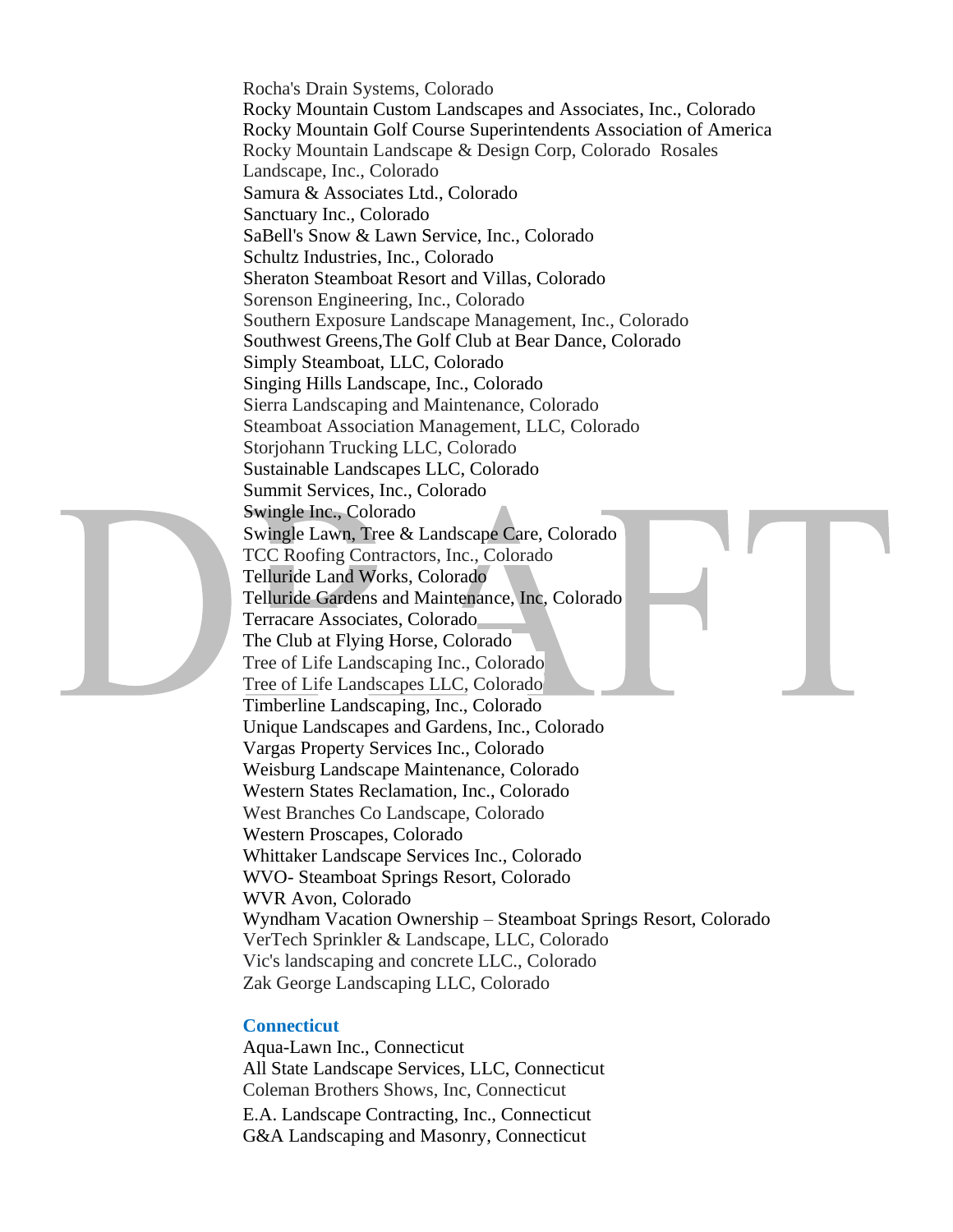Rocha's Drain Systems, Colorado
Rocky Mountain Custom Landscapes and Associates, Inc., Colorado
Rocky Mountain Golf Course Superintendents Association of America
Rocky Mountain Landscape & Design Corp, Colorado Rosales Landscape, Inc., Colorado
Samura & Associates Ltd., Colorado
Sanctuary Inc., Colorado
SaBell's Snow & Lawn Service, Inc., Colorado
Schultz Industries, Inc., Colorado
Sheraton Steamboat Resort and Villas, Colorado
Sorenson Engineering, Inc., Colorado
Southern Exposure Landscape Management, Inc., Colorado
Southwest Greens,The Golf Club at Bear Dance, Colorado
Simply Steamboat, LLC, Colorado
Singing Hills Landscape, Inc., Colorado
Sierra Landscaping and Maintenance, Colorado
Steamboat Association Management, LLC, Colorado
Storjohann Trucking LLC, Colorado
Sustainable Landscapes LLC, Colorado
Summit Services, Inc., Colorado
Swingle Inc., Colorado
Swingle Lawn, Tree & Landscape Care, Colorado
TCC Roofing Contractors, Inc., Colorado
Telluride Land Works, Colorado
Telluride Gardens and Maintenance, Inc, Colorado
Terracare Associates, Colorado
The Club at Flying Horse, Colorado
Tree of Life Landscaping Inc., Colorado
Tree of Life Landscapes LLC, Colorado
Timberline Landscaping, Inc., Colorado
Unique Landscapes and Gardens, Inc., Colorado
Vargas Property Services Inc., Colorado
Weisburg Landscape Maintenance, Colorado
Western States Reclamation, Inc., Colorado
West Branches Co Landscape, Colorado
Western Proscapes, Colorado
Whittaker Landscape Services Inc., Colorado
WVO- Steamboat Springs Resort, Colorado
WVR Avon, Colorado
Wyndham Vacation Ownership – Steamboat Springs Resort, Colorado
VerTech Sprinkler & Landscape, LLC, Colorado
Vic's landscaping and concrete LLC., Colorado
Zak George Landscaping LLC, Colorado

**Connecticut**

Aqua-Lawn Inc., Connecticut
All State Landscape Services, LLC, Connecticut
Coleman Brothers Shows, Inc, Connecticut
E.A. Landscape Contracting, Inc., Connecticut
G&A Landscaping and Masonry, Connecticut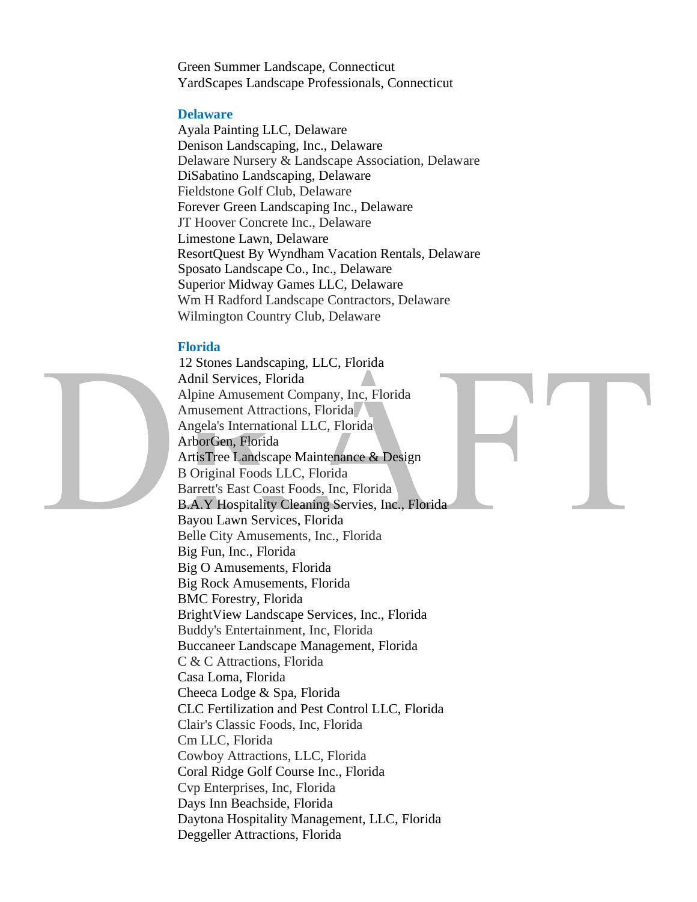Green Summer Landscape, Connecticut
YardScapes Landscape Professionals, Connecticut

## Delaware

Ayala Painting LLC, Delaware
Denison Landscaping, Inc., Delaware
Delaware Nursery & Landscape Association, Delaware
DiSabatino Landscaping, Delaware
Fieldstone Golf Club, Delaware
Forever Green Landscaping Inc., Delaware
JT Hoover Concrete Inc., Delaware
Limestone Lawn, Delaware
ResortQuest By Wyndham Vacation Rentals, Delaware
Sposato Landscape Co., Inc., Delaware
Superior Midway Games LLC, Delaware
Wm H Radford Landscape Contractors, Delaware
Wilmington Country Club, Delaware

## Florida

12 Stones Landscaping, LLC, Florida
Adnil Services, Florida
Alpine Amusement Company, Inc, Florida
Amusement Attractions, Florida
Angela's International LLC, Florida
ArborGen, Florida
ArtisTree Landscape Maintenance & Design
B Original Foods LLC, Florida
Barrett's East Coast Foods, Inc, Florida
B.A.Y Hospitality Cleaning Servies, Inc., Florida
Bayou Lawn Services, Florida
Belle City Amusements, Inc., Florida
Big Fun, Inc., Florida
Big O Amusements, Florida
Big Rock Amusements, Florida
BMC Forestry, Florida
BrightView Landscape Services, Inc., Florida
Buddy's Entertainment, Inc, Florida
Buccaneer Landscape Management, Florida
C & C Attractions, Florida
Casa Loma, Florida
Cheeca Lodge & Spa, Florida
CLC Fertilization and Pest Control LLC, Florida
Clair's Classic Foods, Inc, Florida
Cm LLC, Florida
Cowboy Attractions, LLC, Florida
Coral Ridge Golf Course Inc., Florida
Cvp Enterprises, Inc, Florida
Days Inn Beachside, Florida
Daytona Hospitality Management, LLC, Florida
Deggeller Attractions, Florida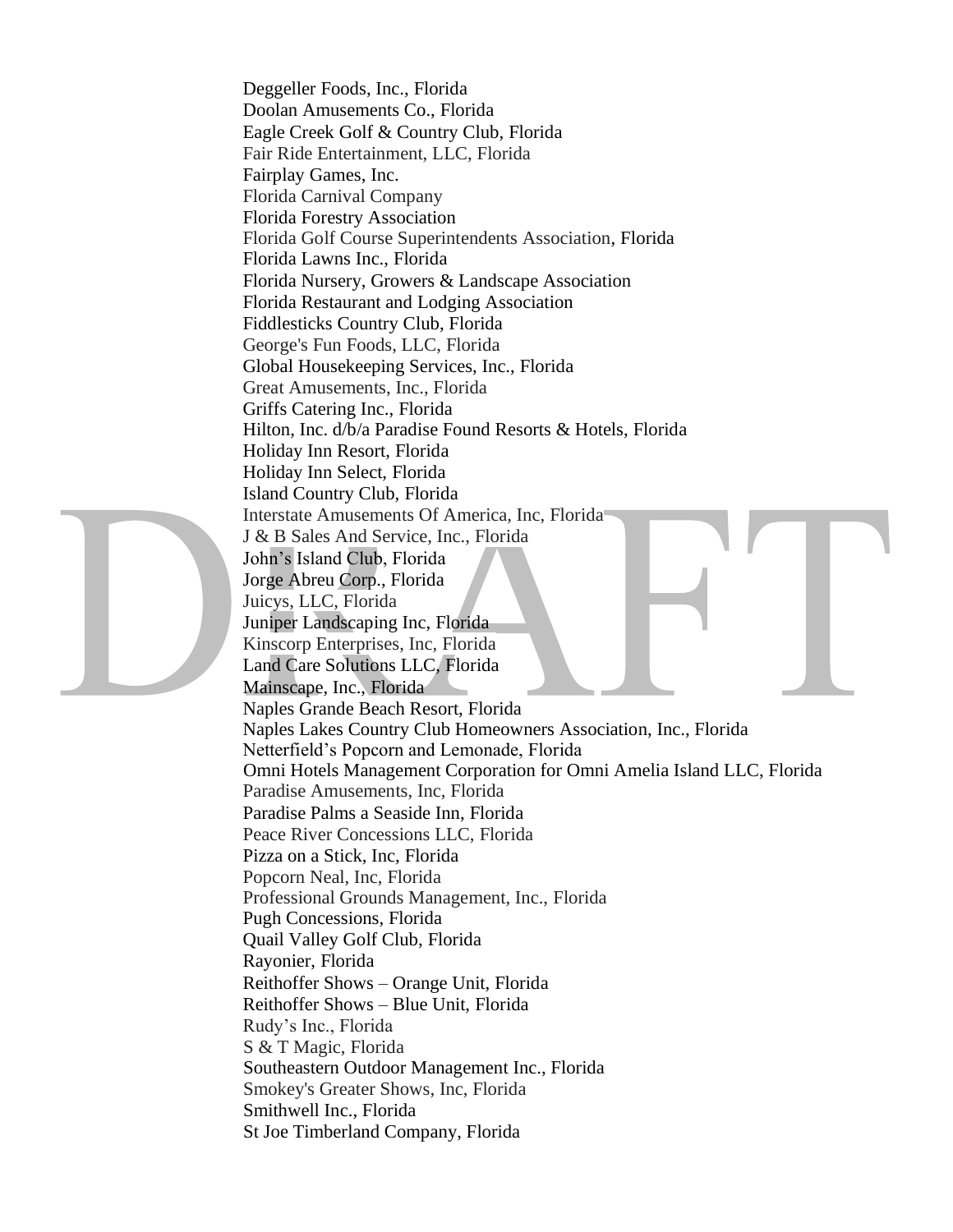Deggeller Foods, Inc., Florida
Doolan Amusements Co., Florida
Eagle Creek Golf & Country Club, Florida
Fair Ride Entertainment, LLC, Florida
Fairplay Games, Inc.
Florida Carnival Company
Florida Forestry Association
Florida Golf Course Superintendents Association, Florida
Florida Lawns Inc., Florida
Florida Nursery, Growers & Landscape Association
Florida Restaurant and Lodging Association
Fiddlesticks Country Club, Florida
George's Fun Foods, LLC, Florida
Global Housekeeping Services, Inc., Florida
Great Amusements, Inc., Florida
Griffs Catering Inc., Florida
Hilton, Inc. d/b/a Paradise Found Resorts & Hotels, Florida
Holiday Inn Resort, Florida
Holiday Inn Select, Florida
Island Country Club, Florida
Interstate Amusements Of America, Inc, Florida
J & B Sales And Service, Inc., Florida
John's Island Club, Florida
Jorge Abreu Corp., Florida
Juicys, LLC, Florida
Juniper Landscaping Inc, Florida
Kinscorp Enterprises, Inc, Florida
Land Care Solutions LLC, Florida
Mainscape, Inc., Florida
Naples Grande Beach Resort, Florida
Naples Lakes Country Club Homeowners Association, Inc., Florida
Netterfield's Popcorn and Lemonade, Florida
Omni Hotels Management Corporation for Omni Amelia Island LLC, Florida
Paradise Amusements, Inc, Florida
Paradise Palms a Seaside Inn, Florida
Peace River Concessions LLC, Florida
Pizza on a Stick, Inc, Florida
Popcorn Neal, Inc, Florida
Professional Grounds Management, Inc., Florida
Pugh Concessions, Florida
Quail Valley Golf Club, Florida
Rayonier, Florida
Reithoffer Shows – Orange Unit, Florida
Reithoffer Shows – Blue Unit, Florida
Rudy's Inc., Florida
S & T Magic, Florida
Southeastern Outdoor Management Inc., Florida
Smokey's Greater Shows, Inc, Florida
Smithwell Inc., Florida
St Joe Timberland Company, Florida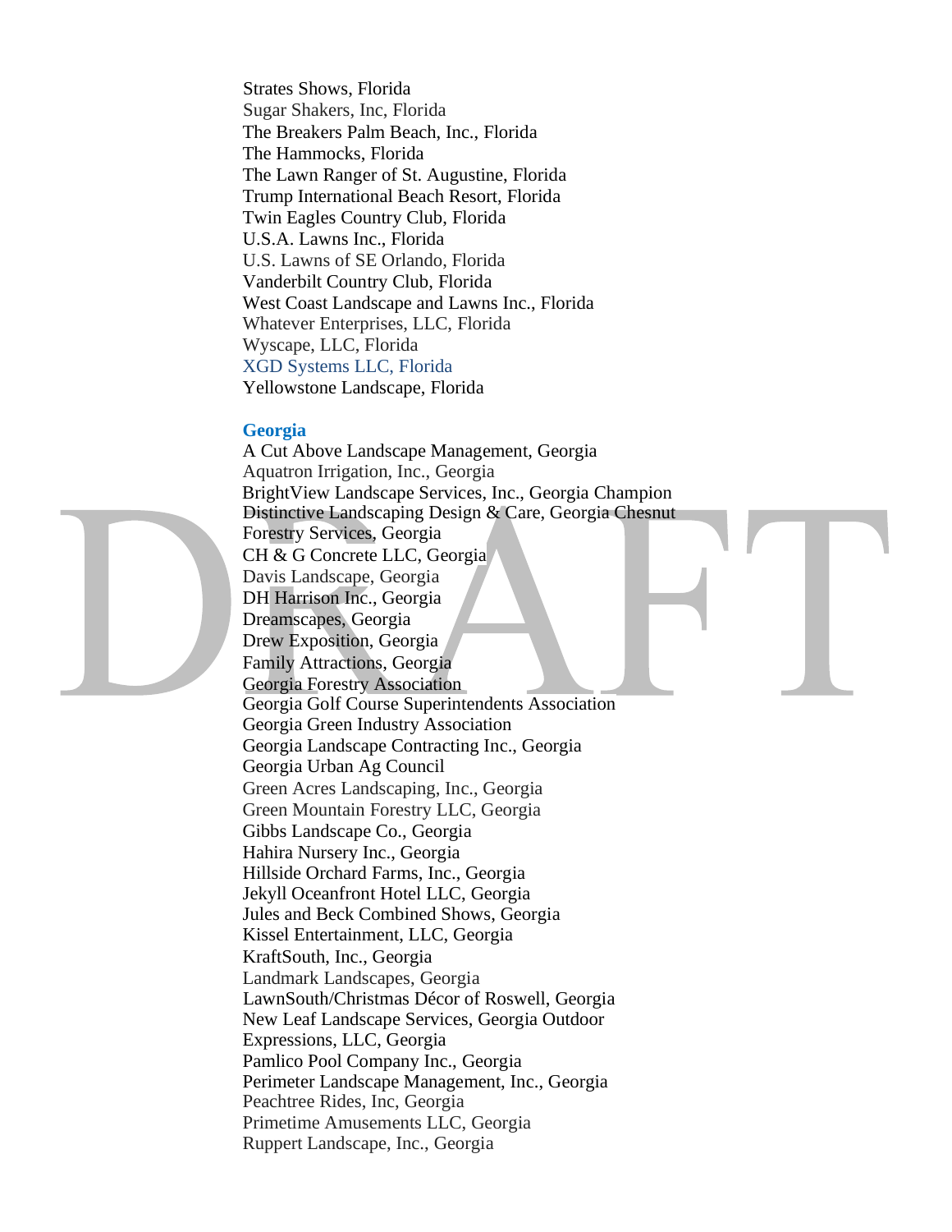Strates Shows, Florida
Sugar Shakers, Inc, Florida
The Breakers Palm Beach, Inc., Florida
The Hammocks, Florida
The Lawn Ranger of St. Augustine, Florida
Trump International Beach Resort, Florida
Twin Eagles Country Club, Florida
U.S.A. Lawns Inc., Florida
U.S. Lawns of SE Orlando, Florida
Vanderbilt Country Club, Florida
West Coast Landscape and Lawns Inc., Florida
Whatever Enterprises, LLC, Florida
Wyscape, LLC, Florida
XGD Systems LLC, Florida
Yellowstone Landscape, Florida

### Georgia

A Cut Above Landscape Management, Georgia
Aquatron Irrigation, Inc., Georgia
BrightView Landscape Services, Inc., Georgia Champion
Distinctive Landscaping Design & Care, Georgia Chesnut
Forestry Services, Georgia
CH & G Concrete LLC, Georgia
Davis Landscape, Georgia
DH Harrison Inc., Georgia
Dreamscapes, Georgia
Drew Exposition, Georgia
Family Attractions, Georgia
Georgia Forestry Association
Georgia Golf Course Superintendents Association
Georgia Green Industry Association
Georgia Landscape Contracting Inc., Georgia
Georgia Urban Ag Council
Green Acres Landscaping, Inc., Georgia
Green Mountain Forestry LLC, Georgia
Gibbs Landscape Co., Georgia
Hahira Nursery Inc., Georgia
Hillside Orchard Farms, Inc., Georgia
Jekyll Oceanfront Hotel LLC, Georgia
Jules and Beck Combined Shows, Georgia
Kissel Entertainment, LLC, Georgia
KraftSouth, Inc., Georgia
Landmark Landscapes, Georgia
LawnSouth/Christmas Décor of Roswell, Georgia
New Leaf Landscape Services, Georgia Outdoor
Expressions, LLC, Georgia
Pamlico Pool Company Inc., Georgia
Perimeter Landscape Management, Inc., Georgia
Peachtree Rides, Inc, Georgia
Primetime Amusements LLC, Georgia
Ruppert Landscape, Inc., Georgia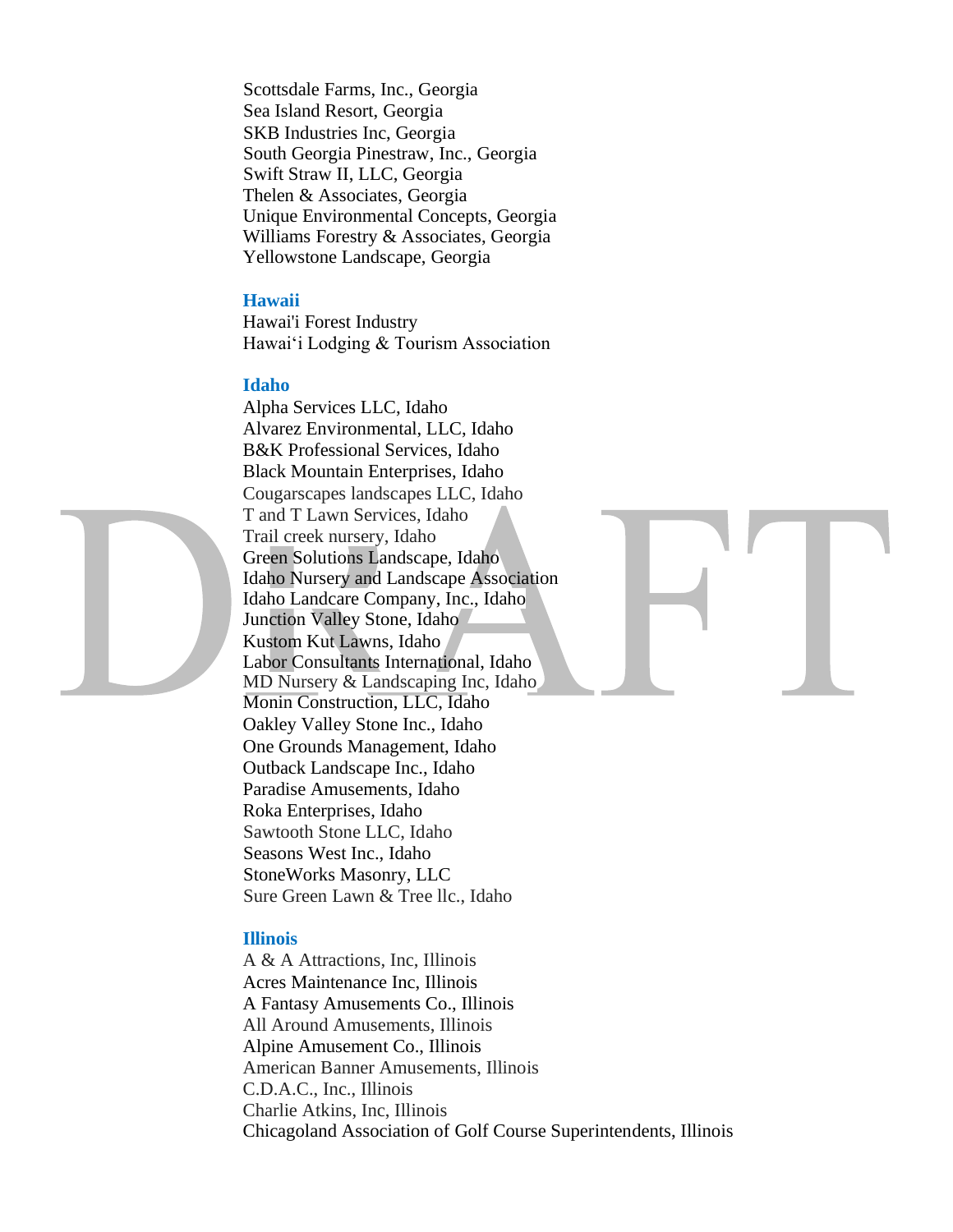Scottsdale Farms, Inc., Georgia
Sea Island Resort, Georgia
SKB Industries Inc, Georgia
South Georgia Pinestraw, Inc., Georgia
Swift Straw II, LLC, Georgia
Thelen & Associates, Georgia
Unique Environmental Concepts, Georgia
Williams Forestry & Associates, Georgia
Yellowstone Landscape, Georgia

### Hawaii

Hawai'i Forest Industry
Hawaiʻi Lodging & Tourism Association

### Idaho

Alpha Services LLC, Idaho
Alvarez Environmental, LLC, Idaho
B&K Professional Services, Idaho
Black Mountain Enterprises, Idaho
Cougarscapes landscapes LLC, Idaho
T and T Lawn Services, Idaho
Trail creek nursery, Idaho
Green Solutions Landscape, Idaho
Idaho Nursery and Landscape Association
Idaho Landcare Company, Inc., Idaho
Junction Valley Stone, Idaho
Kustom Kut Lawns, Idaho
Labor Consultants International, Idaho
MD Nursery & Landscaping Inc, Idaho
Monin Construction, LLC, Idaho
Oakley Valley Stone Inc., Idaho
One Grounds Management, Idaho
Outback Landscape Inc., Idaho
Paradise Amusements, Idaho
Roka Enterprises, Idaho
Sawtooth Stone LLC, Idaho
Seasons West Inc., Idaho
StoneWorks Masonry, LLC
Sure Green Lawn & Tree llc., Idaho

### Illinois

A & A Attractions, Inc, Illinois
Acres Maintenance Inc, Illinois
A Fantasy Amusements Co., Illinois
All Around Amusements, Illinois
Alpine Amusement Co., Illinois
American Banner Amusements, Illinois
C.D.A.C., Inc., Illinois
Charlie Atkins, Inc, Illinois
Chicagoland Association of Golf Course Superintendents, Illinois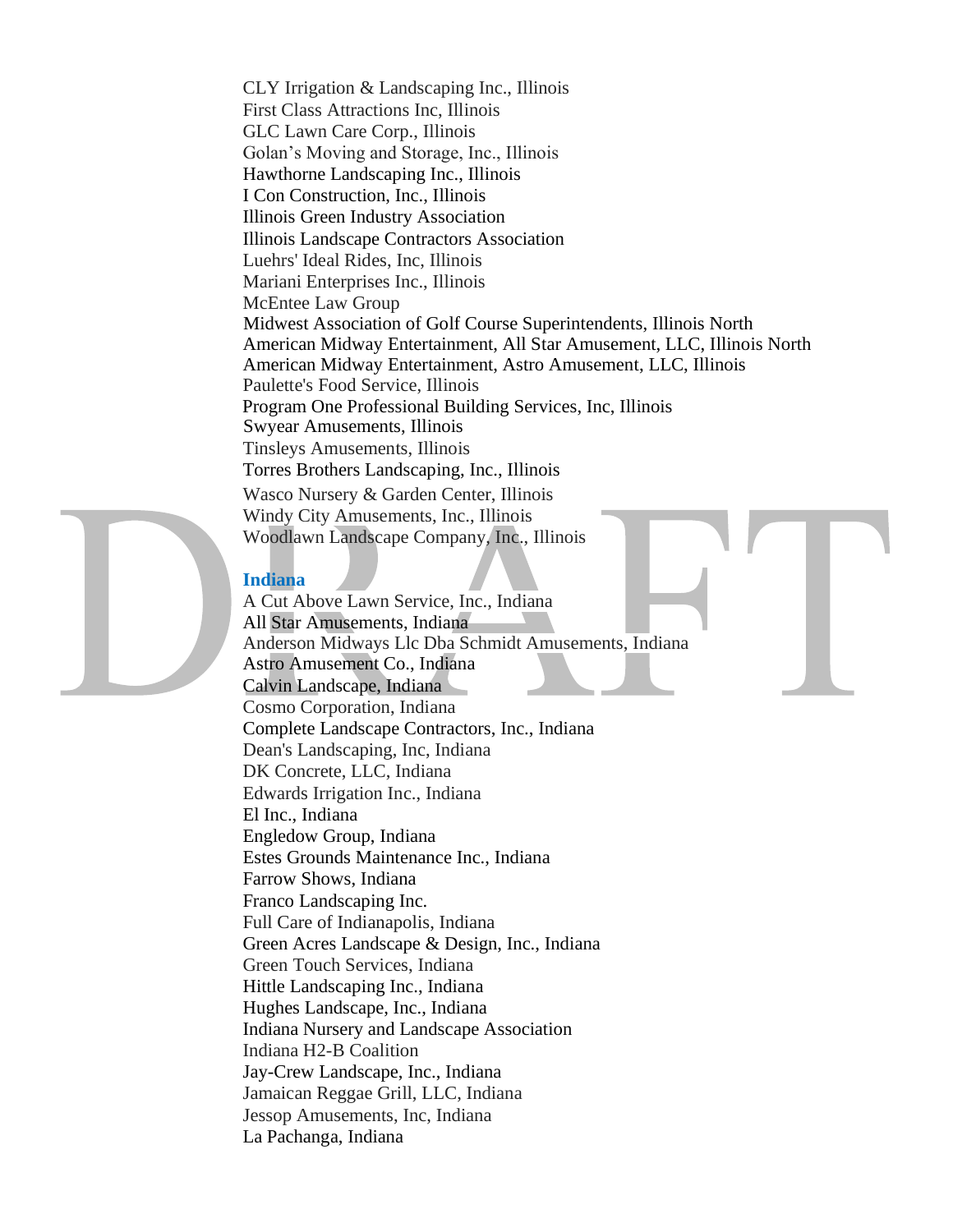CLY Irrigation & Landscaping Inc., Illinois
First Class Attractions Inc, Illinois
GLC Lawn Care Corp., Illinois
Golan's Moving and Storage, Inc., Illinois
Hawthorne Landscaping Inc., Illinois
I Con Construction, Inc., Illinois
Illinois Green Industry Association
Illinois Landscape Contractors Association
Luehrs' Ideal Rides, Inc, Illinois
Mariani Enterprises Inc., Illinois
McEntee Law Group
Midwest Association of Golf Course Superintendents, Illinois North
American Midway Entertainment, All Star Amusement, LLC, Illinois North
American Midway Entertainment, Astro Amusement, LLC, Illinois
Paulette's Food Service, Illinois
Program One Professional Building Services, Inc, Illinois
Swyear Amusements, Illinois
Tinsleys Amusements, Illinois
Torres Brothers Landscaping, Inc., Illinois
Wasco Nursery & Garden Center, Illinois
Windy City Amusements, Inc., Illinois
Woodlawn Landscape Company, Inc., Illinois

### Indiana

A Cut Above Lawn Service, Inc., Indiana
All Star Amusements, Indiana
Anderson Midways Llc Dba Schmidt Amusements, Indiana
Astro Amusement Co., Indiana
Calvin Landscape, Indiana
Cosmo Corporation, Indiana
Complete Landscape Contractors, Inc., Indiana
Dean's Landscaping, Inc, Indiana
DK Concrete, LLC, Indiana
Edwards Irrigation Inc., Indiana
El Inc., Indiana
Engledow Group, Indiana
Estes Grounds Maintenance Inc., Indiana
Farrow Shows, Indiana
Franco Landscaping Inc.
Full Care of Indianapolis, Indiana
Green Acres Landscape & Design, Inc., Indiana
Green Touch Services, Indiana
Hittle Landscaping Inc., Indiana
Hughes Landscape, Inc., Indiana
Indiana Nursery and Landscape Association
Indiana H2-B Coalition
Jay-Crew Landscape, Inc., Indiana
Jamaican Reggae Grill, LLC, Indiana
Jessop Amusements, Inc, Indiana
La Pachanga, Indiana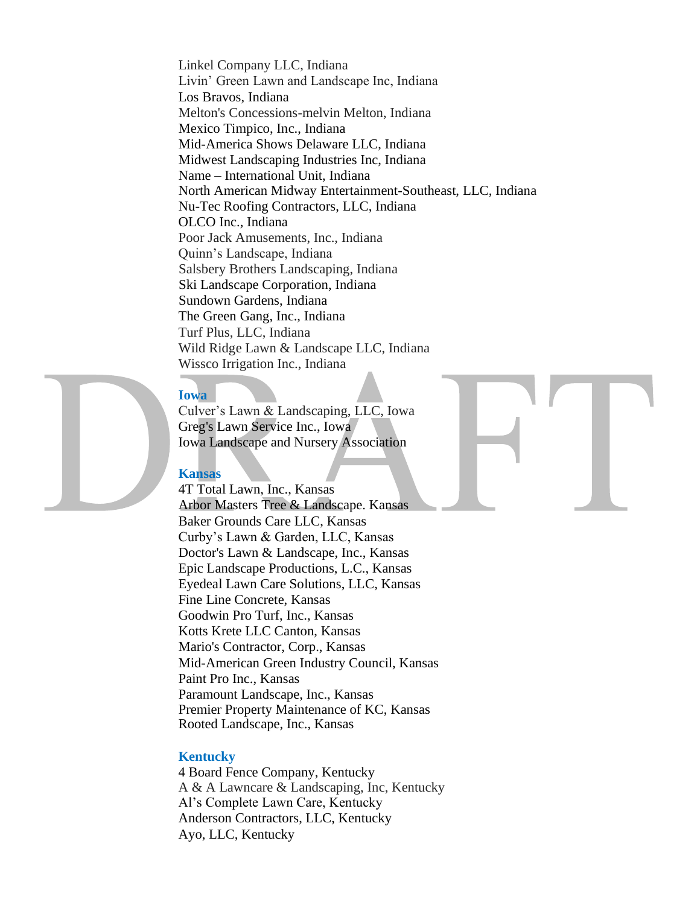Linkel Company LLC, Indiana
Livin' Green Lawn and Landscape Inc, Indiana
Los Bravos, Indiana
Melton's Concessions-melvin Melton, Indiana
Mexico Timpico, Inc., Indiana
Mid-America Shows Delaware LLC, Indiana
Midwest Landscaping Industries Inc, Indiana
Name – International Unit, Indiana
North American Midway Entertainment-Southeast, LLC, Indiana
Nu-Tec Roofing Contractors, LLC, Indiana
OLCO Inc., Indiana
Poor Jack Amusements, Inc., Indiana
Quinn's Landscape, Indiana
Salsbery Brothers Landscaping, Indiana
Ski Landscape Corporation, Indiana
Sundown Gardens, Indiana
The Green Gang, Inc., Indiana
Turf Plus, LLC, Indiana
Wild Ridge Lawn & Landscape LLC, Indiana
Wissco Irrigation Inc., Indiana

**Iowa**

Culver's Lawn & Landscaping, LLC, Iowa
Greg's Lawn Service Inc., Iowa
Iowa Landscape and Nursery Association

**Kansas**

4T Total Lawn, Inc., Kansas
Arbor Masters Tree & Landscape. Kansas
Baker Grounds Care LLC, Kansas
Curby's Lawn & Garden, LLC, Kansas
Doctor's Lawn & Landscape, Inc., Kansas
Epic Landscape Productions, L.C., Kansas
Eyedeal Lawn Care Solutions, LLC, Kansas
Fine Line Concrete, Kansas
Goodwin Pro Turf, Inc., Kansas
Kotts Krete LLC Canton, Kansas
Mario's Contractor, Corp., Kansas
Mid-American Green Industry Council, Kansas
Paint Pro Inc., Kansas
Paramount Landscape, Inc., Kansas
Premier Property Maintenance of KC, Kansas
Rooted Landscape, Inc., Kansas

**Kentucky**

4 Board Fence Company, Kentucky
A & A Lawncare & Landscaping, Inc, Kentucky
Al's Complete Lawn Care, Kentucky
Anderson Contractors, LLC, Kentucky
Ayo, LLC, Kentucky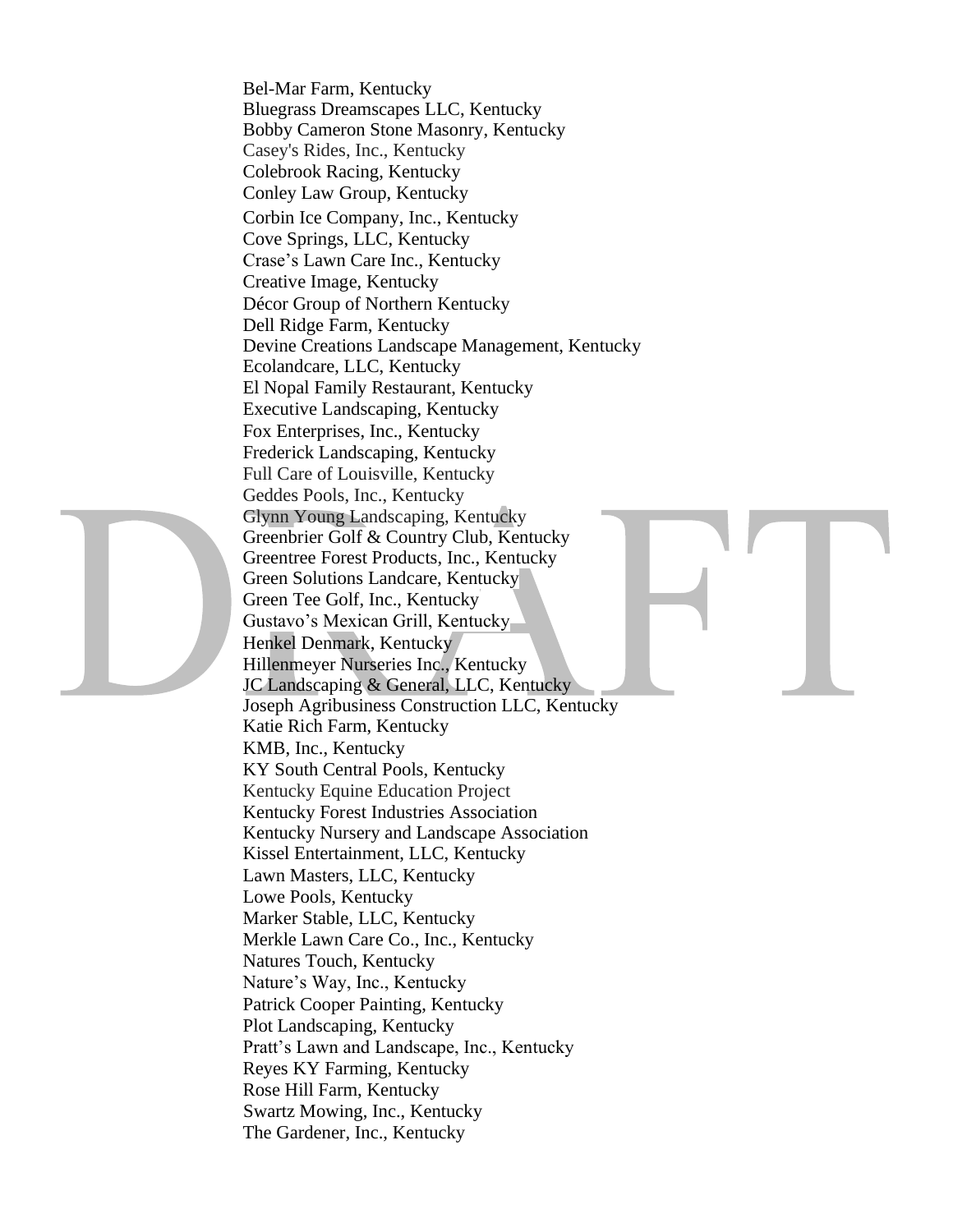Bel-Mar Farm, Kentucky
Bluegrass Dreamscapes LLC, Kentucky
Bobby Cameron Stone Masonry, Kentucky
Casey's Rides, Inc., Kentucky
Colebrook Racing, Kentucky
Conley Law Group, Kentucky
Corbin Ice Company, Inc., Kentucky
Cove Springs, LLC, Kentucky
Crase's Lawn Care Inc., Kentucky
Creative Image, Kentucky
Décor Group of Northern Kentucky
Dell Ridge Farm, Kentucky
Devine Creations Landscape Management, Kentucky
Ecolandcare, LLC, Kentucky
El Nopal Family Restaurant, Kentucky
Executive Landscaping, Kentucky
Fox Enterprises, Inc., Kentucky
Frederick Landscaping, Kentucky
Full Care of Louisville, Kentucky
Geddes Pools, Inc., Kentucky
Glynn Young Landscaping, Kentucky
Greenbrier Golf & Country Club, Kentucky
Greentree Forest Products, Inc., Kentucky
Green Solutions Landcare, Kentucky
Green Tee Golf, Inc., Kentucky
Gustavo's Mexican Grill, Kentucky
Henkel Denmark, Kentucky
Hillenmeyer Nurseries Inc., Kentucky
JC Landscaping & General, LLC, Kentucky
Joseph Agribusiness Construction LLC, Kentucky
Katie Rich Farm, Kentucky
KMB, Inc., Kentucky
KY South Central Pools, Kentucky
Kentucky Equine Education Project
Kentucky Forest Industries Association
Kentucky Nursery and Landscape Association
Kissel Entertainment, LLC, Kentucky
Lawn Masters, LLC, Kentucky
Lowe Pools, Kentucky
Marker Stable, LLC, Kentucky
Merkle Lawn Care Co., Inc., Kentucky
Natures Touch, Kentucky
Nature's Way, Inc., Kentucky
Patrick Cooper Painting, Kentucky
Plot Landscaping, Kentucky
Pratt's Lawn and Landscape, Inc., Kentucky
Reyes KY Farming, Kentucky
Rose Hill Farm, Kentucky
Swartz Mowing, Inc., Kentucky
The Gardener, Inc., Kentucky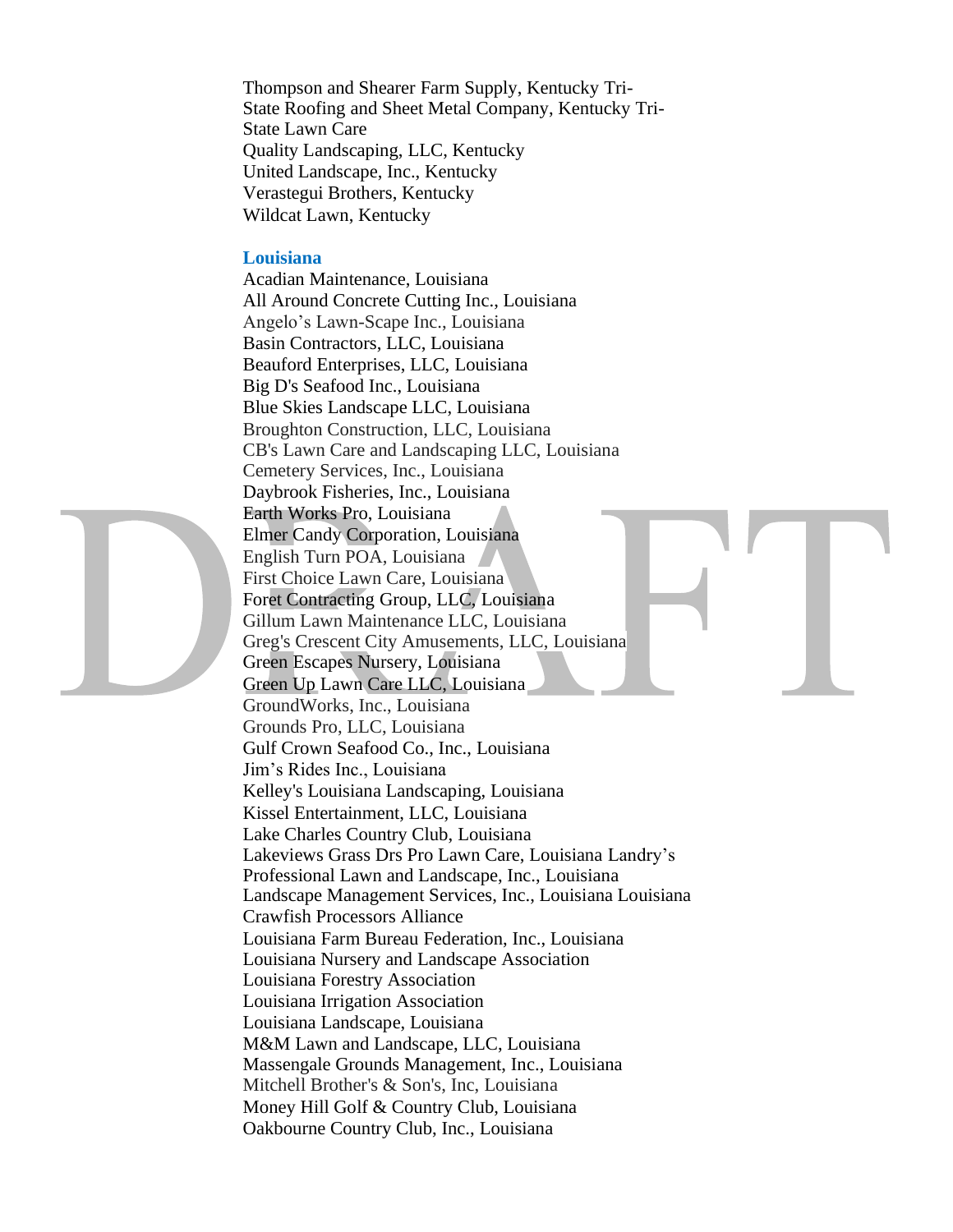Thompson and Shearer Farm Supply, Kentucky Tri-State Roofing and Sheet Metal Company, Kentucky Tri-State Lawn Care
Quality Landscaping, LLC, Kentucky
United Landscape, Inc., Kentucky
Verastegui Brothers, Kentucky
Wildcat Lawn, Kentucky

### Louisiana

Acadian Maintenance, Louisiana
All Around Concrete Cutting Inc., Louisiana
Angelo's Lawn-Scape Inc., Louisiana
Basin Contractors, LLC, Louisiana
Beauford Enterprises, LLC, Louisiana
Big D's Seafood Inc., Louisiana
Blue Skies Landscape LLC, Louisiana
Broughton Construction, LLC, Louisiana
CB's Lawn Care and Landscaping LLC, Louisiana
Cemetery Services, Inc., Louisiana
Daybrook Fisheries, Inc., Louisiana
Earth Works Pro, Louisiana
Elmer Candy Corporation, Louisiana
English Turn POA, Louisiana
First Choice Lawn Care, Louisiana
Foret Contracting Group, LLC, Louisiana
Gillum Lawn Maintenance LLC, Louisiana
Greg's Crescent City Amusements, LLC, Louisiana
Green Escapes Nursery, Louisiana
Green Up Lawn Care LLC, Louisiana
GroundWorks, Inc., Louisiana
Grounds Pro, LLC, Louisiana
Gulf Crown Seafood Co., Inc., Louisiana
Jim's Rides Inc., Louisiana
Kelley's Louisiana Landscaping, Louisiana
Kissel Entertainment, LLC, Louisiana
Lake Charles Country Club, Louisiana
Lakeviews Grass Drs Pro Lawn Care, Louisiana Landry's Professional Lawn and Landscape, Inc., Louisiana
Landscape Management Services, Inc., Louisiana Louisiana Crawfish Processors Alliance
Louisiana Farm Bureau Federation, Inc., Louisiana
Louisiana Nursery and Landscape Association
Louisiana Forestry Association
Louisiana Irrigation Association
Louisiana Landscape, Louisiana
M&M Lawn and Landscape, LLC, Louisiana
Massengale Grounds Management, Inc., Louisiana
Mitchell Brother's & Son's, Inc, Louisiana
Money Hill Golf & Country Club, Louisiana
Oakbourne Country Club, Inc., Louisiana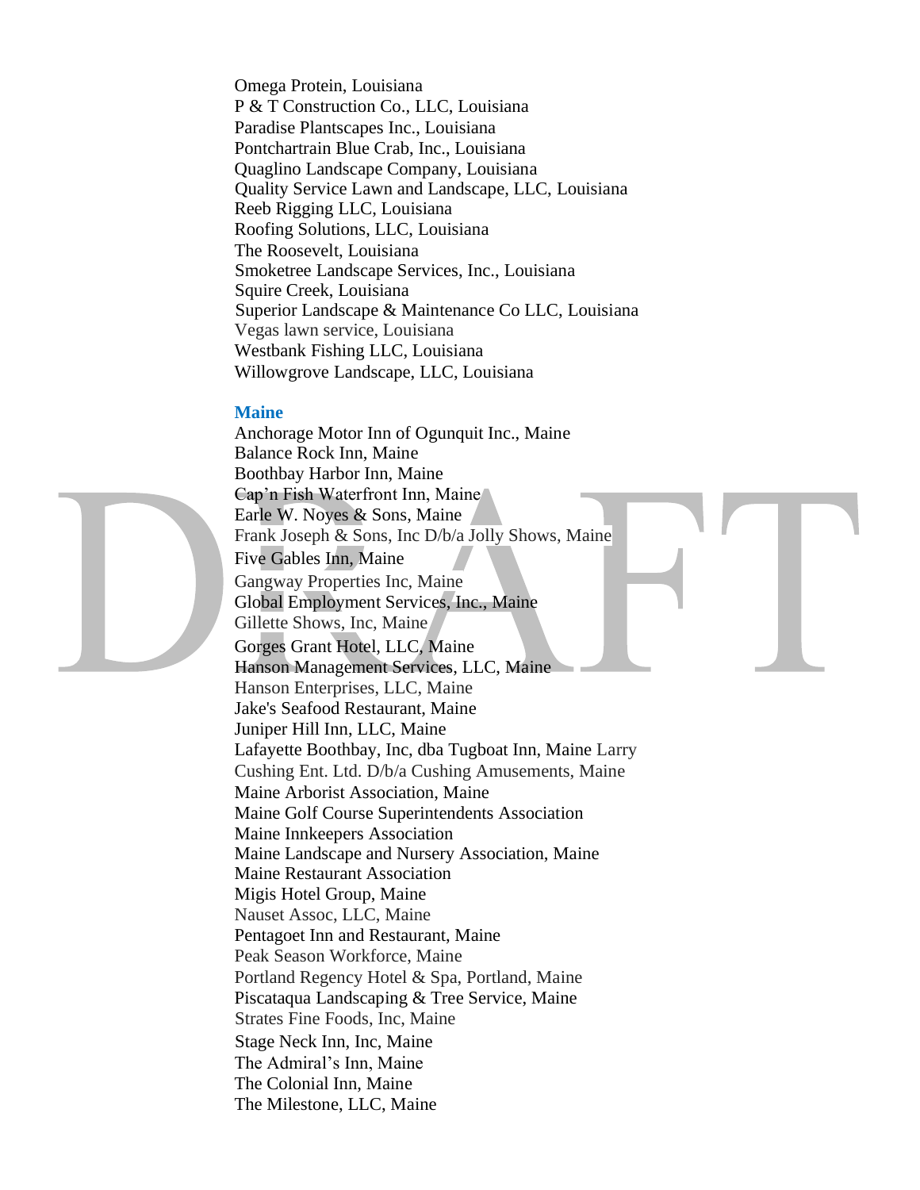Omega Protein, Louisiana
P & T Construction Co., LLC, Louisiana
Paradise Plantscapes Inc., Louisiana
Pontchartrain Blue Crab, Inc., Louisiana
Quaglino Landscape Company, Louisiana
Quality Service Lawn and Landscape, LLC, Louisiana
Reeb Rigging LLC, Louisiana
Roofing Solutions, LLC, Louisiana
The Roosevelt, Louisiana
Smoketree Landscape Services, Inc., Louisiana
Squire Creek, Louisiana
Superior Landscape & Maintenance Co LLC, Louisiana
Vegas lawn service, Louisiana
Westbank Fishing LLC, Louisiana
Willowgrove Landscape, LLC, Louisiana

### Maine

Anchorage Motor Inn of Ogunquit Inc., Maine
Balance Rock Inn, Maine
Boothbay Harbor Inn, Maine
Cap'n Fish Waterfront Inn, Maine
Earle W. Noyes & Sons, Maine
Frank Joseph & Sons, Inc D/b/a Jolly Shows, Maine
Five Gables Inn, Maine
Gangway Properties Inc, Maine
Global Employment Services, Inc., Maine
Gillette Shows, Inc, Maine
Gorges Grant Hotel, LLC, Maine
Hanson Management Services, LLC, Maine
Hanson Enterprises, LLC, Maine
Jake's Seafood Restaurant, Maine
Juniper Hill Inn, LLC, Maine
Lafayette Boothbay, Inc, dba Tugboat Inn, Maine
Larry Cushing Ent. Ltd. D/b/a Cushing Amusements, Maine
Maine Arborist Association, Maine
Maine Golf Course Superintendents Association
Maine Innkeepers Association
Maine Landscape and Nursery Association, Maine
Maine Restaurant Association
Migis Hotel Group, Maine
Nauset Assoc, LLC, Maine
Pentagoet Inn and Restaurant, Maine
Peak Season Workforce, Maine
Portland Regency Hotel & Spa, Portland, Maine
Piscataqua Landscaping & Tree Service, Maine
Strates Fine Foods, Inc, Maine
Stage Neck Inn, Inc, Maine
The Admiral's Inn, Maine
The Colonial Inn, Maine
The Milestone, LLC, Maine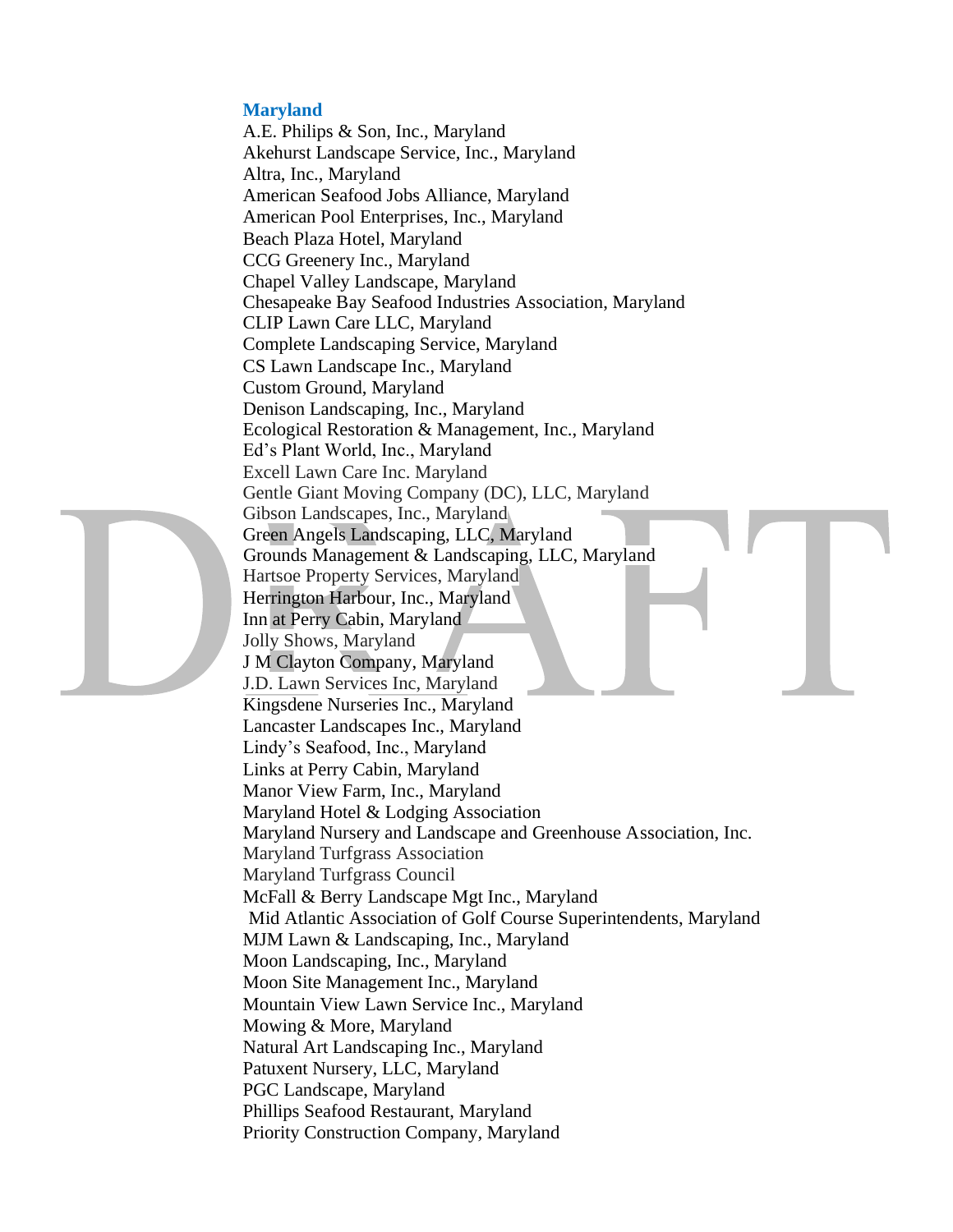## Maryland

A.E. Philips & Son, Inc., Maryland
Akehurst Landscape Service, Inc., Maryland
Altra, Inc., Maryland
American Seafood Jobs Alliance, Maryland
American Pool Enterprises, Inc., Maryland
Beach Plaza Hotel, Maryland
CCG Greenery Inc., Maryland
Chapel Valley Landscape, Maryland
Chesapeake Bay Seafood Industries Association, Maryland
CLIP Lawn Care LLC, Maryland
Complete Landscaping Service, Maryland
CS Lawn Landscape Inc., Maryland
Custom Ground, Maryland
Denison Landscaping, Inc., Maryland
Ecological Restoration & Management, Inc., Maryland
Ed's Plant World, Inc., Maryland
Excell Lawn Care Inc. Maryland
Gentle Giant Moving Company (DC), LLC, Maryland
Gibson Landscapes, Inc., Maryland
Green Angels Landscaping, LLC, Maryland
Grounds Management & Landscaping, LLC, Maryland
Hartsoe Property Services, Maryland
Herrington Harbour, Inc., Maryland
Inn at Perry Cabin, Maryland
Jolly Shows, Maryland
J M Clayton Company, Maryland
J.D. Lawn Services Inc, Maryland
Kingsdene Nurseries Inc., Maryland
Lancaster Landscapes Inc., Maryland
Lindy's Seafood, Inc., Maryland
Links at Perry Cabin, Maryland
Manor View Farm, Inc., Maryland
Maryland Hotel & Lodging Association
Maryland Nursery and Landscape and Greenhouse Association, Inc.
Maryland Turfgrass Association
Maryland Turfgrass Council
McFall & Berry Landscape Mgt Inc., Maryland
Mid Atlantic Association of Golf Course Superintendents, Maryland
MJM Lawn & Landscaping, Inc., Maryland
Moon Landscaping, Inc., Maryland
Moon Site Management Inc., Maryland
Mountain View Lawn Service Inc., Maryland
Mowing & More, Maryland
Natural Art Landscaping Inc., Maryland
Patuxent Nursery, LLC, Maryland
PGC Landscape, Maryland
Phillips Seafood Restaurant, Maryland
Priority Construction Company, Maryland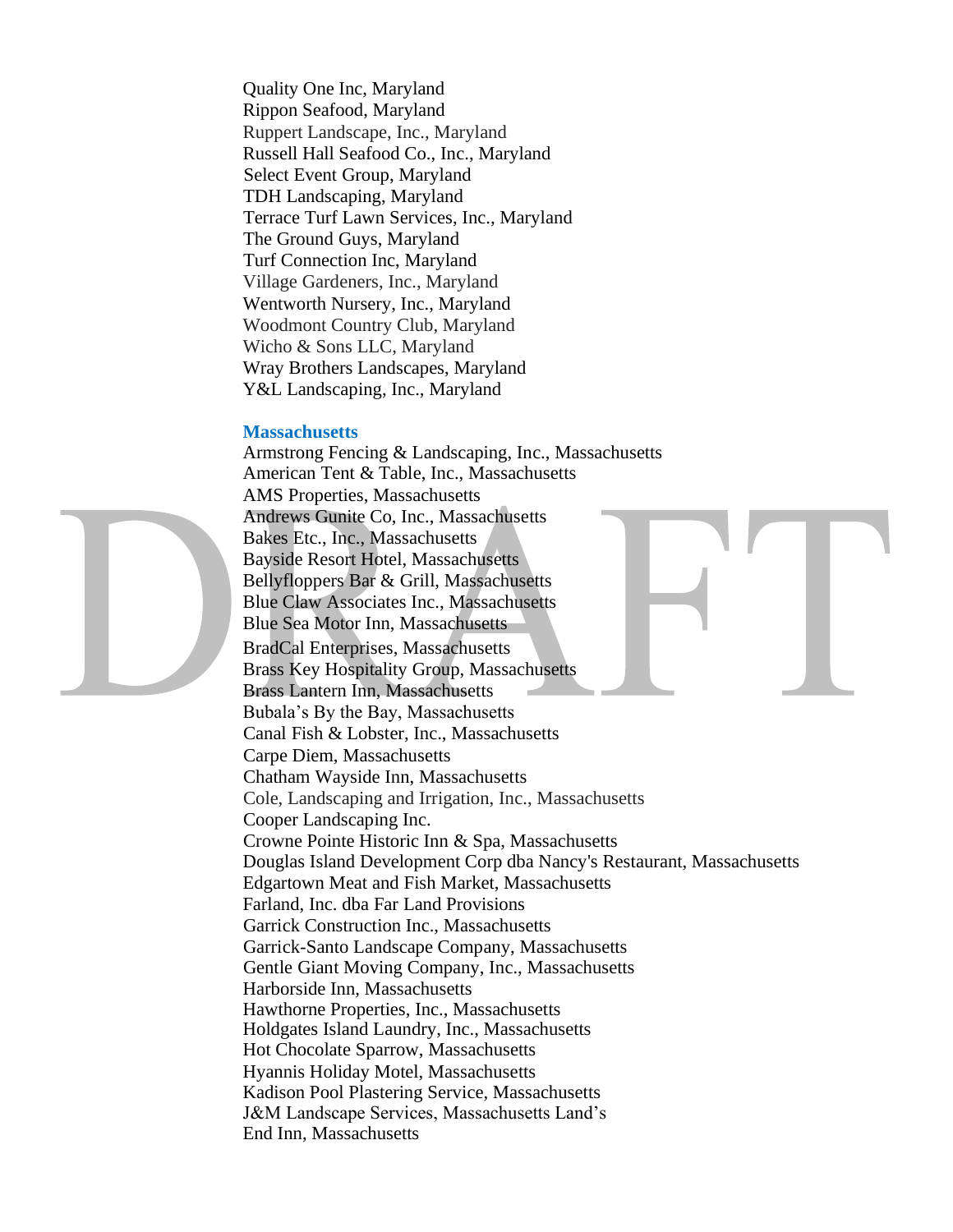Quality One Inc, Maryland
Rippon Seafood, Maryland
Ruppert Landscape, Inc., Maryland
Russell Hall Seafood Co., Inc., Maryland
Select Event Group, Maryland
TDH Landscaping, Maryland
Terrace Turf Lawn Services, Inc., Maryland
The Ground Guys, Maryland
Turf Connection Inc, Maryland
Village Gardeners, Inc., Maryland
Wentworth Nursery, Inc., Maryland
Woodmont Country Club, Maryland
Wicho & Sons LLC, Maryland
Wray Brothers Landscapes, Maryland
Y&L Landscaping, Inc., Maryland

**Massachusetts**

Armstrong Fencing & Landscaping, Inc., Massachusetts
American Tent & Table, Inc., Massachusetts
AMS Properties, Massachusetts
Andrews Gunite Co, Inc., Massachusetts
Bakes Etc., Inc., Massachusetts
Bayside Resort Hotel, Massachusetts
Bellyfloppers Bar & Grill, Massachusetts
Blue Claw Associates Inc., Massachusetts
Blue Sea Motor Inn, Massachusetts
BradCal Enterprises, Massachusetts
Brass Key Hospitality Group, Massachusetts
Brass Lantern Inn, Massachusetts
Bubala's By the Bay, Massachusetts
Canal Fish & Lobster, Inc., Massachusetts
Carpe Diem, Massachusetts
Chatham Wayside Inn, Massachusetts
Cole, Landscaping and Irrigation, Inc., Massachusetts
Cooper Landscaping Inc.
Crowne Pointe Historic Inn & Spa, Massachusetts
Douglas Island Development Corp dba Nancy's Restaurant, Massachusetts
Edgartown Meat and Fish Market, Massachusetts
Farland, Inc. dba Far Land Provisions
Garrick Construction Inc., Massachusetts
Garrick-Santo Landscape Company, Massachusetts
Gentle Giant Moving Company, Inc., Massachusetts
Harborside Inn, Massachusetts
Hawthorne Properties, Inc., Massachusetts
Holdgates Island Laundry, Inc., Massachusetts
Hot Chocolate Sparrow, Massachusetts
Hyannis Holiday Motel, Massachusetts
Kadison Pool Plastering Service, Massachusetts
J&M Landscape Services, Massachusetts Land's
End Inn, Massachusetts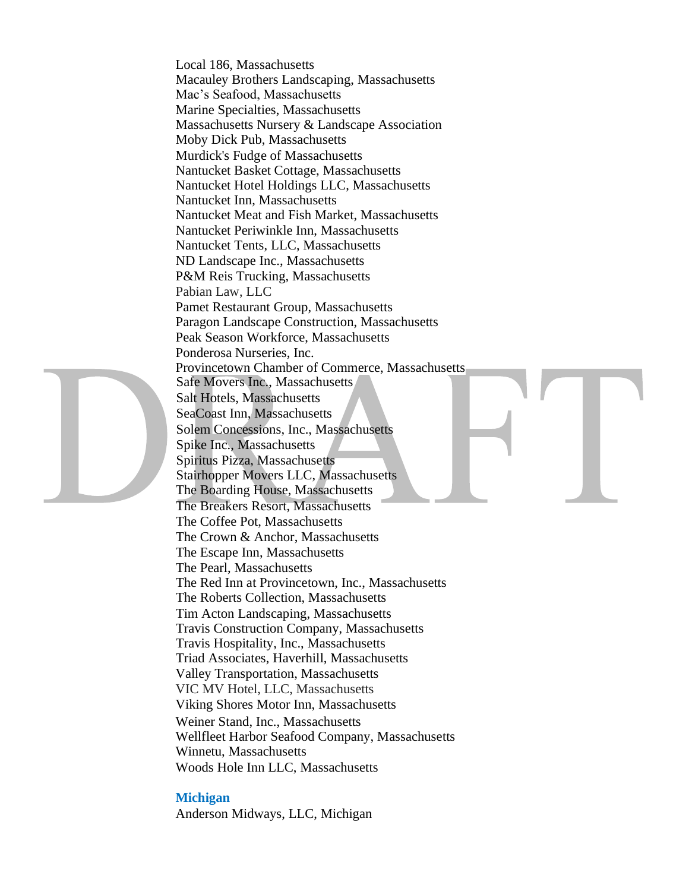Local 186, Massachusetts
Macauley Brothers Landscaping, Massachusetts
Mac's Seafood, Massachusetts
Marine Specialties, Massachusetts
Massachusetts Nursery & Landscape Association
Moby Dick Pub, Massachusetts
Murdick's Fudge of Massachusetts
Nantucket Basket Cottage, Massachusetts
Nantucket Hotel Holdings LLC, Massachusetts
Nantucket Inn, Massachusetts
Nantucket Meat and Fish Market, Massachusetts
Nantucket Periwinkle Inn, Massachusetts
Nantucket Tents, LLC, Massachusetts
ND Landscape Inc., Massachusetts
P&M Reis Trucking, Massachusetts
Pabian Law, LLC
Pamet Restaurant Group, Massachusetts
Paragon Landscape Construction, Massachusetts
Peak Season Workforce, Massachusetts
Ponderosa Nurseries, Inc.
Provincetown Chamber of Commerce, Massachusetts
Safe Movers Inc., Massachusetts
Salt Hotels, Massachusetts
SeaCoast Inn, Massachusetts
Solem Concessions, Inc., Massachusetts
Spike Inc., Massachusetts
Spiritus Pizza, Massachusetts
Stairhopper Movers LLC, Massachusetts
The Boarding House, Massachusetts
The Breakers Resort, Massachusetts
The Coffee Pot, Massachusetts
The Crown & Anchor, Massachusetts
The Escape Inn, Massachusetts
The Pearl, Massachusetts
The Red Inn at Provincetown, Inc., Massachusetts
The Roberts Collection, Massachusetts
Tim Acton Landscaping, Massachusetts
Travis Construction Company, Massachusetts
Travis Hospitality, Inc., Massachusetts
Triad Associates, Haverhill, Massachusetts
Valley Transportation, Massachusetts
VIC MV Hotel, LLC, Massachusetts
Viking Shores Motor Inn, Massachusetts
Weiner Stand, Inc., Massachusetts
Wellfleet Harbor Seafood Company, Massachusetts
Winnetu, Massachusetts
Woods Hole Inn LLC, Massachusetts

**Michigan**

Anderson Midways, LLC, Michigan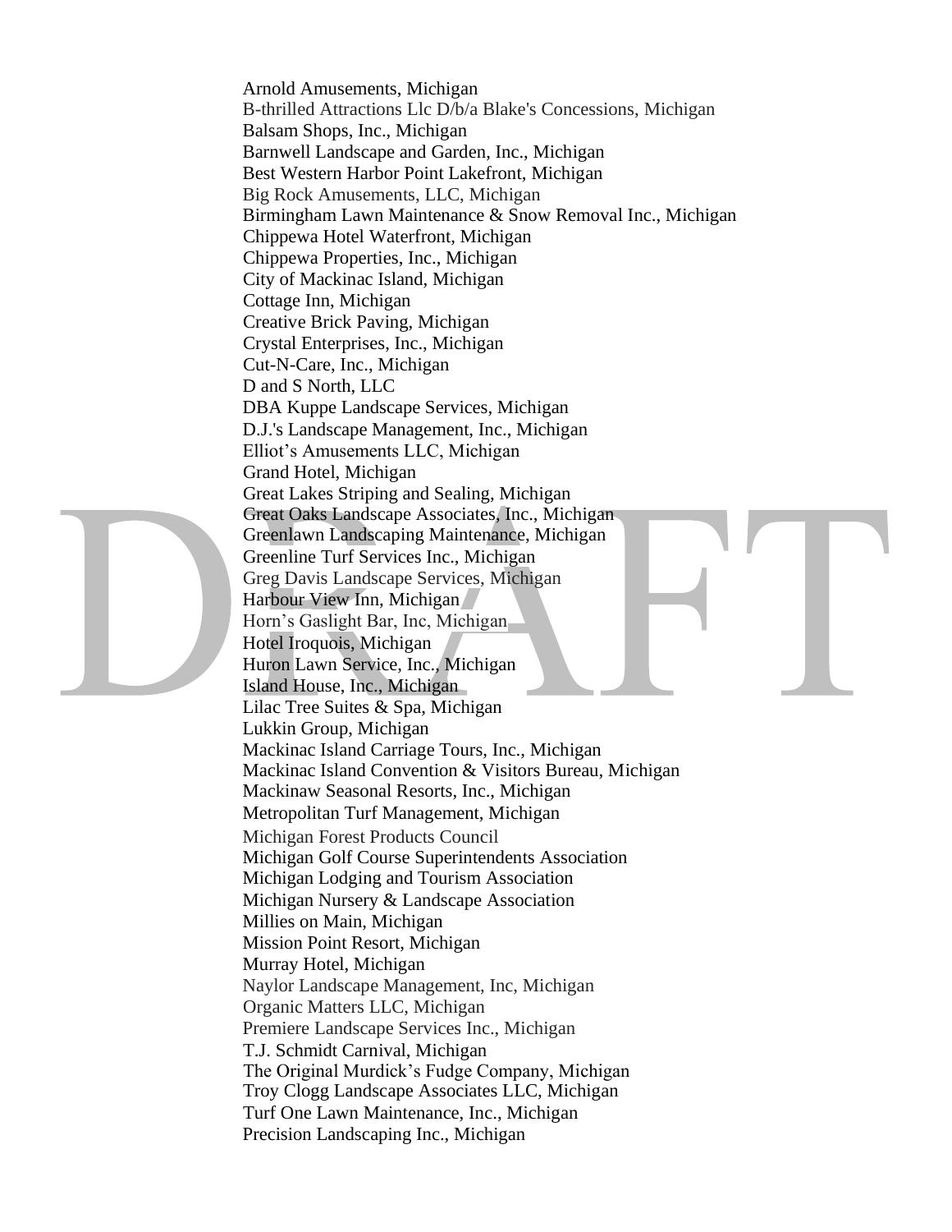Arnold Amusements, Michigan
B-thrilled Attractions Llc D/b/a Blake's Concessions, Michigan
Balsam Shops, Inc., Michigan
Barnwell Landscape and Garden, Inc., Michigan
Best Western Harbor Point Lakefront, Michigan
Big Rock Amusements, LLC, Michigan
Birmingham Lawn Maintenance & Snow Removal Inc., Michigan
Chippewa Hotel Waterfront, Michigan
Chippewa Properties, Inc., Michigan
City of Mackinac Island, Michigan
Cottage Inn, Michigan
Creative Brick Paving, Michigan
Crystal Enterprises, Inc., Michigan
Cut-N-Care, Inc., Michigan
D and S North, LLC
DBA Kuppe Landscape Services, Michigan
D.J.'s Landscape Management, Inc., Michigan
Elliot's Amusements LLC, Michigan
Grand Hotel, Michigan
Great Lakes Striping and Sealing, Michigan
Great Oaks Landscape Associates, Inc., Michigan
Greenlawn Landscaping Maintenance, Michigan
Greenline Turf Services Inc., Michigan
Greg Davis Landscape Services, Michigan
Harbour View Inn, Michigan
Horn's Gaslight Bar, Inc, Michigan
Hotel Iroquois, Michigan
Huron Lawn Service, Inc., Michigan
Island House, Inc., Michigan
Lilac Tree Suites & Spa, Michigan
Lukkin Group, Michigan
Mackinac Island Carriage Tours, Inc., Michigan
Mackinac Island Convention & Visitors Bureau, Michigan
Mackinaw Seasonal Resorts, Inc., Michigan
Metropolitan Turf Management, Michigan
Michigan Forest Products Council
Michigan Golf Course Superintendents Association
Michigan Lodging and Tourism Association
Michigan Nursery & Landscape Association
Millies on Main, Michigan
Mission Point Resort, Michigan
Murray Hotel, Michigan
Naylor Landscape Management, Inc, Michigan
Organic Matters LLC, Michigan
Premiere Landscape Services Inc., Michigan
T.J. Schmidt Carnival, Michigan
The Original Murdick's Fudge Company, Michigan
Troy Clogg Landscape Associates LLC, Michigan
Turf One Lawn Maintenance, Inc., Michigan
Precision Landscaping Inc., Michigan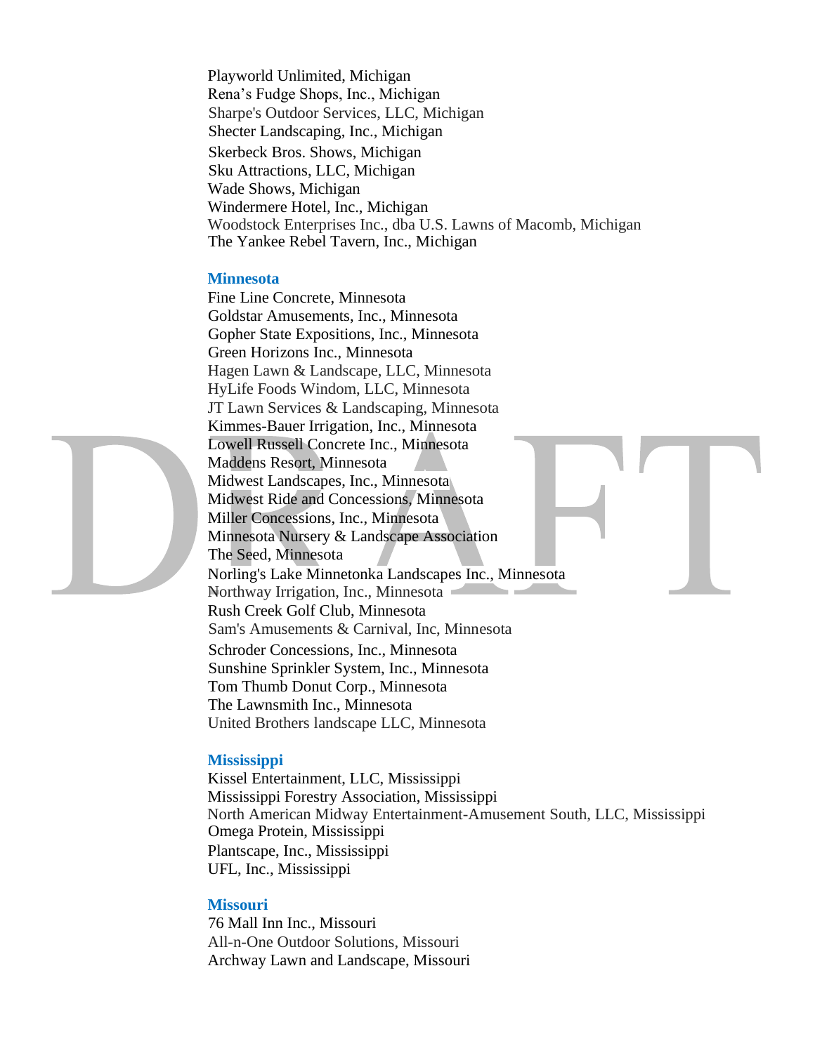Playworld Unlimited, Michigan
Rena's Fudge Shops, Inc., Michigan
Sharpe's Outdoor Services, LLC, Michigan
Shecter Landscaping, Inc., Michigan
Skerbeck Bros. Shows, Michigan
Sku Attractions, LLC, Michigan
Wade Shows, Michigan
Windermere Hotel, Inc., Michigan
Woodstock Enterprises Inc., dba U.S. Lawns of Macomb, Michigan
The Yankee Rebel Tavern, Inc., Michigan

### Minnesota

Fine Line Concrete, Minnesota
Goldstar Amusements, Inc., Minnesota
Gopher State Expositions, Inc., Minnesota
Green Horizons Inc., Minnesota
Hagen Lawn & Landscape, LLC, Minnesota
HyLife Foods Windom, LLC, Minnesota
JT Lawn Services & Landscaping, Minnesota
Kimmes-Bauer Irrigation, Inc., Minnesota
Lowell Russell Concrete Inc., Minnesota
Maddens Resort, Minnesota
Midwest Landscapes, Inc., Minnesota
Midwest Ride and Concessions, Minnesota
Miller Concessions, Inc., Minnesota
Minnesota Nursery & Landscape Association
The Seed, Minnesota
Norling's Lake Minnetonka Landscapes Inc., Minnesota
Northway Irrigation, Inc., Minnesota
Rush Creek Golf Club, Minnesota
Sam's Amusements & Carnival, Inc, Minnesota
Schroder Concessions, Inc., Minnesota
Sunshine Sprinkler System, Inc., Minnesota
Tom Thumb Donut Corp., Minnesota
The Lawnsmith Inc., Minnesota
United Brothers landscape LLC, Minnesota

### Mississippi

Kissel Entertainment, LLC, Mississippi
Mississippi Forestry Association, Mississippi
North American Midway Entertainment-Amusement South, LLC, Mississippi
Omega Protein, Mississippi
Plantscape, Inc., Mississippi
UFL, Inc., Mississippi

### Missouri

76 Mall Inn Inc., Missouri
All-n-One Outdoor Solutions, Missouri
Archway Lawn and Landscape, Missouri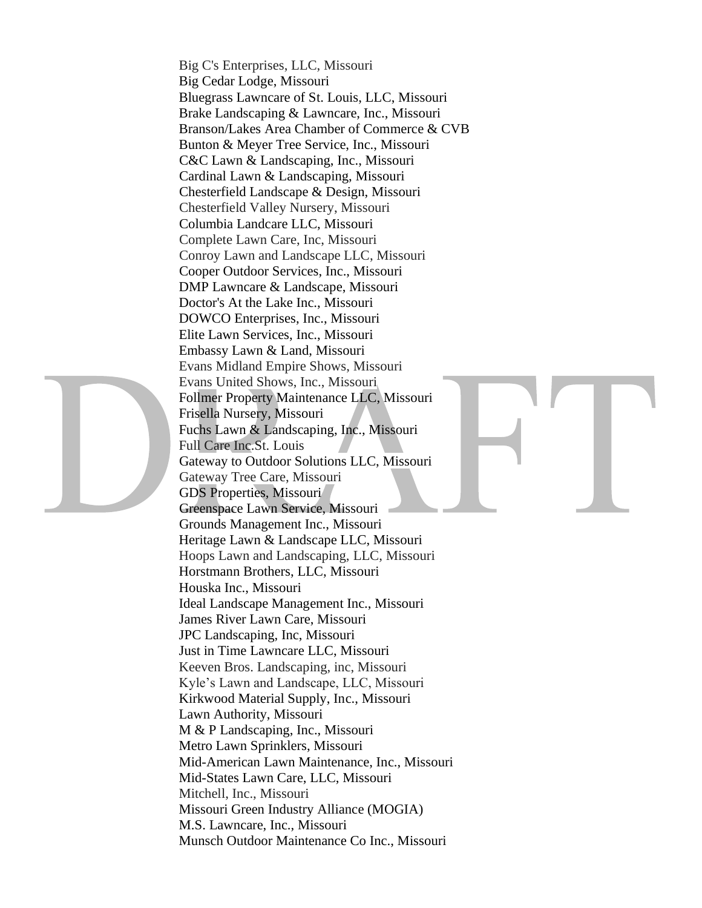Big C's Enterprises, LLC, Missouri
Big Cedar Lodge, Missouri
Bluegrass Lawncare of St. Louis, LLC, Missouri
Brake Landscaping & Lawncare, Inc., Missouri
Branson/Lakes Area Chamber of Commerce & CVB
Bunton & Meyer Tree Service, Inc., Missouri
C&C Lawn & Landscaping, Inc., Missouri
Cardinal Lawn & Landscaping, Missouri
Chesterfield Landscape & Design, Missouri
Chesterfield Valley Nursery, Missouri
Columbia Landcare LLC, Missouri
Complete Lawn Care, Inc, Missouri
Conroy Lawn and Landscape LLC, Missouri
Cooper Outdoor Services, Inc., Missouri
DMP Lawncare & Landscape, Missouri
Doctor's At the Lake Inc., Missouri
DOWCO Enterprises, Inc., Missouri
Elite Lawn Services, Inc., Missouri
Embassy Lawn & Land, Missouri
Evans Midland Empire Shows, Missouri
Evans United Shows, Inc., Missouri
Follmer Property Maintenance LLC, Missouri
Frisella Nursery, Missouri
Fuchs Lawn & Landscaping, Inc., Missouri
Full Care Inc.St. Louis
Gateway to Outdoor Solutions LLC, Missouri
Gateway Tree Care, Missouri
GDS Properties, Missouri
Greenspace Lawn Service, Missouri
Grounds Management Inc., Missouri
Heritage Lawn & Landscape LLC, Missouri
Hoops Lawn and Landscaping, LLC, Missouri
Horstmann Brothers, LLC, Missouri
Houska Inc., Missouri
Ideal Landscape Management Inc., Missouri
James River Lawn Care, Missouri
JPC Landscaping, Inc, Missouri
Just in Time Lawncare LLC, Missouri
Keeven Bros. Landscaping, inc, Missouri
Kyle's Lawn and Landscape, LLC, Missouri
Kirkwood Material Supply, Inc., Missouri
Lawn Authority, Missouri
M & P Landscaping, Inc., Missouri
Metro Lawn Sprinklers, Missouri
Mid-American Lawn Maintenance, Inc., Missouri
Mid-States Lawn Care, LLC, Missouri
Mitchell, Inc., Missouri
Missouri Green Industry Alliance (MOGIA)
M.S. Lawncare, Inc., Missouri
Munsch Outdoor Maintenance Co Inc., Missouri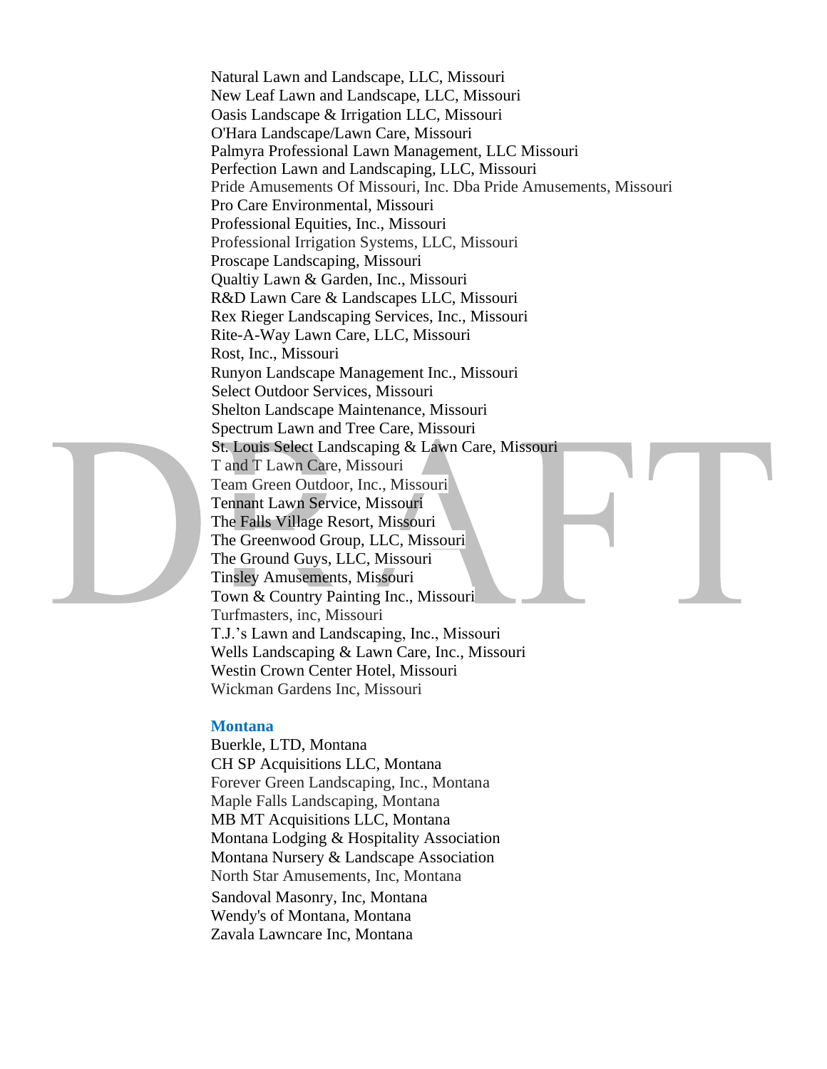Natural Lawn and Landscape, LLC, Missouri
New Leaf Lawn and Landscape, LLC, Missouri
Oasis Landscape & Irrigation LLC, Missouri
O'Hara Landscape/Lawn Care, Missouri
Palmyra Professional Lawn Management, LLC Missouri
Perfection Lawn and Landscaping, LLC, Missouri
Pride Amusements Of Missouri, Inc. Dba Pride Amusements, Missouri
Pro Care Environmental, Missouri
Professional Equities, Inc., Missouri
Professional Irrigation Systems, LLC, Missouri
Proscape Landscaping, Missouri
Qualtiy Lawn & Garden, Inc., Missouri
R&D Lawn Care & Landscapes LLC, Missouri
Rex Rieger Landscaping Services, Inc., Missouri
Rite-A-Way Lawn Care, LLC, Missouri
Rost, Inc., Missouri
Runyon Landscape Management Inc., Missouri
Select Outdoor Services, Missouri
Shelton Landscape Maintenance, Missouri
Spectrum Lawn and Tree Care, Missouri
St. Louis Select Landscaping & Lawn Care, Missouri
T and T Lawn Care, Missouri
Team Green Outdoor, Inc., Missouri
Tennant Lawn Service, Missouri
The Falls Village Resort, Missouri
The Greenwood Group, LLC, Missouri
The Ground Guys, LLC, Missouri
Tinsley Amusements, Missouri
Town & Country Painting Inc., Missouri
Turfmasters, inc, Missouri
T.J.'s Lawn and Landscaping, Inc., Missouri
Wells Landscaping & Lawn Care, Inc., Missouri
Westin Crown Center Hotel, Missouri
Wickman Gardens Inc, Missouri

**Montana**

Buerkle, LTD, Montana
CH SP Acquisitions LLC, Montana
Forever Green Landscaping, Inc., Montana
Maple Falls Landscaping, Montana
MB MT Acquisitions LLC, Montana
Montana Lodging & Hospitality Association
Montana Nursery & Landscape Association
North Star Amusements, Inc, Montana
Sandoval Masonry, Inc, Montana
Wendy's of Montana, Montana
Zavala Lawncare Inc, Montana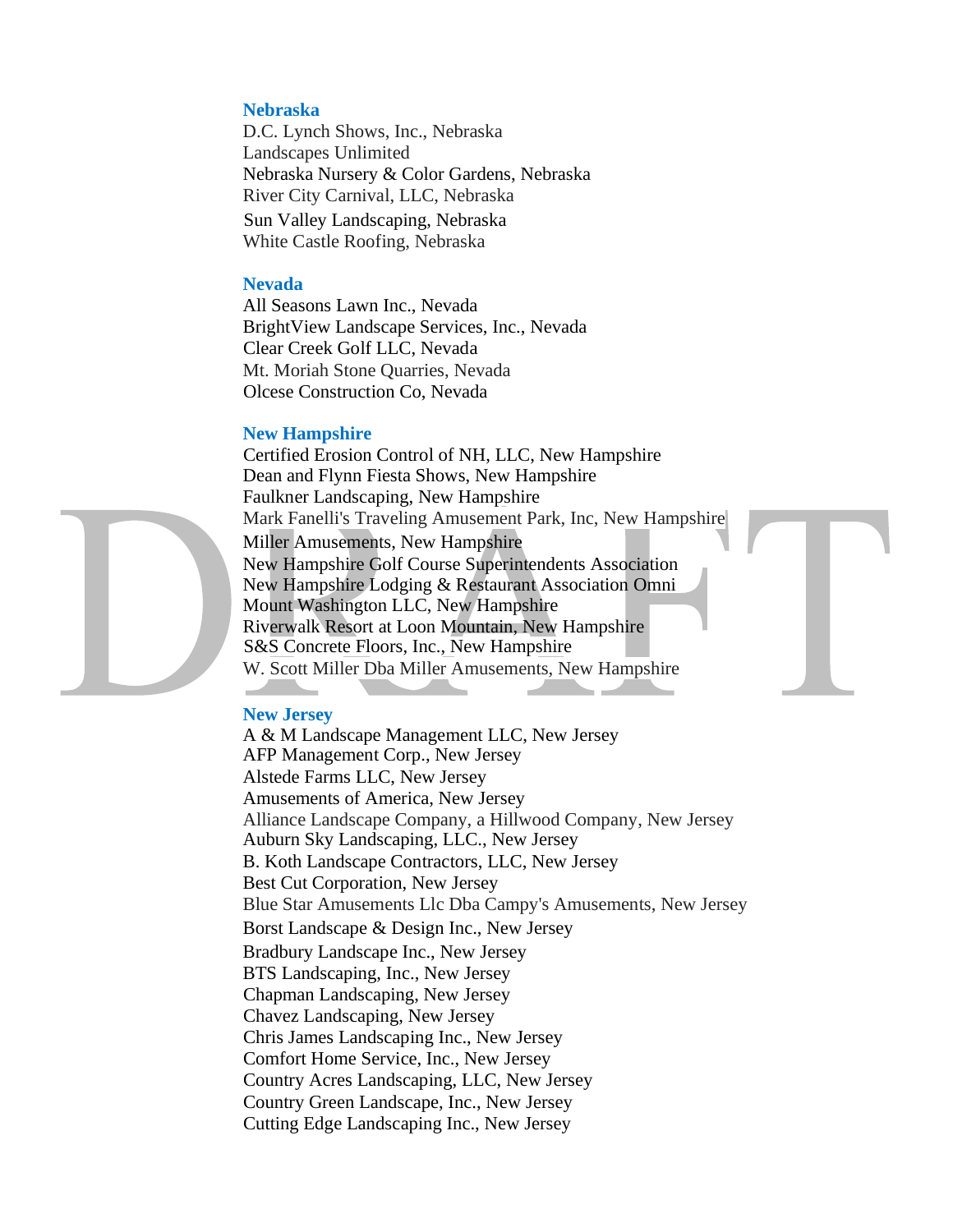### Nebraska

D.C. Lynch Shows, Inc., Nebraska
Landscapes Unlimited
Nebraska Nursery & Color Gardens, Nebraska
River City Carnival, LLC, Nebraska
Sun Valley Landscaping, Nebraska
White Castle Roofing, Nebraska

### Nevada

All Seasons Lawn Inc., Nevada
BrightView Landscape Services, Inc., Nevada
Clear Creek Golf LLC, Nevada
Mt. Moriah Stone Quarries, Nevada
Olcese Construction Co, Nevada

### New Hampshire

Certified Erosion Control of NH, LLC, New Hampshire
Dean and Flynn Fiesta Shows, New Hampshire
Faulkner Landscaping, New Hampshire
Mark Fanelli's Traveling Amusement Park, Inc, New Hampshire
Miller Amusements, New Hampshire
New Hampshire Golf Course Superintendents Association
New Hampshire Lodging & Restaurant Association Omni
Mount Washington LLC, New Hampshire
Riverwalk Resort at Loon Mountain, New Hampshire
S&S Concrete Floors, Inc., New Hampshire
W. Scott Miller Dba Miller Amusements, New Hampshire

### New Jersey

A & M Landscape Management LLC, New Jersey
AFP Management Corp., New Jersey
Alstede Farms LLC, New Jersey
Amusements of America, New Jersey
Alliance Landscape Company, a Hillwood Company, New Jersey
Auburn Sky Landscaping, LLC., New Jersey
B. Koth Landscape Contractors, LLC, New Jersey
Best Cut Corporation, New Jersey
Blue Star Amusements Llc Dba Campy's Amusements, New Jersey
Borst Landscape & Design Inc., New Jersey
Bradbury Landscape Inc., New Jersey
BTS Landscaping, Inc., New Jersey
Chapman Landscaping, New Jersey
Chavez Landscaping, New Jersey
Chris James Landscaping Inc., New Jersey
Comfort Home Service, Inc., New Jersey
Country Acres Landscaping, LLC, New Jersey
Country Green Landscape, Inc., New Jersey
Cutting Edge Landscaping Inc., New Jersey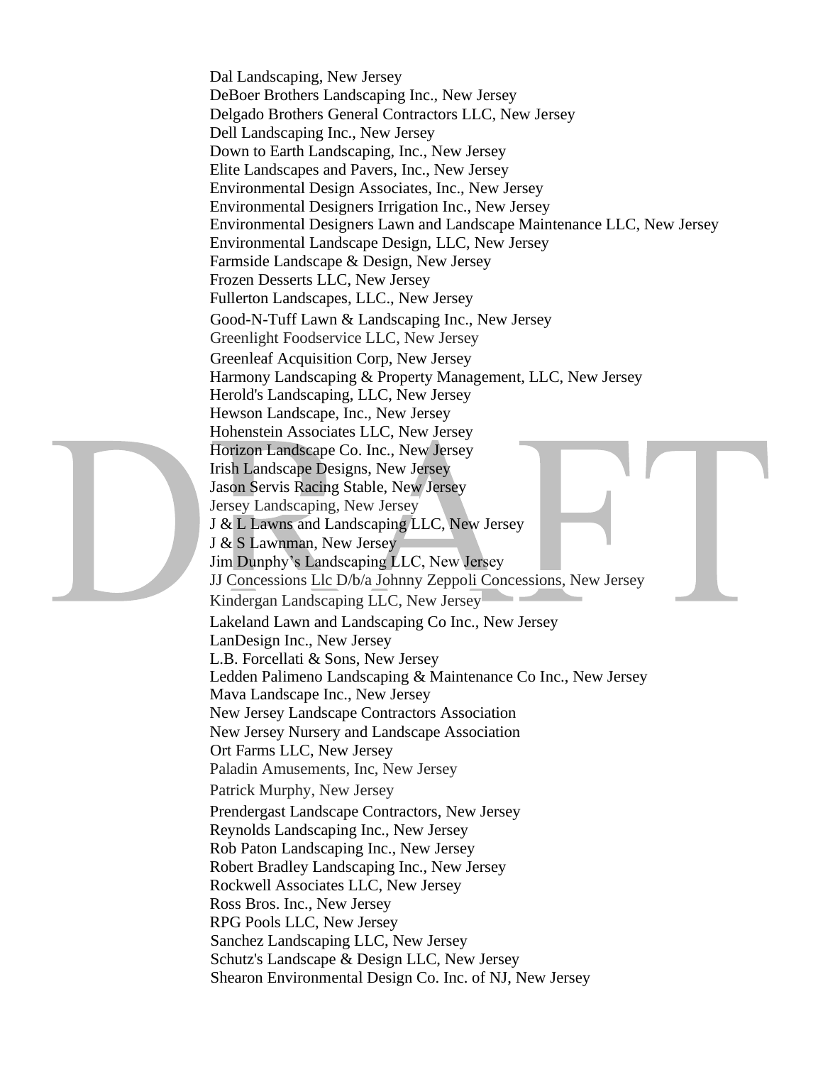Dal Landscaping, New Jersey
DeBoer Brothers Landscaping Inc., New Jersey
Delgado Brothers General Contractors LLC, New Jersey
Dell Landscaping Inc., New Jersey
Down to Earth Landscaping, Inc., New Jersey
Elite Landscapes and Pavers, Inc., New Jersey
Environmental Design Associates, Inc., New Jersey
Environmental Designers Irrigation Inc., New Jersey
Environmental Designers Lawn and Landscape Maintenance LLC, New Jersey
Environmental Landscape Design, LLC, New Jersey
Farmside Landscape & Design, New Jersey
Frozen Desserts LLC, New Jersey
Fullerton Landscapes, LLC., New Jersey
Good-N-Tuff Lawn & Landscaping Inc., New Jersey
Greenlight Foodservice LLC, New Jersey
Greenleaf Acquisition Corp, New Jersey
Harmony Landscaping & Property Management, LLC, New Jersey
Herold's Landscaping, LLC, New Jersey
Hewson Landscape, Inc., New Jersey
Hohenstein Associates LLC, New Jersey
Horizon Landscape Co. Inc., New Jersey
Irish Landscape Designs, New Jersey
Jason Servis Racing Stable, New Jersey
Jersey Landscaping, New Jersey
J & L Lawns and Landscaping LLC, New Jersey
J & S Lawnman, New Jersey
Jim Dunphy's Landscaping LLC, New Jersey
JJ Concessions Llc D/b/a Johnny Zeppoli Concessions, New Jersey
Kindergan Landscaping LLC, New Jersey
Lakeland Lawn and Landscaping Co Inc., New Jersey
LanDesign Inc., New Jersey
L.B. Forcellati & Sons, New Jersey
Ledden Palimeno Landscaping & Maintenance Co Inc., New Jersey
Mava Landscape Inc., New Jersey
New Jersey Landscape Contractors Association
New Jersey Nursery and Landscape Association
Ort Farms LLC, New Jersey
Paladin Amusements, Inc, New Jersey
Patrick Murphy, New Jersey
Prendergast Landscape Contractors, New Jersey
Reynolds Landscaping Inc., New Jersey
Rob Paton Landscaping Inc., New Jersey
Robert Bradley Landscaping Inc., New Jersey
Rockwell Associates LLC, New Jersey
Ross Bros. Inc., New Jersey
RPG Pools LLC, New Jersey
Sanchez Landscaping LLC, New Jersey
Schutz's Landscape & Design LLC, New Jersey
Shearon Environmental Design Co. Inc. of NJ, New Jersey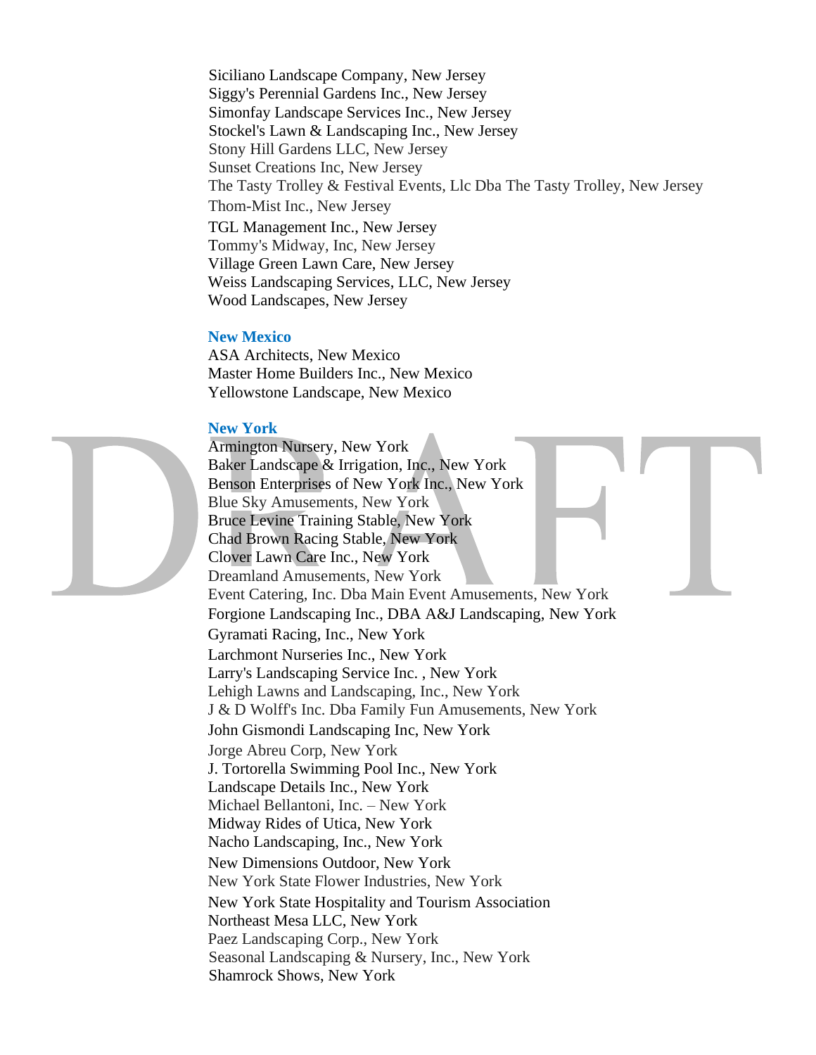Siciliano Landscape Company, New Jersey
Siggy's Perennial Gardens Inc., New Jersey
Simonfay Landscape Services Inc., New Jersey
Stockel's Lawn & Landscaping Inc., New Jersey
Stony Hill Gardens LLC, New Jersey
Sunset Creations Inc, New Jersey
The Tasty Trolley & Festival Events, Llc Dba The Tasty Trolley, New Jersey
Thom-Mist Inc., New Jersey
TGL Management Inc., New Jersey
Tommy's Midway, Inc, New Jersey
Village Green Lawn Care, New Jersey
Weiss Landscaping Services, LLC, New Jersey
Wood Landscapes, New Jersey

### New Mexico

ASA Architects, New Mexico
Master Home Builders Inc., New Mexico
Yellowstone Landscape, New Mexico

### New York

Armington Nursery, New York
Baker Landscape & Irrigation, Inc., New York
Benson Enterprises of New York Inc., New York
Blue Sky Amusements, New York
Bruce Levine Training Stable, New York
Chad Brown Racing Stable, New York
Clover Lawn Care Inc., New York
Dreamland Amusements, New York
Event Catering, Inc. Dba Main Event Amusements, New York
Forgione Landscaping Inc., DBA A&J Landscaping, New York
Gyramati Racing, Inc., New York
Larchmont Nurseries Inc., New York
Larry's Landscaping Service Inc. , New York
Lehigh Lawns and Landscaping, Inc., New York
J & D Wolff's Inc. Dba Family Fun Amusements, New York
John Gismondi Landscaping Inc, New York
Jorge Abreu Corp, New York
J. Tortorella Swimming Pool Inc., New York
Landscape Details Inc., New York
Michael Bellantoni, Inc. – New York
Midway Rides of Utica, New York
Nacho Landscaping, Inc., New York
New Dimensions Outdoor, New York
New York State Flower Industries, New York
New York State Hospitality and Tourism Association
Northeast Mesa LLC, New York
Paez Landscaping Corp., New York
Seasonal Landscaping & Nursery, Inc., New York
Shamrock Shows, New York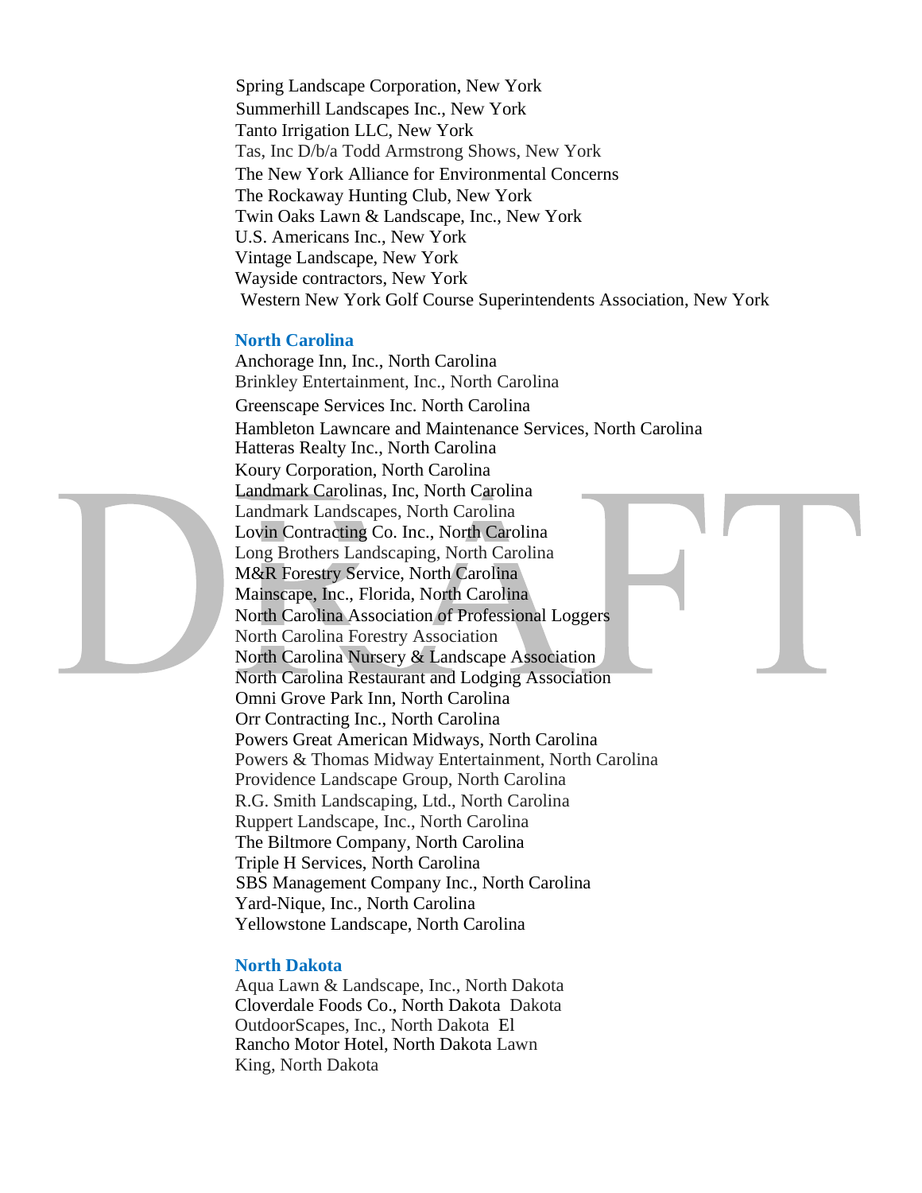Spring Landscape Corporation, New York
Summerhill Landscapes Inc., New York
Tanto Irrigation LLC, New York
Tas, Inc D/b/a Todd Armstrong Shows, New York
The New York Alliance for Environmental Concerns
The Rockaway Hunting Club, New York
Twin Oaks Lawn & Landscape, Inc., New York
U.S. Americans Inc., New York
Vintage Landscape, New York
Wayside contractors, New York
Western New York Golf Course Superintendents Association, New York

### North Carolina

Anchorage Inn, Inc., North Carolina
Brinkley Entertainment, Inc., North Carolina
Greenscape Services Inc. North Carolina
Hambleton Lawncare and Maintenance Services, North Carolina
Hatteras Realty Inc., North Carolina
Koury Corporation, North Carolina
Landmark Carolinas, Inc, North Carolina
Landmark Landscapes, North Carolina
Lovin Contracting Co. Inc., North Carolina
Long Brothers Landscaping, North Carolina
M&R Forestry Service, North Carolina
Mainscape, Inc., Florida, North Carolina
North Carolina Association of Professional Loggers
North Carolina Forestry Association
North Carolina Nursery & Landscape Association
North Carolina Restaurant and Lodging Association
Omni Grove Park Inn, North Carolina
Orr Contracting Inc., North Carolina
Powers Great American Midways, North Carolina
Powers & Thomas Midway Entertainment, North Carolina
Providence Landscape Group, North Carolina
R.G. Smith Landscaping, Ltd., North Carolina
Ruppert Landscape, Inc., North Carolina
The Biltmore Company, North Carolina
Triple H Services, North Carolina
SBS Management Company Inc., North Carolina
Yard-Nique, Inc., North Carolina
Yellowstone Landscape, North Carolina

### North Dakota

Aqua Lawn & Landscape, Inc., North Dakota
Cloverdale Foods Co., North Dakota
Dakota OutdoorScapes, Inc., North Dakota
El Rancho Motor Hotel, North Dakota
Lawn King, North Dakota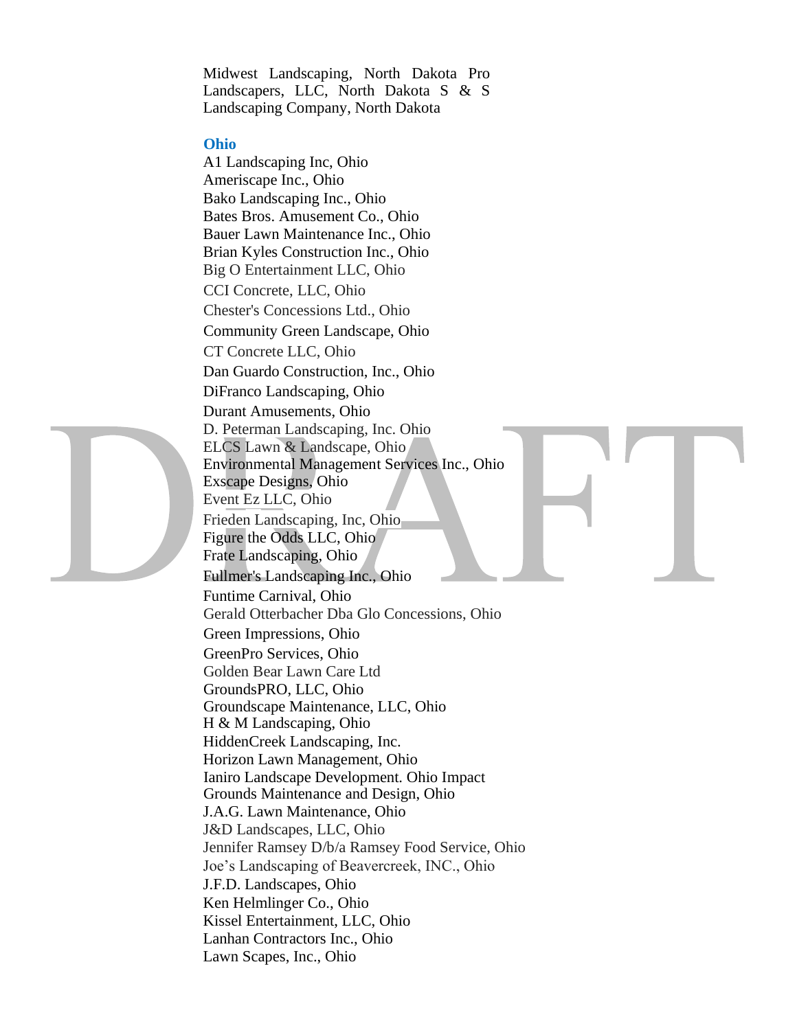Midwest Landscaping, North Dakota Pro Landscapers, LLC, North Dakota S & S Landscaping Company, North Dakota

### Ohio

A1 Landscaping Inc, Ohio
Ameriscape Inc., Ohio
Bako Landscaping Inc., Ohio
Bates Bros. Amusement Co., Ohio
Bauer Lawn Maintenance Inc., Ohio
Brian Kyles Construction Inc., Ohio
Big O Entertainment LLC, Ohio
CCI Concrete, LLC, Ohio
Chester's Concessions Ltd., Ohio
Community Green Landscape, Ohio
CT Concrete LLC, Ohio
Dan Guardo Construction, Inc., Ohio
DiFranco Landscaping, Ohio
Durant Amusements, Ohio
D. Peterman Landscaping, Inc. Ohio
ELCS Lawn & Landscape, Ohio
Environmental Management Services Inc., Ohio
Exscape Designs, Ohio
Event Ez LLC, Ohio
Frieden Landscaping, Inc, Ohio
Figure the Odds LLC, Ohio
Frate Landscaping, Ohio
Fullmer's Landscaping Inc., Ohio
Funtime Carnival, Ohio
Gerald Otterbacher Dba Glo Concessions, Ohio
Green Impressions, Ohio
GreenPro Services, Ohio
Golden Bear Lawn Care Ltd
GroundsPRO, LLC, Ohio
Groundscape Maintenance, LLC, Ohio
H & M Landscaping, Ohio
HiddenCreek Landscaping, Inc.
Horizon Lawn Management, Ohio
Ianiro Landscape Development. Ohio Impact Grounds Maintenance and Design, Ohio
J.A.G. Lawn Maintenance, Ohio
J&D Landscapes, LLC, Ohio
Jennifer Ramsey D/b/a Ramsey Food Service, Ohio
Joe's Landscaping of Beavercreek, INC., Ohio
J.F.D. Landscapes, Ohio
Ken Helmlinger Co., Ohio
Kissel Entertainment, LLC, Ohio
Lanhan Contractors Inc., Ohio
Lawn Scapes, Inc., Ohio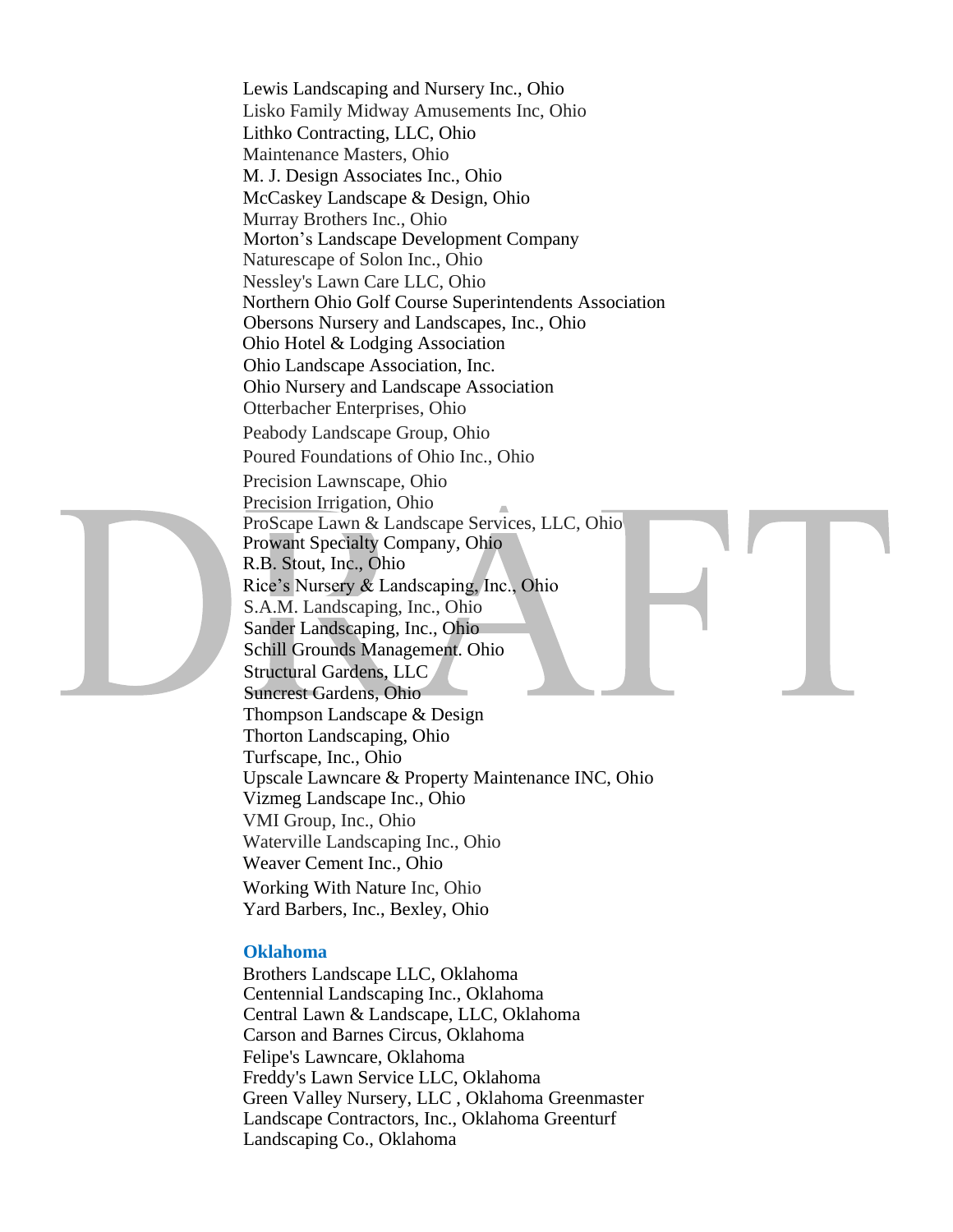Lewis Landscaping and Nursery Inc., Ohio
Lisko Family Midway Amusements Inc, Ohio
Lithko Contracting, LLC, Ohio
Maintenance Masters, Ohio
M. J. Design Associates Inc., Ohio
McCaskey Landscape & Design, Ohio
Murray Brothers Inc., Ohio
Morton's Landscape Development Company
Naturescape of Solon Inc., Ohio
Nessley's Lawn Care LLC, Ohio
Northern Ohio Golf Course Superintendents Association
Obersons Nursery and Landscapes, Inc., Ohio
Ohio Hotel & Lodging Association
Ohio Landscape Association, Inc.
Ohio Nursery and Landscape Association
Otterbacher Enterprises, Ohio
Peabody Landscape Group, Ohio
Poured Foundations of Ohio Inc., Ohio
Precision Lawnscape, Ohio
Precision Irrigation, Ohio
ProScape Lawn & Landscape Services, LLC, Ohio
Prowant Specialty Company, Ohio
R.B. Stout, Inc., Ohio
Rice's Nursery & Landscaping, Inc., Ohio
S.A.M. Landscaping, Inc., Ohio
Sander Landscaping, Inc., Ohio
Schill Grounds Management. Ohio
Structural Gardens, LLC
Suncrest Gardens, Ohio
Thompson Landscape & Design
Thorton Landscaping, Ohio
Turfscape, Inc., Ohio
Upscale Lawncare & Property Maintenance INC, Ohio
Vizmeg Landscape Inc., Ohio
VMI Group, Inc., Ohio
Waterville Landscaping Inc., Ohio
Weaver Cement Inc., Ohio
Working With Nature Inc, Ohio
Yard Barbers, Inc., Bexley, Ohio

### Oklahoma

Brothers Landscape LLC, Oklahoma
Centennial Landscaping Inc., Oklahoma
Central Lawn & Landscape, LLC, Oklahoma
Carson and Barnes Circus, Oklahoma
Felipe's Lawncare, Oklahoma
Freddy's Lawn Service LLC, Oklahoma
Green Valley Nursery, LLC , Oklahoma Greenmaster
Landscape Contractors, Inc., Oklahoma Greenturf
Landscaping Co., Oklahoma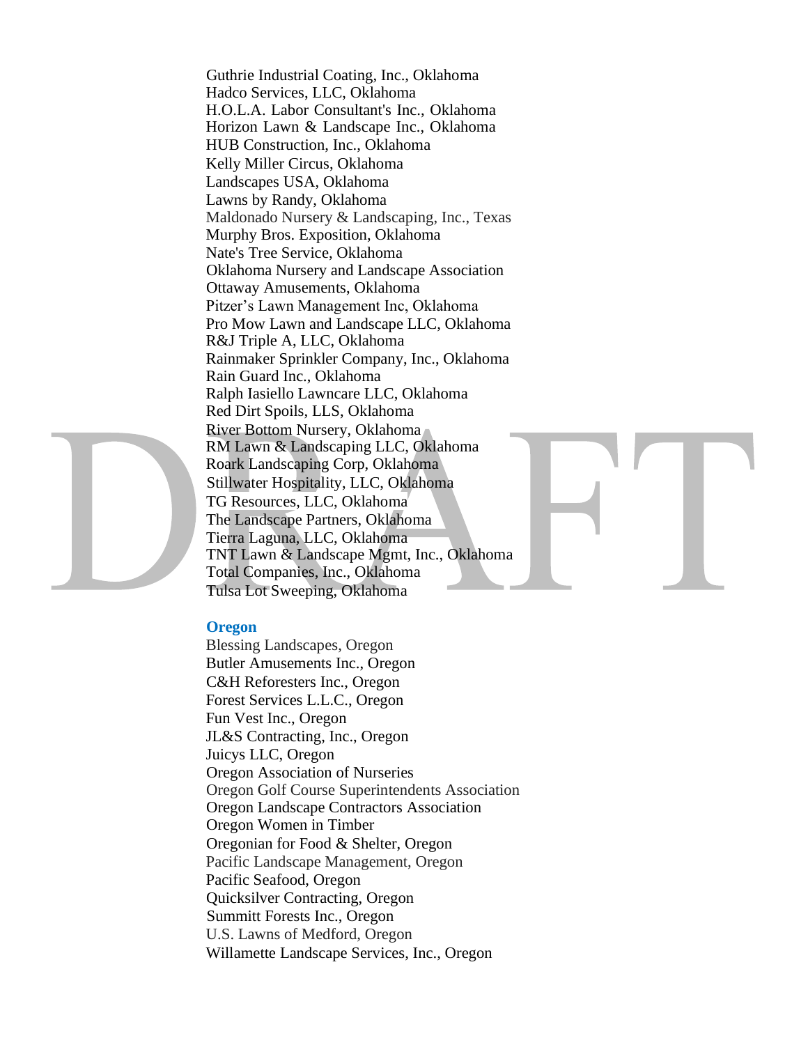Guthrie Industrial Coating, Inc., Oklahoma
Hadco Services, LLC, Oklahoma
H.O.L.A. Labor Consultant's Inc., Oklahoma
Horizon Lawn & Landscape Inc., Oklahoma
HUB Construction, Inc., Oklahoma
Kelly Miller Circus, Oklahoma
Landscapes USA, Oklahoma
Lawns by Randy, Oklahoma
Maldonado Nursery & Landscaping, Inc., Texas
Murphy Bros. Exposition, Oklahoma
Nate's Tree Service, Oklahoma
Oklahoma Nursery and Landscape Association
Ottaway Amusements, Oklahoma
Pitzer's Lawn Management Inc, Oklahoma
Pro Mow Lawn and Landscape LLC, Oklahoma
R&J Triple A, LLC, Oklahoma
Rainmaker Sprinkler Company, Inc., Oklahoma
Rain Guard Inc., Oklahoma
Ralph Iasiello Lawncare LLC, Oklahoma
Red Dirt Spoils, LLS, Oklahoma
River Bottom Nursery, Oklahoma
RM Lawn & Landscaping LLC, Oklahoma
Roark Landscaping Corp, Oklahoma
Stillwater Hospitality, LLC, Oklahoma
TG Resources, LLC, Oklahoma
The Landscape Partners, Oklahoma
Tierra Laguna, LLC, Oklahoma
TNT Lawn & Landscape Mgmt, Inc., Oklahoma
Total Companies, Inc., Oklahoma
Tulsa Lot Sweeping, Oklahoma

**Oregon**

Blessing Landscapes, Oregon
Butler Amusements Inc., Oregon
C&H Reforesters Inc., Oregon
Forest Services L.L.C., Oregon
Fun Vest Inc., Oregon
JL&S Contracting, Inc., Oregon
Juicys LLC, Oregon
Oregon Association of Nurseries
Oregon Golf Course Superintendents Association
Oregon Landscape Contractors Association
Oregon Women in Timber
Oregonian for Food & Shelter, Oregon
Pacific Landscape Management, Oregon
Pacific Seafood, Oregon
Quicksilver Contracting, Oregon
Summitt Forests Inc., Oregon
U.S. Lawns of Medford, Oregon
Willamette Landscape Services, Inc., Oregon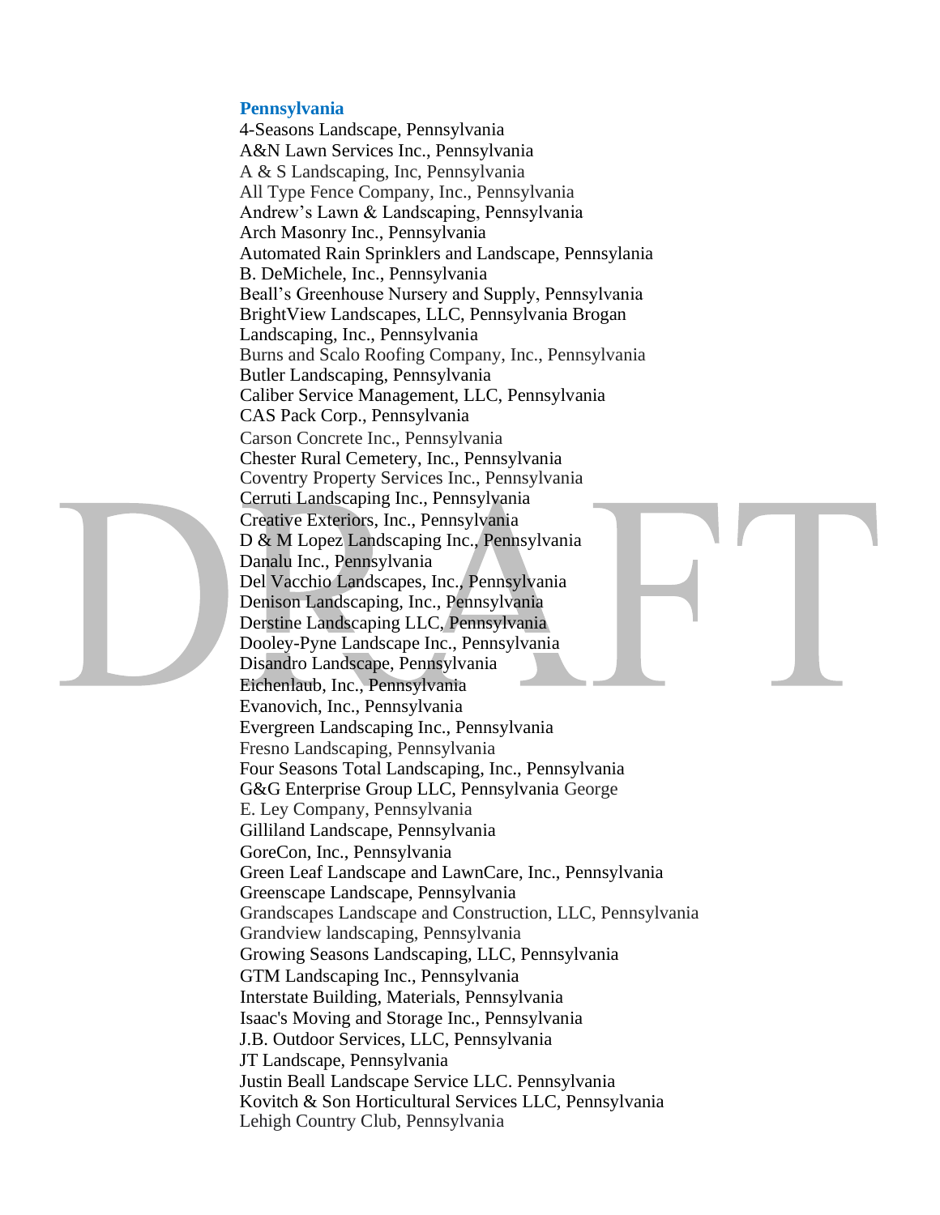### Pennsylvania

4-Seasons Landscape, Pennsylvania
A&N Lawn Services Inc., Pennsylvania
A & S Landscaping, Inc, Pennsylvania
All Type Fence Company, Inc., Pennsylvania
Andrew's Lawn & Landscaping, Pennsylvania
Arch Masonry Inc., Pennsylvania
Automated Rain Sprinklers and Landscape, Pennsylania
B. DeMichele, Inc., Pennsylvania
Beall's Greenhouse Nursery and Supply, Pennsylvania
BrightView Landscapes, LLC, Pennsylvania Brogan Landscaping, Inc., Pennsylvania
Burns and Scalo Roofing Company, Inc., Pennsylvania
Butler Landscaping, Pennsylvania
Caliber Service Management, LLC, Pennsylvania
CAS Pack Corp., Pennsylvania
Carson Concrete Inc., Pennsylvania
Chester Rural Cemetery, Inc., Pennsylvania
Coventry Property Services Inc., Pennsylvania
Cerruti Landscaping Inc., Pennsylvania
Creative Exteriors, Inc., Pennsylvania
D & M Lopez Landscaping Inc., Pennsylvania
Danalu Inc., Pennsylvania
Del Vacchio Landscapes, Inc., Pennsylvania
Denison Landscaping, Inc., Pennsylvania
Derstine Landscaping LLC, Pennsylvania
Dooley-Pyne Landscape Inc., Pennsylvania
Disandro Landscape, Pennsylvania
Eichenlaub, Inc., Pennsylvania
Evanovich, Inc., Pennsylvania
Evergreen Landscaping Inc., Pennsylvania
Fresno Landscaping, Pennsylvania
Four Seasons Total Landscaping, Inc., Pennsylvania
G&G Enterprise Group LLC, Pennsylvania George E. Ley Company, Pennsylvania
Gilliland Landscape, Pennsylvania
GoreCon, Inc., Pennsylvania
Green Leaf Landscape and LawnCare, Inc., Pennsylvania
Greenscape Landscape, Pennsylvania
Grandscapes Landscape and Construction, LLC, Pennsylvania
Grandview landscaping, Pennsylvania
Growing Seasons Landscaping, LLC, Pennsylvania
GTM Landscaping Inc., Pennsylvania
Interstate Building, Materials, Pennsylvania
Isaac's Moving and Storage Inc., Pennsylvania
J.B. Outdoor Services, LLC, Pennsylvania
JT Landscape, Pennsylvania
Justin Beall Landscape Service LLC. Pennsylvania
Kovitch & Son Horticultural Services LLC, Pennsylvania
Lehigh Country Club, Pennsylvania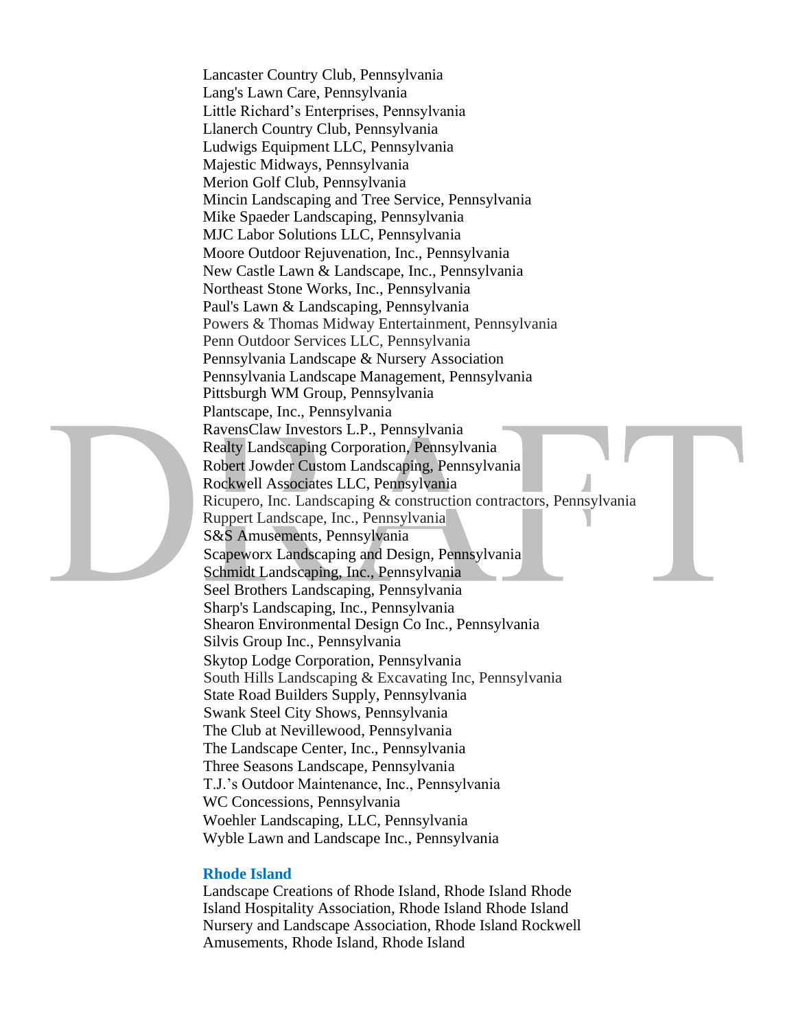Lancaster Country Club, Pennsylvania
Lang's Lawn Care, Pennsylvania
Little Richard's Enterprises, Pennsylvania
Llanerch Country Club, Pennsylvania
Ludwigs Equipment LLC, Pennsylvania
Majestic Midways, Pennsylvania
Merion Golf Club, Pennsylvania
Mincin Landscaping and Tree Service, Pennsylvania
Mike Spaeder Landscaping, Pennsylvania
MJC Labor Solutions LLC, Pennsylvania
Moore Outdoor Rejuvenation, Inc., Pennsylvania
New Castle Lawn & Landscape, Inc., Pennsylvania
Northeast Stone Works, Inc., Pennsylvania
Paul's Lawn & Landscaping, Pennsylvania
Powers & Thomas Midway Entertainment, Pennsylvania
Penn Outdoor Services LLC, Pennsylvania
Pennsylvania Landscape & Nursery Association
Pennsylvania Landscape Management, Pennsylvania
Pittsburgh WM Group, Pennsylvania
Plantscape, Inc., Pennsylvania
RavensClaw Investors L.P., Pennsylvania
Realty Landscaping Corporation, Pennsylvania
Robert Jowder Custom Landscaping, Pennsylvania
Rockwell Associates LLC, Pennsylvania
Ricupero, Inc. Landscaping & construction contractors, Pennsylvania
Ruppert Landscape, Inc., Pennsylvania
S&S Amusements, Pennsylvania
Scapeworx Landscaping and Design, Pennsylvania
Schmidt Landscaping, Inc., Pennsylvania
Seel Brothers Landscaping, Pennsylvania
Sharp's Landscaping, Inc., Pennsylvania
Shearon Environmental Design Co Inc., Pennsylvania
Silvis Group Inc., Pennsylvania
Skytop Lodge Corporation, Pennsylvania
South Hills Landscaping & Excavating Inc, Pennsylvania
State Road Builders Supply, Pennsylvania
Swank Steel City Shows, Pennsylvania
The Club at Nevillewood, Pennsylvania
The Landscape Center, Inc., Pennsylvania
Three Seasons Landscape, Pennsylvania
T.J.'s Outdoor Maintenance, Inc., Pennsylvania
WC Concessions, Pennsylvania
Woehler Landscaping, LLC, Pennsylvania
Wyble Lawn and Landscape Inc., Pennsylvania

### Rhode Island

Landscape Creations of Rhode Island, Rhode Island Rhode Island Hospitality Association, Rhode Island Rhode Island Nursery and Landscape Association, Rhode Island Rockwell Amusements, Rhode Island, Rhode Island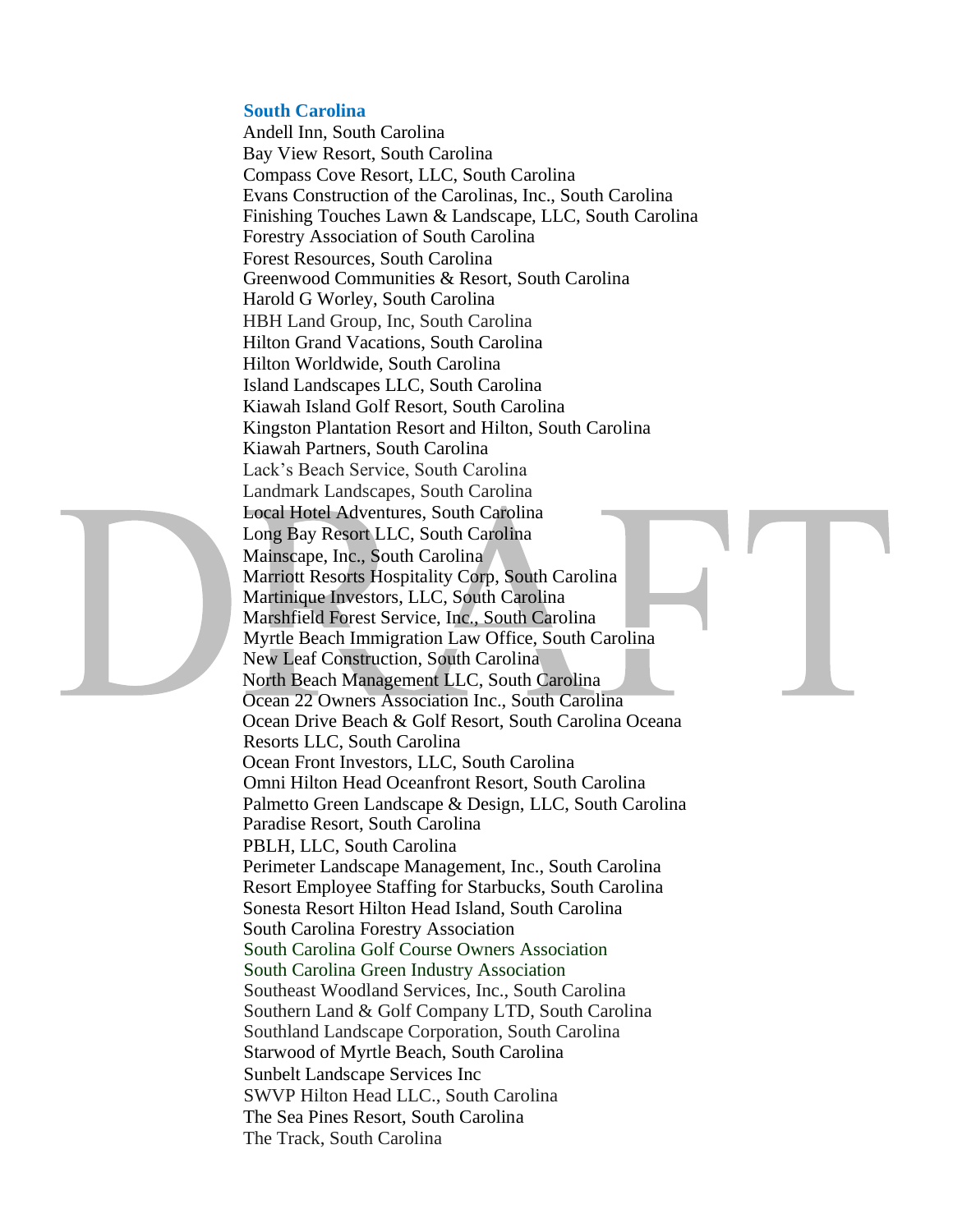### South Carolina

Andell Inn, South Carolina
Bay View Resort, South Carolina
Compass Cove Resort, LLC, South Carolina
Evans Construction of the Carolinas, Inc., South Carolina
Finishing Touches Lawn & Landscape, LLC, South Carolina
Forestry Association of South Carolina
Forest Resources, South Carolina
Greenwood Communities & Resort, South Carolina
Harold G Worley, South Carolina
HBH Land Group, Inc, South Carolina
Hilton Grand Vacations, South Carolina
Hilton Worldwide, South Carolina
Island Landscapes LLC, South Carolina
Kiawah Island Golf Resort, South Carolina
Kingston Plantation Resort and Hilton, South Carolina
Kiawah Partners, South Carolina
Lack's Beach Service, South Carolina
Landmark Landscapes, South Carolina
Local Hotel Adventures, South Carolina
Long Bay Resort LLC, South Carolina
Mainscape, Inc., South Carolina
Marriott Resorts Hospitality Corp, South Carolina
Martinique Investors, LLC, South Carolina
Marshfield Forest Service, Inc., South Carolina
Myrtle Beach Immigration Law Office, South Carolina
New Leaf Construction, South Carolina
North Beach Management LLC, South Carolina
Ocean 22 Owners Association Inc., South Carolina
Ocean Drive Beach & Golf Resort, South Carolina Oceana Resorts LLC, South Carolina
Ocean Front Investors, LLC, South Carolina
Omni Hilton Head Oceanfront Resort, South Carolina
Palmetto Green Landscape & Design, LLC, South Carolina
Paradise Resort, South Carolina
PBLH, LLC, South Carolina
Perimeter Landscape Management, Inc., South Carolina
Resort Employee Staffing for Starbucks, South Carolina
Sonesta Resort Hilton Head Island, South Carolina
South Carolina Forestry Association
South Carolina Golf Course Owners Association
South Carolina Green Industry Association
Southeast Woodland Services, Inc., South Carolina
Southern Land & Golf Company LTD, South Carolina
Southland Landscape Corporation, South Carolina
Starwood of Myrtle Beach, South Carolina
Sunbelt Landscape Services Inc
SWVP Hilton Head LLC., South Carolina
The Sea Pines Resort, South Carolina
The Track, South Carolina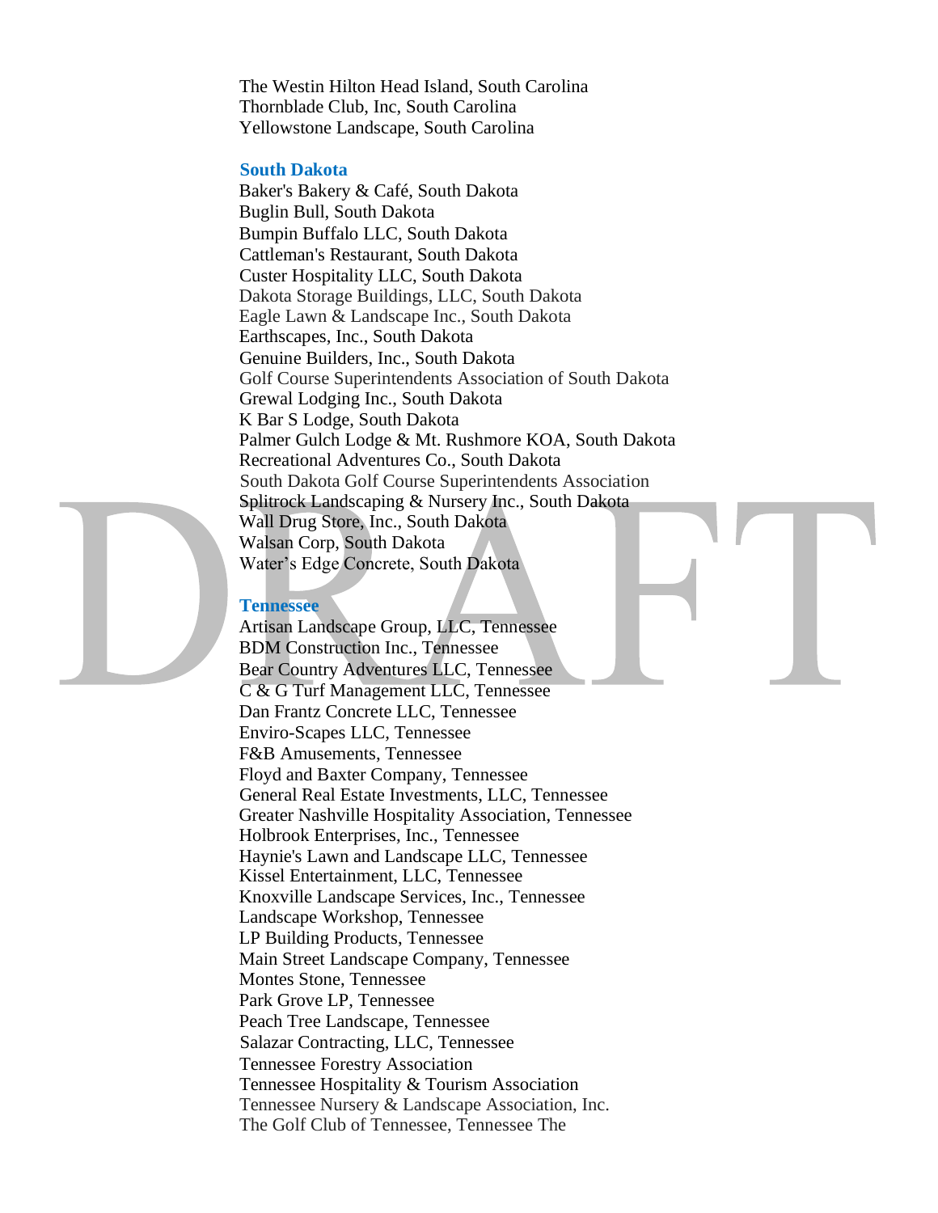The Westin Hilton Head Island, South Carolina
Thornblade Club, Inc, South Carolina
Yellowstone Landscape, South Carolina

### South Dakota

Baker's Bakery & Café, South Dakota
Buglin Bull, South Dakota
Bumpin Buffalo LLC, South Dakota
Cattleman's Restaurant, South Dakota
Custer Hospitality LLC, South Dakota
Dakota Storage Buildings, LLC, South Dakota
Eagle Lawn & Landscape Inc., South Dakota
Earthscapes, Inc., South Dakota
Genuine Builders, Inc., South Dakota
Golf Course Superintendents Association of South Dakota
Grewal Lodging Inc., South Dakota
K Bar S Lodge, South Dakota
Palmer Gulch Lodge & Mt. Rushmore KOA, South Dakota
Recreational Adventures Co., South Dakota
South Dakota Golf Course Superintendents Association
Splitrock Landscaping & Nursery Inc., South Dakota
Wall Drug Store, Inc., South Dakota
Walsan Corp, South Dakota
Water's Edge Concrete, South Dakota

### Tennessee

Artisan Landscape Group, LLC, Tennessee
BDM Construction Inc., Tennessee
Bear Country Adventures LLC, Tennessee
C & G Turf Management LLC, Tennessee
Dan Frantz Concrete LLC, Tennessee
Enviro-Scapes LLC, Tennessee
F&B Amusements, Tennessee
Floyd and Baxter Company, Tennessee
General Real Estate Investments, LLC, Tennessee
Greater Nashville Hospitality Association, Tennessee
Holbrook Enterprises, Inc., Tennessee
Haynie's Lawn and Landscape LLC, Tennessee
Kissel Entertainment, LLC, Tennessee
Knoxville Landscape Services, Inc., Tennessee
Landscape Workshop, Tennessee
LP Building Products, Tennessee
Main Street Landscape Company, Tennessee
Montes Stone, Tennessee
Park Grove LP, Tennessee
Peach Tree Landscape, Tennessee
Salazar Contracting, LLC, Tennessee
Tennessee Forestry Association
Tennessee Hospitality & Tourism Association
Tennessee Nursery & Landscape Association, Inc.
The Golf Club of Tennessee, Tennessee The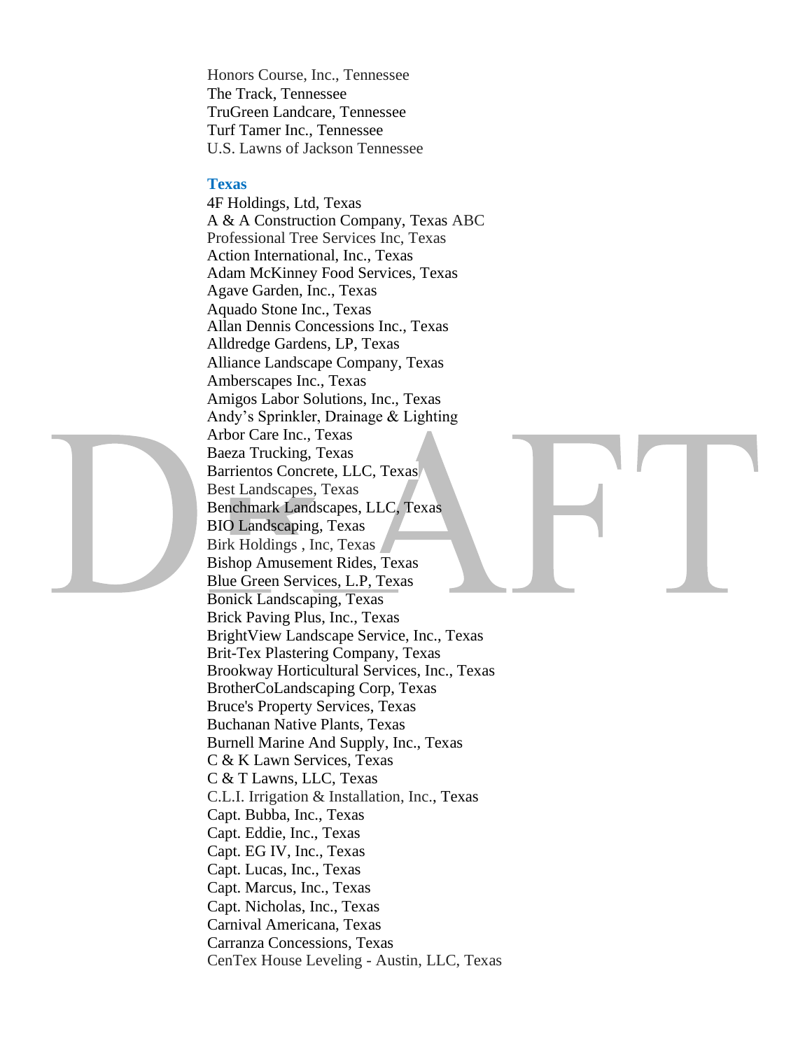Honors Course, Inc., Tennessee
The Track, Tennessee
TruGreen Landcare, Tennessee
Turf Tamer Inc., Tennessee
U.S. Lawns of Jackson Tennessee

**Texas**

4F Holdings, Ltd, Texas
A & A Construction Company, Texas ABC Professional Tree Services Inc, Texas
Action International, Inc., Texas
Adam McKinney Food Services, Texas
Agave Garden, Inc., Texas
Aquado Stone Inc., Texas
Allan Dennis Concessions Inc., Texas
Alldredge Gardens, LP, Texas
Alliance Landscape Company, Texas
Amberscapes Inc., Texas
Amigos Labor Solutions, Inc., Texas
Andy's Sprinkler, Drainage & Lighting
Arbor Care Inc., Texas
Baeza Trucking, Texas
Barrientos Concrete, LLC, Texas
Best Landscapes, Texas
Benchmark Landscapes, LLC, Texas
BIO Landscaping, Texas
Birk Holdings , Inc, Texas
Bishop Amusement Rides, Texas
Blue Green Services, L.P, Texas
Bonick Landscaping, Texas
Brick Paving Plus, Inc., Texas
BrightView Landscape Service, Inc., Texas
Brit-Tex Plastering Company, Texas
Brookway Horticultural Services, Inc., Texas
BrotherCoLandscaping Corp, Texas
Bruce's Property Services, Texas
Buchanan Native Plants, Texas
Burnell Marine And Supply, Inc., Texas
C & K Lawn Services, Texas
C & T Lawns, LLC, Texas
C.L.I. Irrigation & Installation, Inc., Texas
Capt. Bubba, Inc., Texas
Capt. Eddie, Inc., Texas
Capt. EG IV, Inc., Texas
Capt. Lucas, Inc., Texas
Capt. Marcus, Inc., Texas
Capt. Nicholas, Inc., Texas
Carnival Americana, Texas
Carranza Concessions, Texas
CenTex House Leveling - Austin, LLC, Texas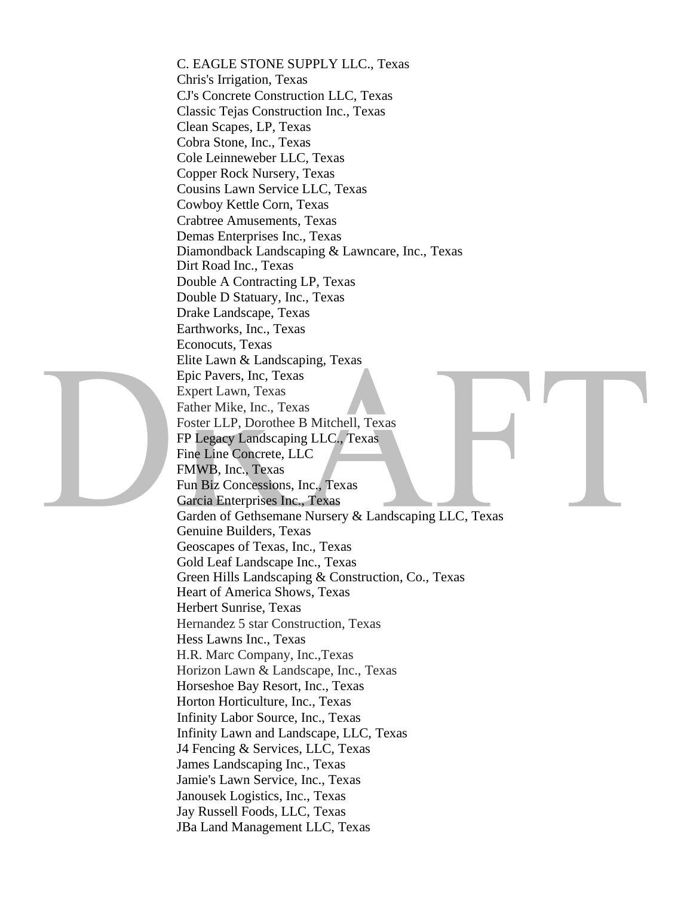C. EAGLE STONE SUPPLY LLC., Texas
Chris's Irrigation, Texas
CJ's Concrete Construction LLC, Texas
Classic Tejas Construction Inc., Texas
Clean Scapes, LP, Texas
Cobra Stone, Inc., Texas
Cole Leinneweber LLC, Texas
Copper Rock Nursery, Texas
Cousins Lawn Service LLC, Texas
Cowboy Kettle Corn, Texas
Crabtree Amusements, Texas
Demas Enterprises Inc., Texas
Diamondback Landscaping & Lawncare, Inc., Texas
Dirt Road Inc., Texas
Double A Contracting LP, Texas
Double D Statuary, Inc., Texas
Drake Landscape, Texas
Earthworks, Inc., Texas
Econocuts, Texas
Elite Lawn & Landscaping, Texas
Epic Pavers, Inc, Texas
Expert Lawn, Texas
Father Mike, Inc., Texas
Foster LLP, Dorothee B Mitchell, Texas
FP Legacy Landscaping LLC., Texas
Fine Line Concrete, LLC
FMWB, Inc., Texas
Fun Biz Concessions, Inc., Texas
Garcia Enterprises Inc., Texas
Garden of Gethsemane Nursery & Landscaping LLC, Texas
Genuine Builders, Texas
Geoscapes of Texas, Inc., Texas
Gold Leaf Landscape Inc., Texas
Green Hills Landscaping & Construction, Co., Texas
Heart of America Shows, Texas
Herbert Sunrise, Texas
Hernandez 5 star Construction, Texas
Hess Lawns Inc., Texas
H.R. Marc Company, Inc.,Texas
Horizon Lawn & Landscape, Inc., Texas
Horseshoe Bay Resort, Inc., Texas
Horton Horticulture, Inc., Texas
Infinity Labor Source, Inc., Texas
Infinity Lawn and Landscape, LLC, Texas
J4 Fencing & Services, LLC, Texas
James Landscaping Inc., Texas
Jamie's Lawn Service, Inc., Texas
Janousek Logistics, Inc., Texas
Jay Russell Foods, LLC, Texas
JBa Land Management LLC, Texas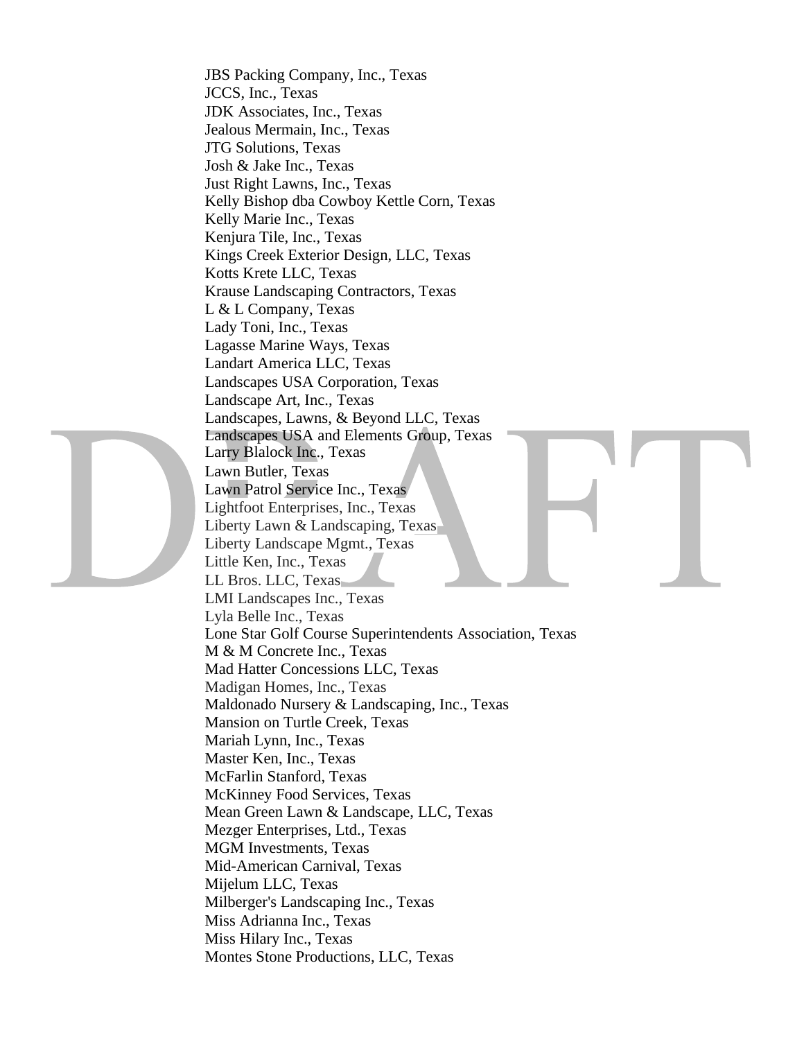JBS Packing Company, Inc., Texas
JCCS, Inc., Texas
JDK Associates, Inc., Texas
Jealous Mermain, Inc., Texas
JTG Solutions, Texas
Josh & Jake Inc., Texas
Just Right Lawns, Inc., Texas
Kelly Bishop dba Cowboy Kettle Corn, Texas
Kelly Marie Inc., Texas
Kenjura Tile, Inc., Texas
Kings Creek Exterior Design, LLC, Texas
Kotts Krete LLC, Texas
Krause Landscaping Contractors, Texas
L & L Company, Texas
Lady Toni, Inc., Texas
Lagasse Marine Ways, Texas
Landart America LLC, Texas
Landscapes USA Corporation, Texas
Landscape Art, Inc., Texas
Landscapes, Lawns, & Beyond LLC, Texas
Landscapes USA and Elements Group, Texas
Larry Blalock Inc., Texas
Lawn Butler, Texas
Lawn Patrol Service Inc., Texas
Lightfoot Enterprises, Inc., Texas
Liberty Lawn & Landscaping, Texas
Liberty Landscape Mgmt., Texas
Little Ken, Inc., Texas
LL Bros. LLC, Texas
LMI Landscapes Inc., Texas
Lyla Belle Inc., Texas
Lone Star Golf Course Superintendents Association, Texas
M & M Concrete Inc., Texas
Mad Hatter Concessions LLC, Texas
Madigan Homes, Inc., Texas
Maldonado Nursery & Landscaping, Inc., Texas
Mansion on Turtle Creek, Texas
Mariah Lynn, Inc., Texas
Master Ken, Inc., Texas
McFarlin Stanford, Texas
McKinney Food Services, Texas
Mean Green Lawn & Landscape, LLC, Texas
Mezger Enterprises, Ltd., Texas
MGM Investments, Texas
Mid-American Carnival, Texas
Mijelum LLC, Texas
Milberger's Landscaping Inc., Texas
Miss Adrianna Inc., Texas
Miss Hilary Inc., Texas
Montes Stone Productions, LLC, Texas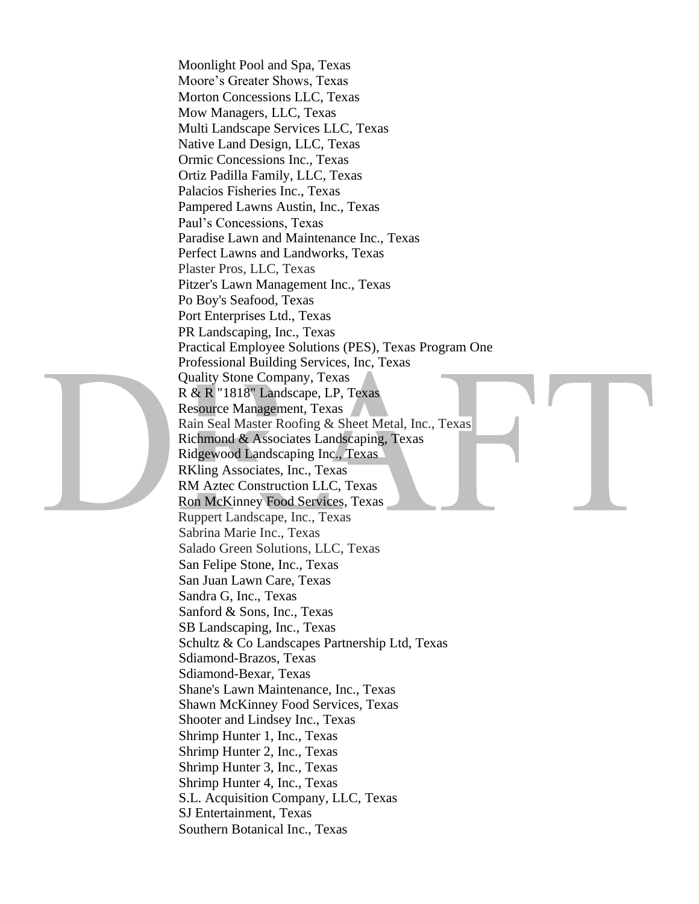Moonlight Pool and Spa, Texas
Moore's Greater Shows, Texas
Morton Concessions LLC, Texas
Mow Managers, LLC, Texas
Multi Landscape Services LLC, Texas
Native Land Design, LLC, Texas
Ormic Concessions Inc., Texas
Ortiz Padilla Family, LLC, Texas
Palacios Fisheries Inc., Texas
Pampered Lawns Austin, Inc., Texas
Paul's Concessions, Texas
Paradise Lawn and Maintenance Inc., Texas
Perfect Lawns and Landworks, Texas
Plaster Pros, LLC, Texas
Pitzer's Lawn Management Inc., Texas
Po Boy's Seafood, Texas
Port Enterprises Ltd., Texas
PR Landscaping, Inc., Texas
Practical Employee Solutions (PES), Texas Program One
Professional Building Services, Inc, Texas
Quality Stone Company, Texas
R & R "1818" Landscape, LP, Texas
Resource Management, Texas
Rain Seal Master Roofing & Sheet Metal, Inc., Texas
Richmond & Associates Landscaping, Texas
Ridgewood Landscaping Inc., Texas
RKling Associates, Inc., Texas
RM Aztec Construction LLC, Texas
Ron McKinney Food Services, Texas
Ruppert Landscape, Inc., Texas
Sabrina Marie Inc., Texas
Salado Green Solutions, LLC, Texas
San Felipe Stone, Inc., Texas
San Juan Lawn Care, Texas
Sandra G, Inc., Texas
Sanford & Sons, Inc., Texas
SB Landscaping, Inc., Texas
Schultz & Co Landscapes Partnership Ltd, Texas
Sdiamond-Brazos, Texas
Sdiamond-Bexar, Texas
Shane's Lawn Maintenance, Inc., Texas
Shawn McKinney Food Services, Texas
Shooter and Lindsey Inc., Texas
Shrimp Hunter 1, Inc., Texas
Shrimp Hunter 2, Inc., Texas
Shrimp Hunter 3, Inc., Texas
Shrimp Hunter 4, Inc., Texas
S.L. Acquisition Company, LLC, Texas
SJ Entertainment, Texas
Southern Botanical Inc., Texas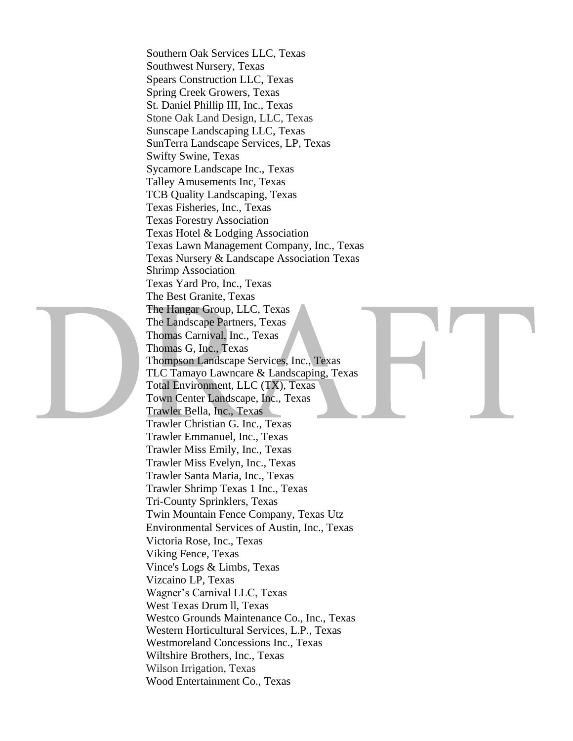Southern Oak Services LLC, Texas
Southwest Nursery, Texas
Spears Construction LLC, Texas
Spring Creek Growers, Texas
St. Daniel Phillip III, Inc., Texas
Stone Oak Land Design, LLC, Texas
Sunscape Landscaping LLC, Texas
SunTerra Landscape Services, LP, Texas
Swifty Swine, Texas
Sycamore Landscape Inc., Texas
Talley Amusements Inc, Texas
TCB Quality Landscaping, Texas
Texas Fisheries, Inc., Texas
Texas Forestry Association
Texas Hotel & Lodging Association
Texas Lawn Management Company, Inc., Texas
Texas Nursery & Landscape Association Texas
Shrimp Association
Texas Yard Pro, Inc., Texas
The Best Granite, Texas
The Hangar Group, LLC, Texas
The Landscape Partners, Texas
Thomas Carnival, Inc., Texas
Thomas G, Inc., Texas
Thompson Landscape Services, Inc., Texas
TLC Tamayo Lawncare & Landscaping, Texas
Total Environment, LLC (TX), Texas
Town Center Landscape, Inc., Texas
Trawler Bella, Inc., Texas
Trawler Christian G. Inc., Texas
Trawler Emmanuel, Inc., Texas
Trawler Miss Emily, Inc., Texas
Trawler Miss Evelyn, Inc., Texas
Trawler Santa Maria, Inc., Texas
Trawler Shrimp Texas 1 Inc., Texas
Tri-County Sprinklers, Texas
Twin Mountain Fence Company, Texas Utz
Environmental Services of Austin, Inc., Texas
Victoria Rose, Inc., Texas
Viking Fence, Texas
Vince's Logs & Limbs, Texas
Vizcaino LP, Texas
Wagner's Carnival LLC, Texas
West Texas Drum ll, Texas
Westco Grounds Maintenance Co., Inc., Texas
Western Horticultural Services, L.P., Texas
Westmoreland Concessions Inc., Texas
Wiltshire Brothers, Inc., Texas
Wilson Irrigation, Texas
Wood Entertainment Co., Texas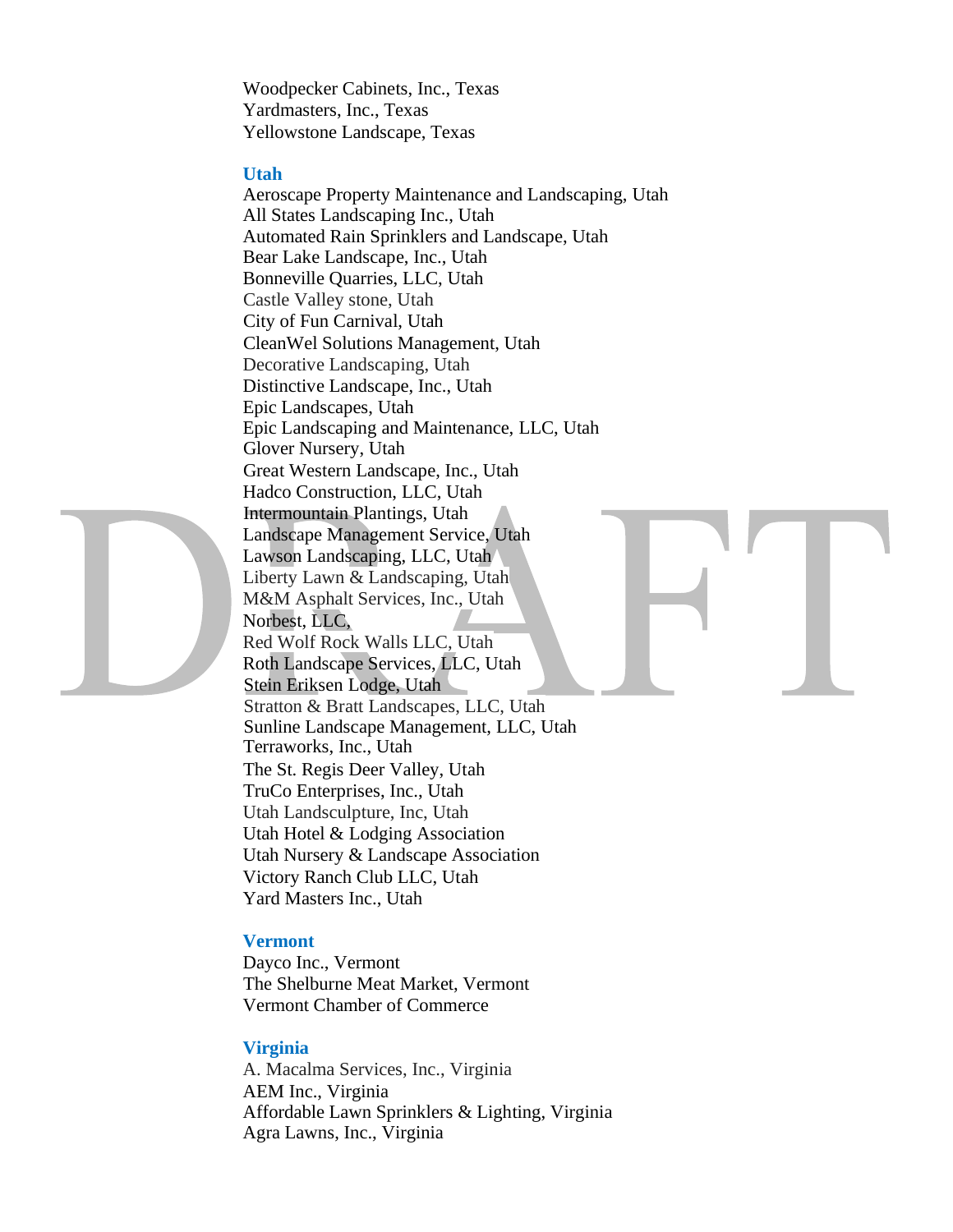Woodpecker Cabinets, Inc., Texas
Yardmasters, Inc., Texas
Yellowstone Landscape, Texas

### Utah

Aeroscape Property Maintenance and Landscaping, Utah
All States Landscaping Inc., Utah
Automated Rain Sprinklers and Landscape, Utah
Bear Lake Landscape, Inc., Utah
Bonneville Quarries, LLC, Utah
Castle Valley stone, Utah
City of Fun Carnival, Utah
CleanWel Solutions Management, Utah
Decorative Landscaping, Utah
Distinctive Landscape, Inc., Utah
Epic Landscapes, Utah
Epic Landscaping and Maintenance, LLC, Utah
Glover Nursery, Utah
Great Western Landscape, Inc., Utah
Hadco Construction, LLC, Utah
Intermountain Plantings, Utah
Landscape Management Service, Utah
Lawson Landscaping, LLC, Utah
Liberty Lawn & Landscaping, Utah
M&M Asphalt Services, Inc., Utah
Norbest, LLC,
Red Wolf Rock Walls LLC, Utah
Roth Landscape Services, LLC, Utah
Stein Eriksen Lodge, Utah
Stratton & Bratt Landscapes, LLC, Utah
Sunline Landscape Management, LLC, Utah
Terraworks, Inc., Utah
The St. Regis Deer Valley, Utah
TruCo Enterprises, Inc., Utah
Utah Landsculpture, Inc, Utah
Utah Hotel & Lodging Association
Utah Nursery & Landscape Association
Victory Ranch Club LLC, Utah
Yard Masters Inc., Utah

### Vermont

Dayco Inc., Vermont
The Shelburne Meat Market, Vermont
Vermont Chamber of Commerce

### Virginia

A. Macalma Services, Inc., Virginia
AEM Inc., Virginia
Affordable Lawn Sprinklers & Lighting, Virginia
Agra Lawns, Inc., Virginia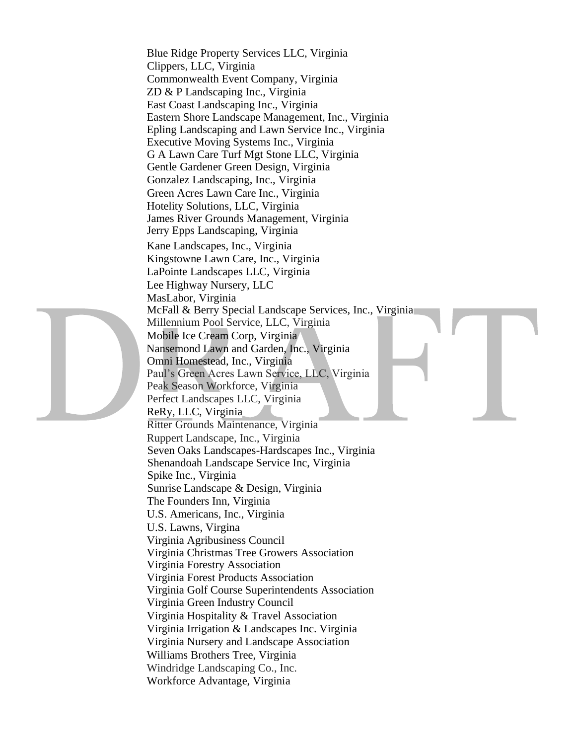Blue Ridge Property Services LLC, Virginia
Clippers, LLC, Virginia
Commonwealth Event Company, Virginia
ZD & P Landscaping Inc., Virginia
East Coast Landscaping Inc., Virginia
Eastern Shore Landscape Management, Inc., Virginia
Epling Landscaping and Lawn Service Inc., Virginia
Executive Moving Systems Inc., Virginia
G A Lawn Care Turf Mgt Stone LLC, Virginia
Gentle Gardener Green Design, Virginia
Gonzalez Landscaping, Inc., Virginia
Green Acres Lawn Care Inc., Virginia
Hotelity Solutions, LLC, Virginia
James River Grounds Management, Virginia
Jerry Epps Landscaping, Virginia
Kane Landscapes, Inc., Virginia
Kingstowne Lawn Care, Inc., Virginia
LaPointe Landscapes LLC, Virginia
Lee Highway Nursery, LLC
MasLabor, Virginia
McFall & Berry Special Landscape Services, Inc., Virginia
Millennium Pool Service, LLC, Virginia
Mobile Ice Cream Corp, Virginia
Nansemond Lawn and Garden, Inc., Virginia
Omni Homestead, Inc., Virginia
Paul's Green Acres Lawn Service, LLC, Virginia
Peak Season Workforce, Virginia
Perfect Landscapes LLC, Virginia
ReRy, LLC, Virginia
Ritter Grounds Maintenance, Virginia
Ruppert Landscape, Inc., Virginia
Seven Oaks Landscapes-Hardscapes Inc., Virginia
Shenandoah Landscape Service Inc, Virginia
Spike Inc., Virginia
Sunrise Landscape & Design, Virginia
The Founders Inn, Virginia
U.S. Americans, Inc., Virginia
U.S. Lawns, Virgina
Virginia Agribusiness Council
Virginia Christmas Tree Growers Association
Virginia Forestry Association
Virginia Forest Products Association
Virginia Golf Course Superintendents Association
Virginia Green Industry Council
Virginia Hospitality & Travel Association
Virginia Irrigation & Landscapes Inc. Virginia
Virginia Nursery and Landscape Association
Williams Brothers Tree, Virginia
Windridge Landscaping Co., Inc.
Workforce Advantage, Virginia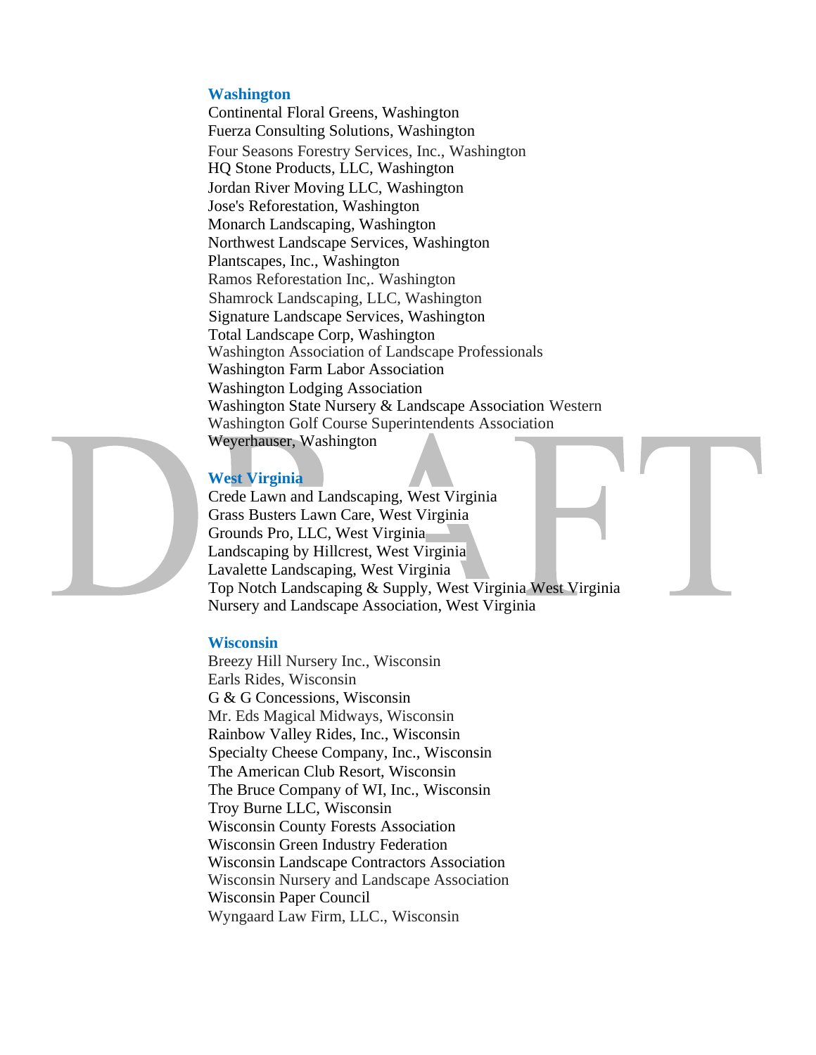### Washington

Continental Floral Greens, Washington
Fuerza Consulting Solutions, Washington
Four Seasons Forestry Services, Inc., Washington
HQ Stone Products, LLC, Washington
Jordan River Moving LLC, Washington
Jose's Reforestation, Washington
Monarch Landscaping, Washington
Northwest Landscape Services, Washington
Plantscapes, Inc., Washington
Ramos Reforestation Inc,. Washington
Shamrock Landscaping, LLC, Washington
Signature Landscape Services, Washington
Total Landscape Corp, Washington
Washington Association of Landscape Professionals
Washington Farm Labor Association
Washington Lodging Association
Washington State Nursery & Landscape Association Western
Washington Golf Course Superintendents Association
Weyerhauser, Washington

### West Virginia

Crede Lawn and Landscaping, West Virginia
Grass Busters Lawn Care, West Virginia
Grounds Pro, LLC, West Virginia
Landscaping by Hillcrest, West Virginia
Lavalette Landscaping, West Virginia
Top Notch Landscaping & Supply, West Virginia West Virginia
Nursery and Landscape Association, West Virginia

### Wisconsin

Breezy Hill Nursery Inc., Wisconsin
Earls Rides, Wisconsin
G & G Concessions, Wisconsin
Mr. Eds Magical Midways, Wisconsin
Rainbow Valley Rides, Inc., Wisconsin
Specialty Cheese Company, Inc., Wisconsin
The American Club Resort, Wisconsin
The Bruce Company of WI, Inc., Wisconsin
Troy Burne LLC, Wisconsin
Wisconsin County Forests Association
Wisconsin Green Industry Federation
Wisconsin Landscape Contractors Association
Wisconsin Nursery and Landscape Association
Wisconsin Paper Council
Wyngaard Law Firm, LLC., Wisconsin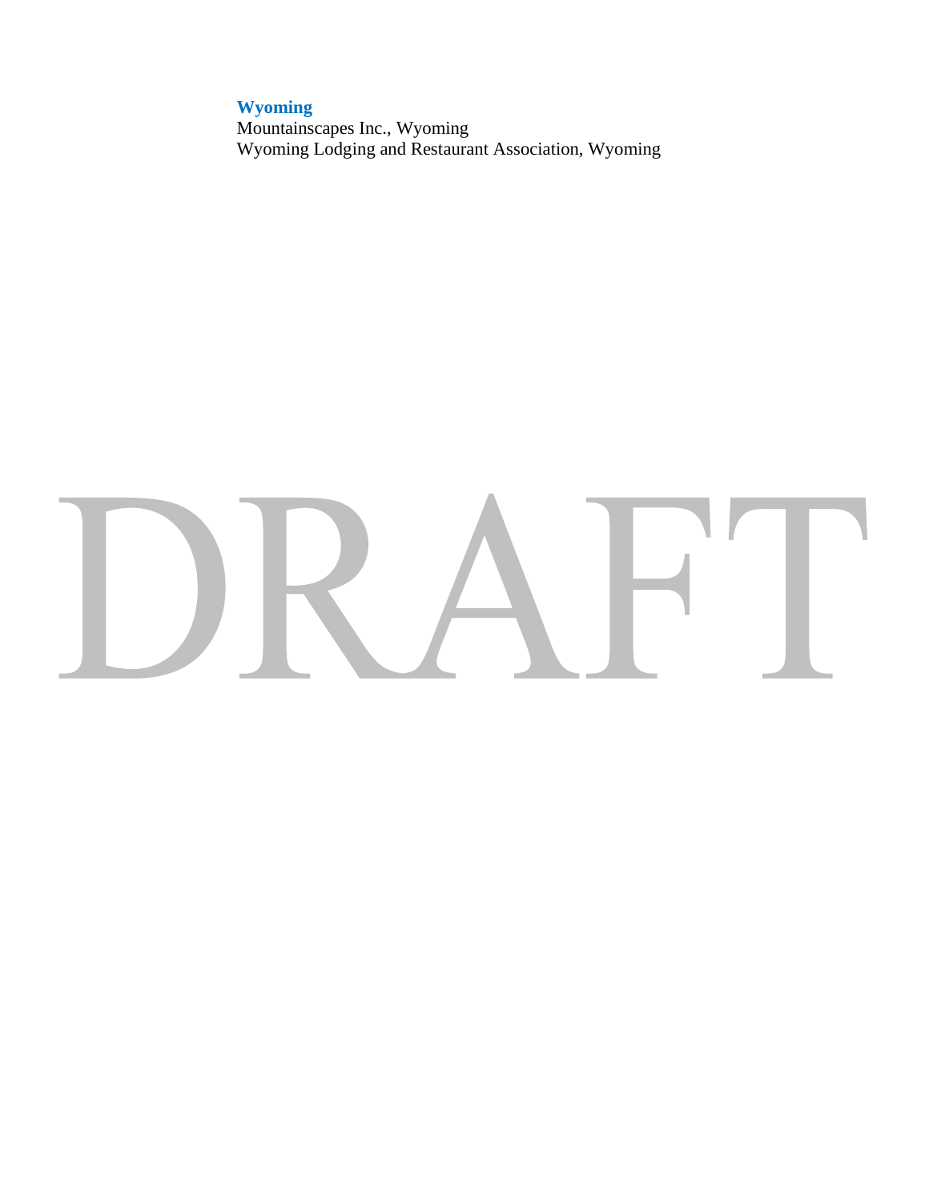**Wyoming**

Mountainscapes Inc., Wyoming

Wyoming Lodging and Restaurant Association, Wyoming